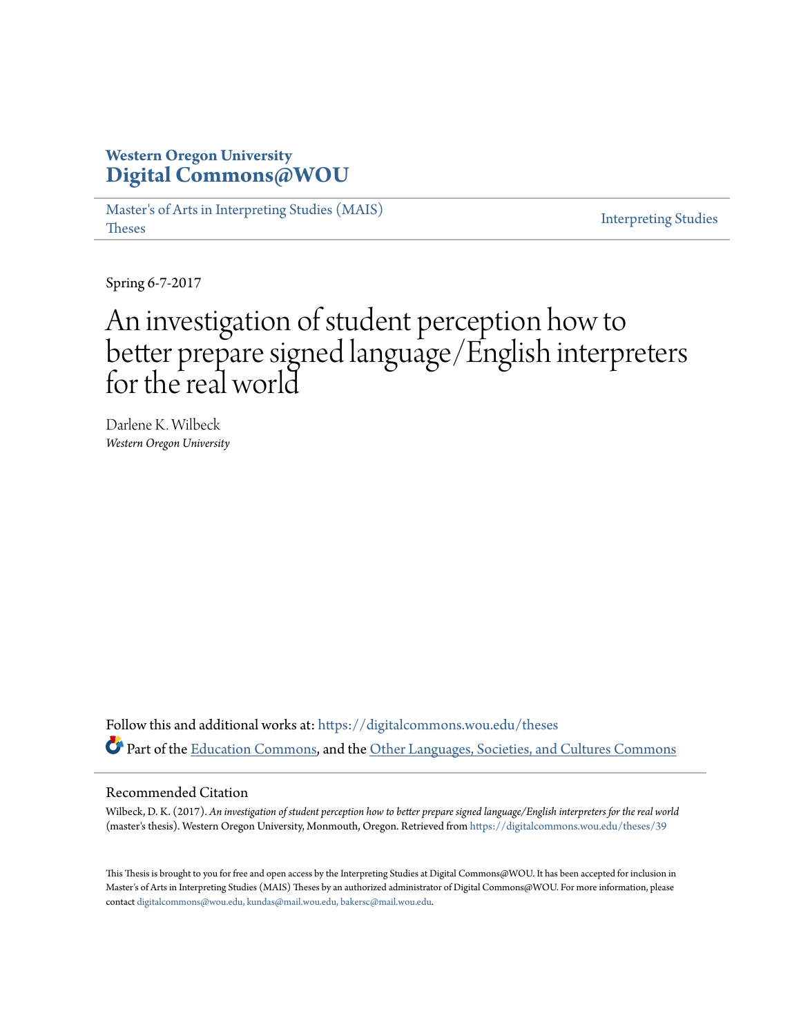**Western Oregon University**
**Digital Commons@WOU**

Master's of Arts in Interpreting Studies (MAIS) Theses | Interpreting Studies

Spring 6-7-2017

# An investigation of student perception how to better prepare signed language/English interpreters for the real world

Darlene K. Wilbeck
*Western Oregon University*

Follow this and additional works at: https://digitalcommons.wou.edu/theses

Part of the Education Commons, and the Other Languages, Societies, and Cultures Commons

## Recommended Citation

Wilbeck, D. K. (2017). *An investigation of student perception how to better prepare signed language/English interpreters for the real world* (master's thesis). Western Oregon University, Monmouth, Oregon. Retrieved from https://digitalcommons.wou.edu/theses/39

This Thesis is brought to you for free and open access by the Interpreting Studies at Digital Commons@WOU. It has been accepted for inclusion in Master's of Arts in Interpreting Studies (MAIS) Theses by an authorized administrator of Digital Commons@WOU. For more information, please contact digitalcommons@wou.edu, kundas@mail.wou.edu, bakersc@mail.wou.edu.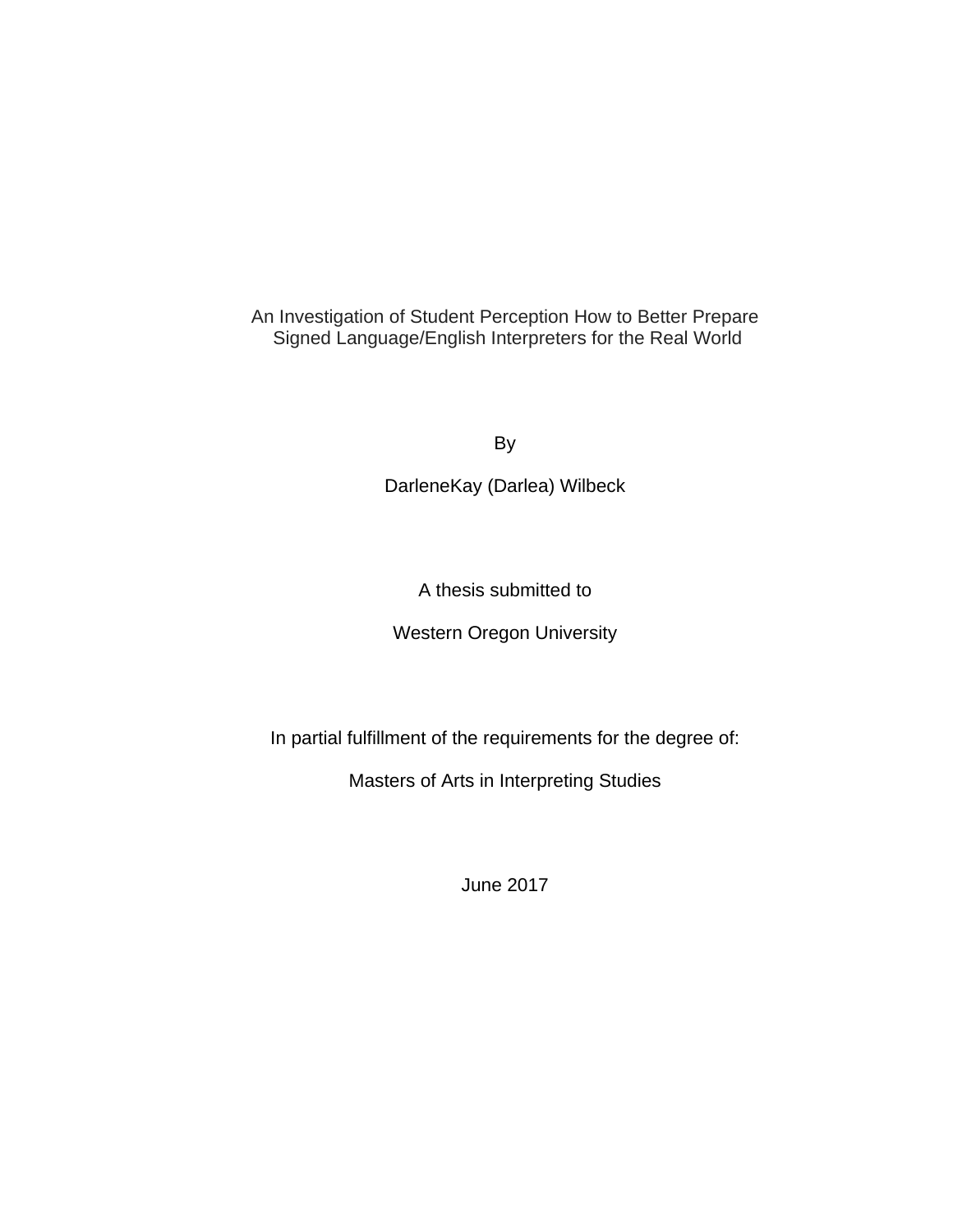An Investigation of Student Perception How to Better Prepare Signed Language/English Interpreters for the Real World

By

DarleneKay (Darlea) Wilbeck

A thesis submitted to

Western Oregon University

In partial fulfillment of the requirements for the degree of:

Masters of Arts in Interpreting Studies

June 2017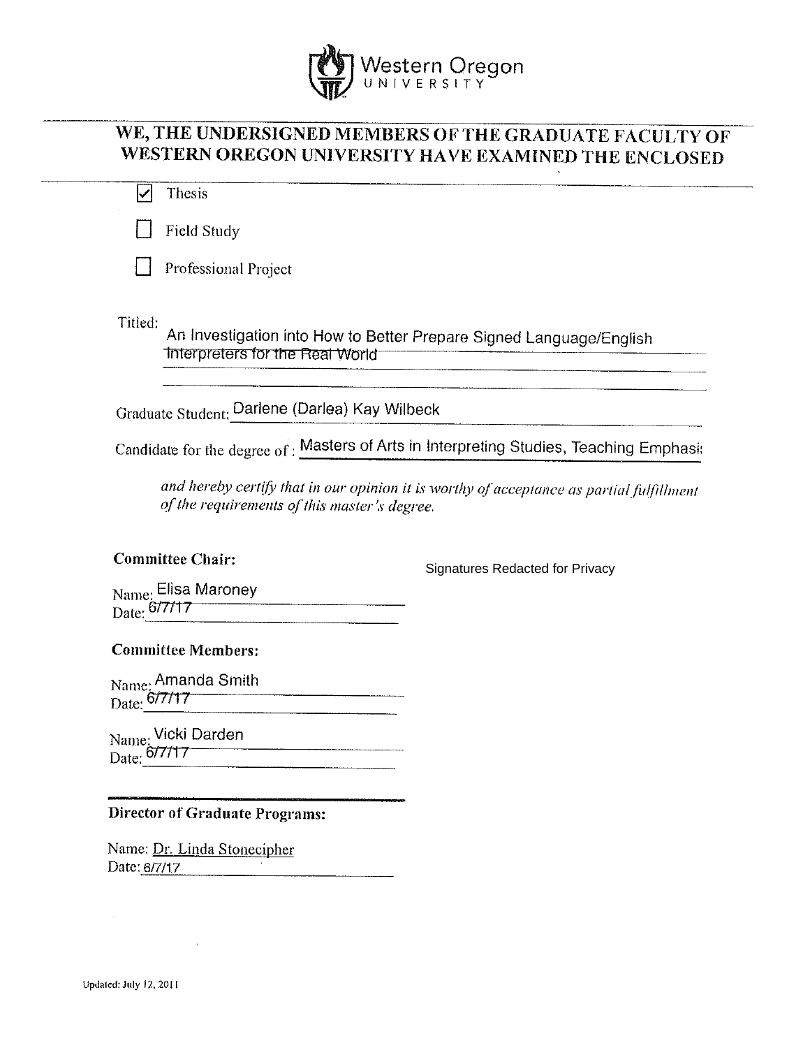Western Oregon UNIVERSITY

# WE, THE UNDERSIGNED MEMBERS OF THE GRADUATE FACULTY OF WESTERN OREGON UNIVERSITY HAVE EXAMINED THE ENCLOSED

- [x] Thesis
- [ ] Field Study
- [ ] Professional Project

Titled: An Investigation into How to Better Prepare Signed Language/English Interpreters for the Real World

Graduate Student: Darlene (Darlea) Kay Wilbeck

Candidate for the degree of : Masters of Arts in Interpreting Studies, Teaching Emphasis

*and hereby certify that in our opinion it is worthy of acceptance as partial fulfillment of the requirements of this master's degree.*

**Committee Chair:**

Signatures Redacted for Privacy

Name: Elisa Maroney
Date: 6/7/17

**Committee Members:**

Name: Amanda Smith
Date: 6/7/17

Name: Vicki Darden
Date: 6/7/17

**Director of Graduate Programs:**

Name: Dr. Linda Stonecipher
Date: 6/7/17

Updated: July 12, 2011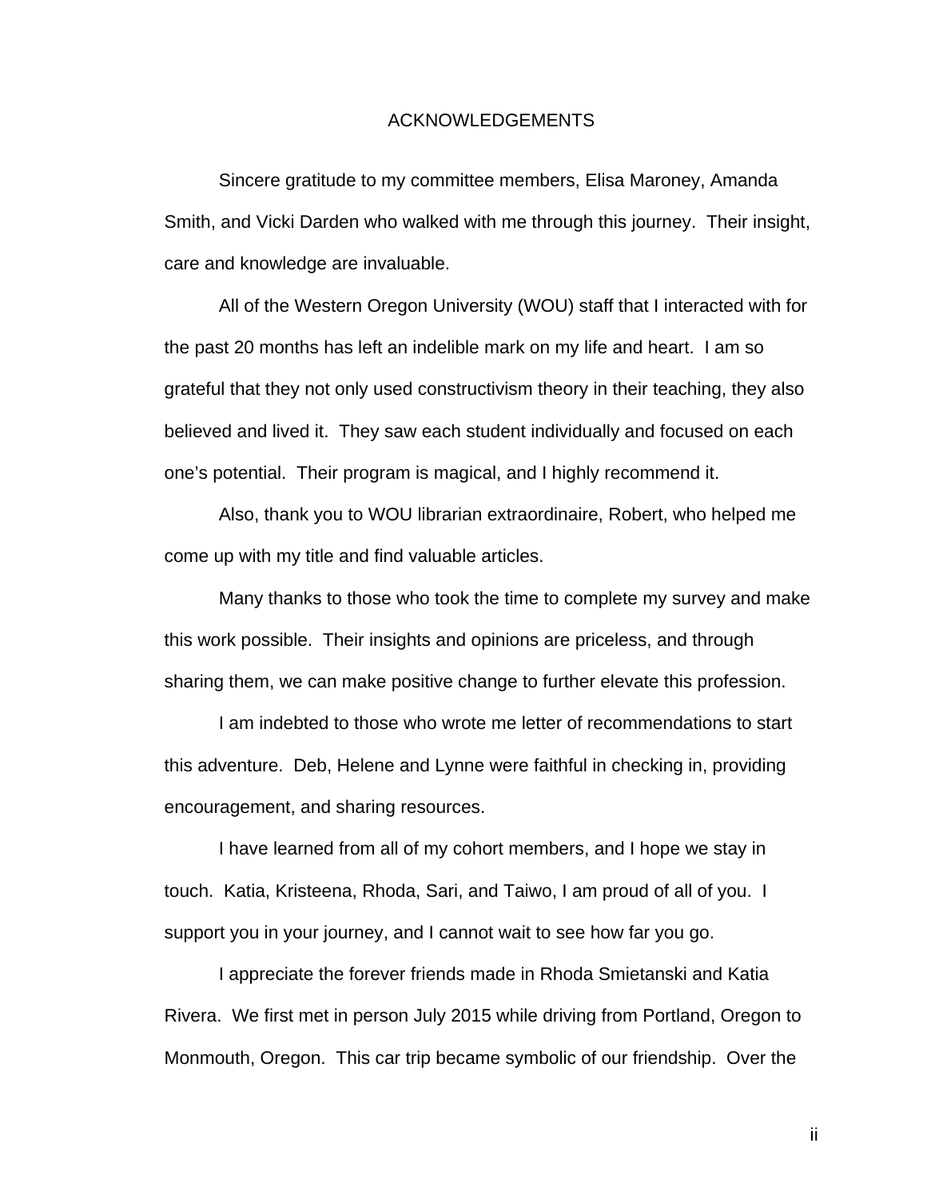# ACKNOWLEDGEMENTS

Sincere gratitude to my committee members, Elisa Maroney, Amanda Smith, and Vicki Darden who walked with me through this journey. Their insight, care and knowledge are invaluable.

All of the Western Oregon University (WOU) staff that I interacted with for the past 20 months has left an indelible mark on my life and heart. I am so grateful that they not only used constructivism theory in their teaching, they also believed and lived it. They saw each student individually and focused on each one's potential. Their program is magical, and I highly recommend it.

Also, thank you to WOU librarian extraordinaire, Robert, who helped me come up with my title and find valuable articles.

Many thanks to those who took the time to complete my survey and make this work possible. Their insights and opinions are priceless, and through sharing them, we can make positive change to further elevate this profession.

I am indebted to those who wrote me letter of recommendations to start this adventure. Deb, Helene and Lynne were faithful in checking in, providing encouragement, and sharing resources.

I have learned from all of my cohort members, and I hope we stay in touch. Katia, Kristeena, Rhoda, Sari, and Taiwo, I am proud of all of you. I support you in your journey, and I cannot wait to see how far you go.

I appreciate the forever friends made in Rhoda Smietanski and Katia Rivera. We first met in person July 2015 while driving from Portland, Oregon to Monmouth, Oregon. This car trip became symbolic of our friendship. Over the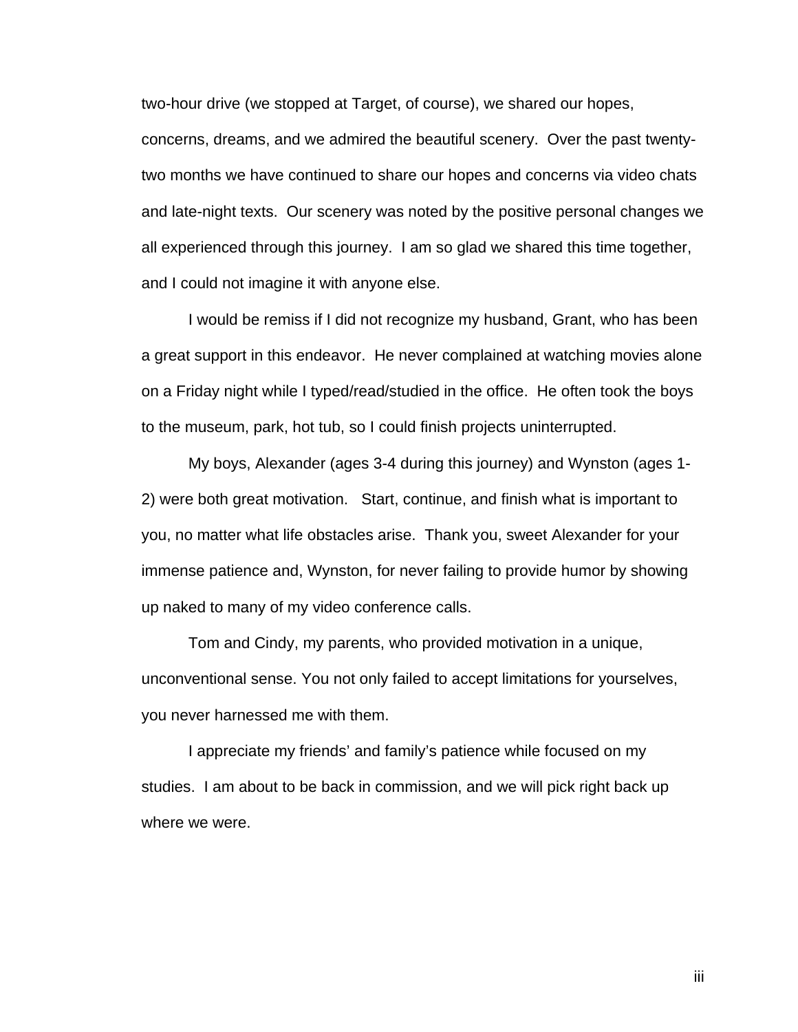two-hour drive (we stopped at Target, of course), we shared our hopes, concerns, dreams, and we admired the beautiful scenery. Over the past twenty-two months we have continued to share our hopes and concerns via video chats and late-night texts. Our scenery was noted by the positive personal changes we all experienced through this journey. I am so glad we shared this time together, and I could not imagine it with anyone else.

I would be remiss if I did not recognize my husband, Grant, who has been a great support in this endeavor. He never complained at watching movies alone on a Friday night while I typed/read/studied in the office. He often took the boys to the museum, park, hot tub, so I could finish projects uninterrupted.

My boys, Alexander (ages 3-4 during this journey) and Wynston (ages 1-2) were both great motivation. Start, continue, and finish what is important to you, no matter what life obstacles arise. Thank you, sweet Alexander for your immense patience and, Wynston, for never failing to provide humor by showing up naked to many of my video conference calls.

Tom and Cindy, my parents, who provided motivation in a unique, unconventional sense. You not only failed to accept limitations for yourselves, you never harnessed me with them.

I appreciate my friends' and family's patience while focused on my studies. I am about to be back in commission, and we will pick right back up where we were.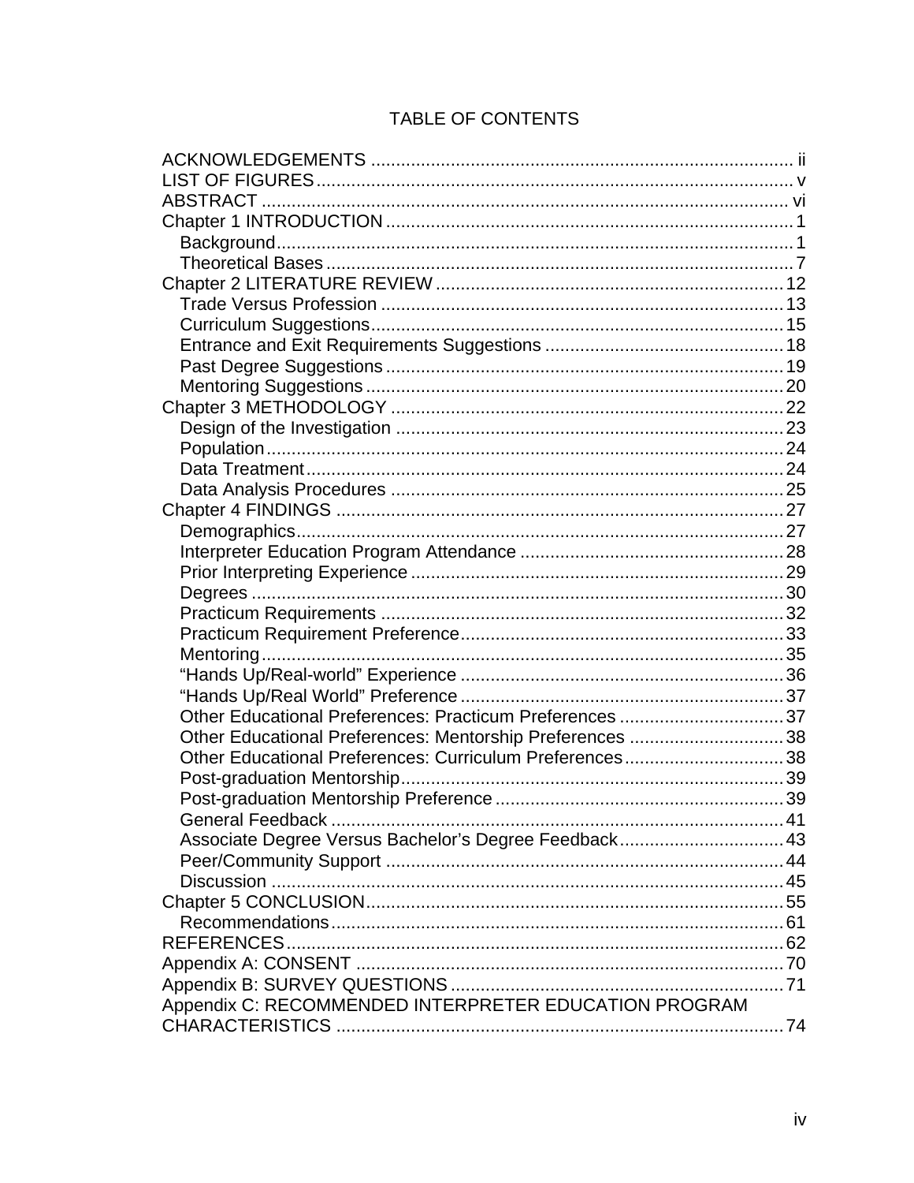# TABLE OF CONTENTS

ACKNOWLEDGEMENTS ii
LIST OF FIGURES v
ABSTRACT vi
Chapter 1 INTRODUCTION 1
- Background 1
- Theoretical Bases 7

Chapter 2 LITERATURE REVIEW 12
- Trade Versus Profession 13
- Curriculum Suggestions 15
- Entrance and Exit Requirements Suggestions 18
- Past Degree Suggestions 19
- Mentoring Suggestions 20

Chapter 3 METHODOLOGY 22
- Design of the Investigation 23
- Population 24
- Data Treatment 24
- Data Analysis Procedures 25

Chapter 4 FINDINGS 27
- Demographics 27
- Interpreter Education Program Attendance 28
- Prior Interpreting Experience 29
- Degrees 30
- Practicum Requirements 32
- Practicum Requirement Preference 33
- Mentoring 35
- “Hands Up/Real-world” Experience 36
- “Hands Up/Real World” Preference 37
- Other Educational Preferences: Practicum Preferences 37
- Other Educational Preferences: Mentorship Preferences 38
- Other Educational Preferences: Curriculum Preferences 38
- Post-graduation Mentorship 39
- Post-graduation Mentorship Preference 39
- General Feedback 41
- Associate Degree Versus Bachelor’s Degree Feedback 43
- Peer/Community Support 44
- Discussion 45

Chapter 5 CONCLUSION 55
- Recommendations 61

REFERENCES 62
Appendix A: CONSENT 70
Appendix B: SURVEY QUESTIONS 71
Appendix C: RECOMMENDED INTERPRETER EDUCATION PROGRAM CHARACTERISTICS 74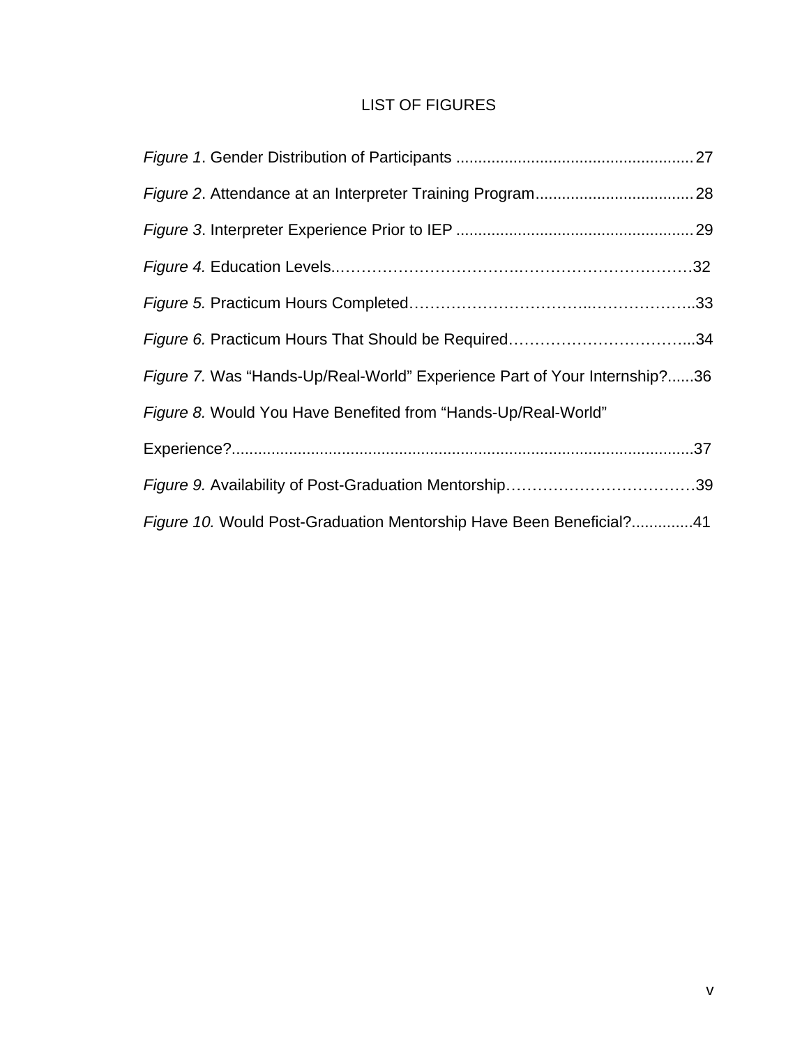# LIST OF FIGURES

*Figure 1*. Gender Distribution of Participants ..................................................... 27

*Figure 2*. Attendance at an Interpreter Training Program.................................... 28

*Figure 3*. Interpreter Experience Prior to IEP ..................................................... 29

*Figure 4.* Education Levels..………………………….……………………………32

*Figure 5.* Practicum Hours Completed……………………………..………………..33

*Figure 6.* Practicum Hours That Should be Required……………………………...34

*Figure 7.* Was "Hands-Up/Real-World" Experience Part of Your Internship?......36

*Figure 8.* Would You Have Benefited from "Hands-Up/Real-World" Experience?.......................................................................................................37

*Figure 9.* Availability of Post-Graduation Mentorship………………………………39

*Figure 10.* Would Post-Graduation Mentorship Have Been Beneficial?.............41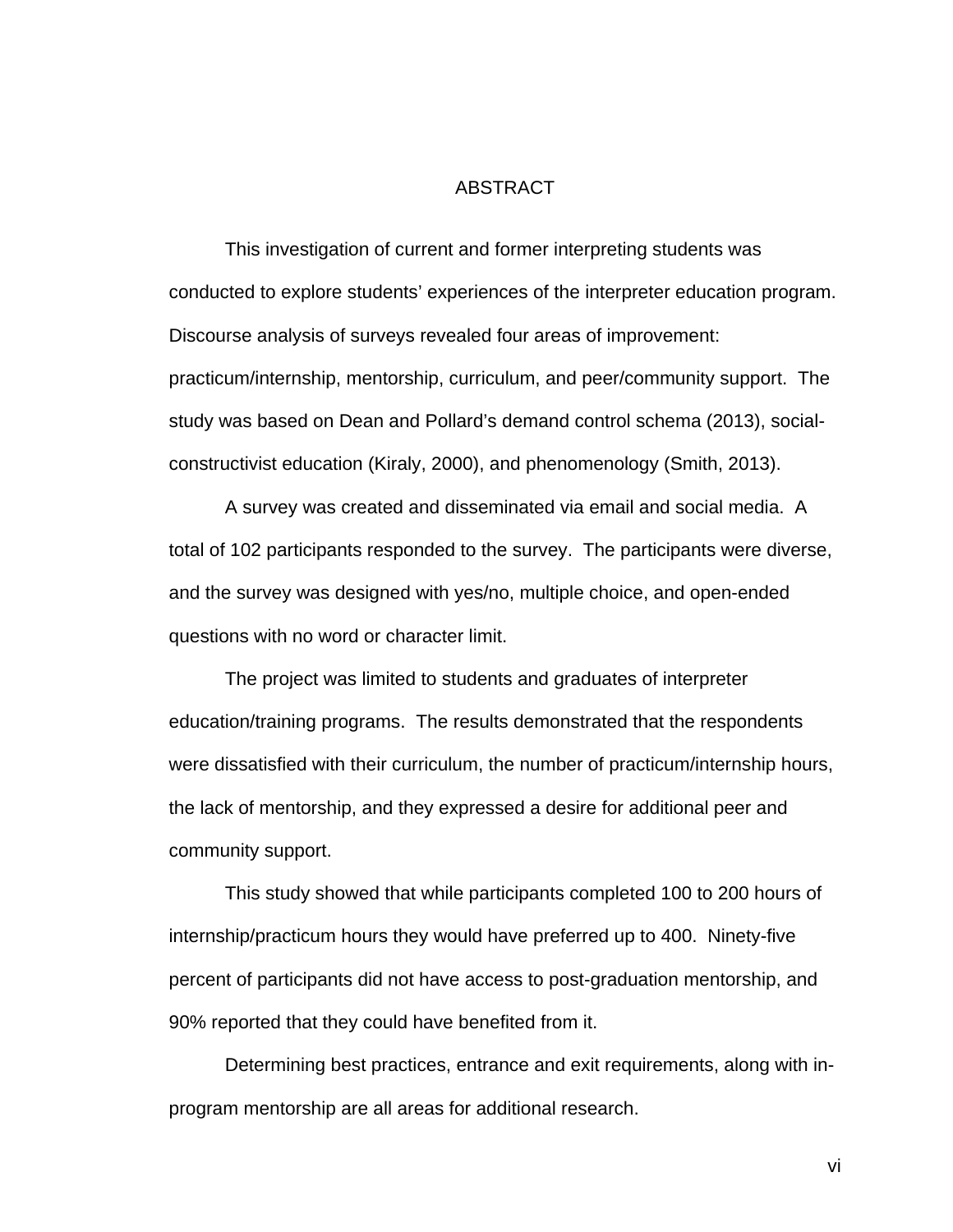# ABSTRACT

This investigation of current and former interpreting students was conducted to explore students' experiences of the interpreter education program. Discourse analysis of surveys revealed four areas of improvement: practicum/internship, mentorship, curriculum, and peer/community support. The study was based on Dean and Pollard's demand control schema (2013), social-constructivist education (Kiraly, 2000), and phenomenology (Smith, 2013).

A survey was created and disseminated via email and social media. A total of 102 participants responded to the survey. The participants were diverse, and the survey was designed with yes/no, multiple choice, and open-ended questions with no word or character limit.

The project was limited to students and graduates of interpreter education/training programs. The results demonstrated that the respondents were dissatisfied with their curriculum, the number of practicum/internship hours, the lack of mentorship, and they expressed a desire for additional peer and community support.

This study showed that while participants completed 100 to 200 hours of internship/practicum hours they would have preferred up to 400. Ninety-five percent of participants did not have access to post-graduation mentorship, and 90% reported that they could have benefited from it.

Determining best practices, entrance and exit requirements, along with in-program mentorship are all areas for additional research.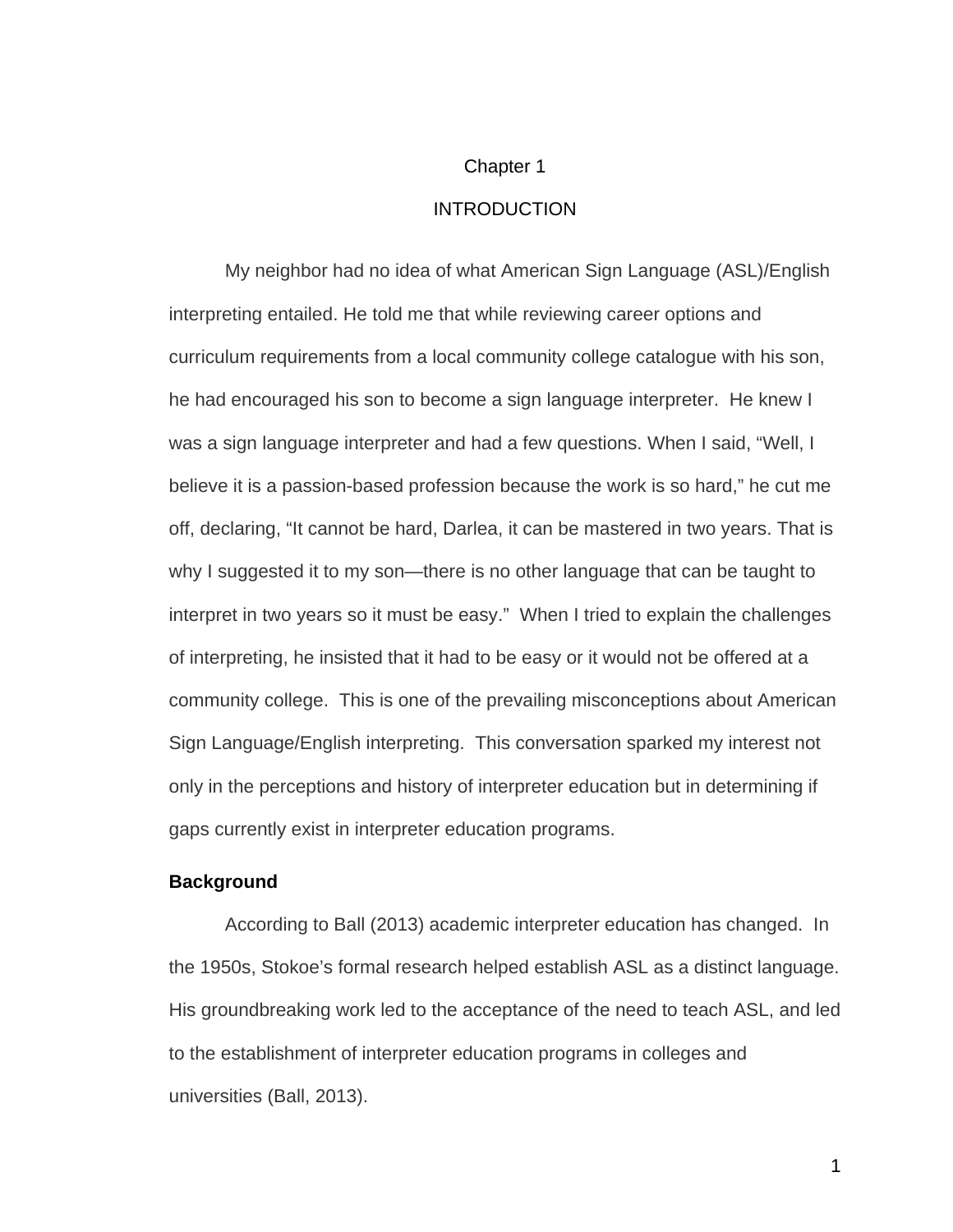# Chapter 1

# INTRODUCTION

My neighbor had no idea of what American Sign Language (ASL)/English interpreting entailed. He told me that while reviewing career options and curriculum requirements from a local community college catalogue with his son, he had encouraged his son to become a sign language interpreter. He knew I was a sign language interpreter and had a few questions. When I said, “Well, I believe it is a passion-based profession because the work is so hard,” he cut me off, declaring, “It cannot be hard, Darlea, it can be mastered in two years. That is why I suggested it to my son—there is no other language that can be taught to interpret in two years so it must be easy.” When I tried to explain the challenges of interpreting, he insisted that it had to be easy or it would not be offered at a community college. This is one of the prevailing misconceptions about American Sign Language/English interpreting. This conversation sparked my interest not only in the perceptions and history of interpreter education but in determining if gaps currently exist in interpreter education programs.

## Background

According to Ball (2013) academic interpreter education has changed. In the 1950s, Stokoe’s formal research helped establish ASL as a distinct language. His groundbreaking work led to the acceptance of the need to teach ASL, and led to the establishment of interpreter education programs in colleges and universities (Ball, 2013).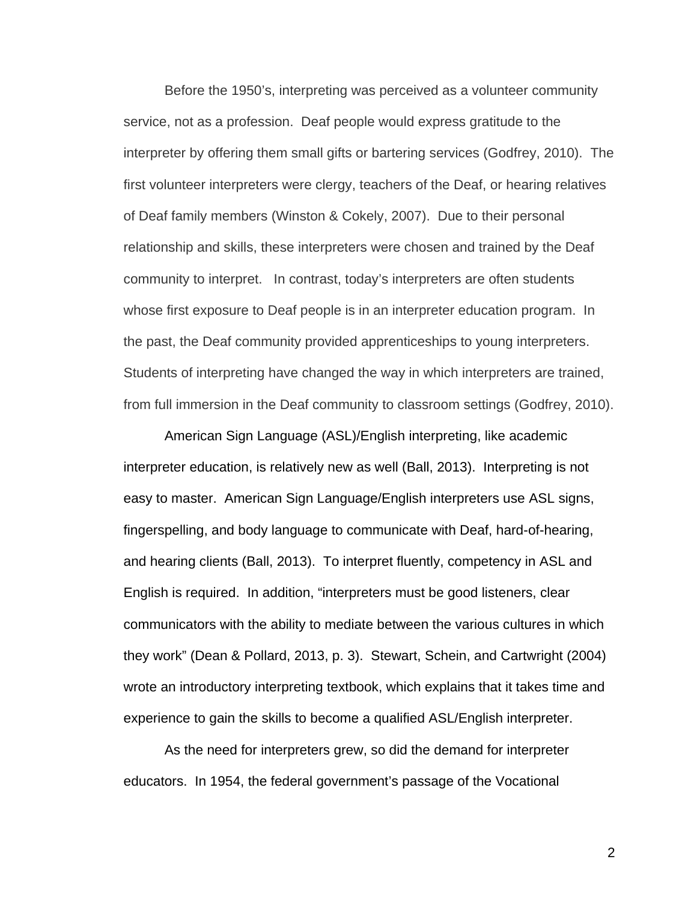Before the 1950's, interpreting was perceived as a volunteer community service, not as a profession. Deaf people would express gratitude to the interpreter by offering them small gifts or bartering services (Godfrey, 2010). The first volunteer interpreters were clergy, teachers of the Deaf, or hearing relatives of Deaf family members (Winston & Cokely, 2007). Due to their personal relationship and skills, these interpreters were chosen and trained by the Deaf community to interpret. In contrast, today's interpreters are often students whose first exposure to Deaf people is in an interpreter education program. In the past, the Deaf community provided apprenticeships to young interpreters. Students of interpreting have changed the way in which interpreters are trained, from full immersion in the Deaf community to classroom settings (Godfrey, 2010).

American Sign Language (ASL)/English interpreting, like academic interpreter education, is relatively new as well (Ball, 2013). Interpreting is not easy to master. American Sign Language/English interpreters use ASL signs, fingerspelling, and body language to communicate with Deaf, hard-of-hearing, and hearing clients (Ball, 2013). To interpret fluently, competency in ASL and English is required. In addition, "interpreters must be good listeners, clear communicators with the ability to mediate between the various cultures in which they work" (Dean & Pollard, 2013, p. 3). Stewart, Schein, and Cartwright (2004) wrote an introductory interpreting textbook, which explains that it takes time and experience to gain the skills to become a qualified ASL/English interpreter.

As the need for interpreters grew, so did the demand for interpreter educators. In 1954, the federal government's passage of the Vocational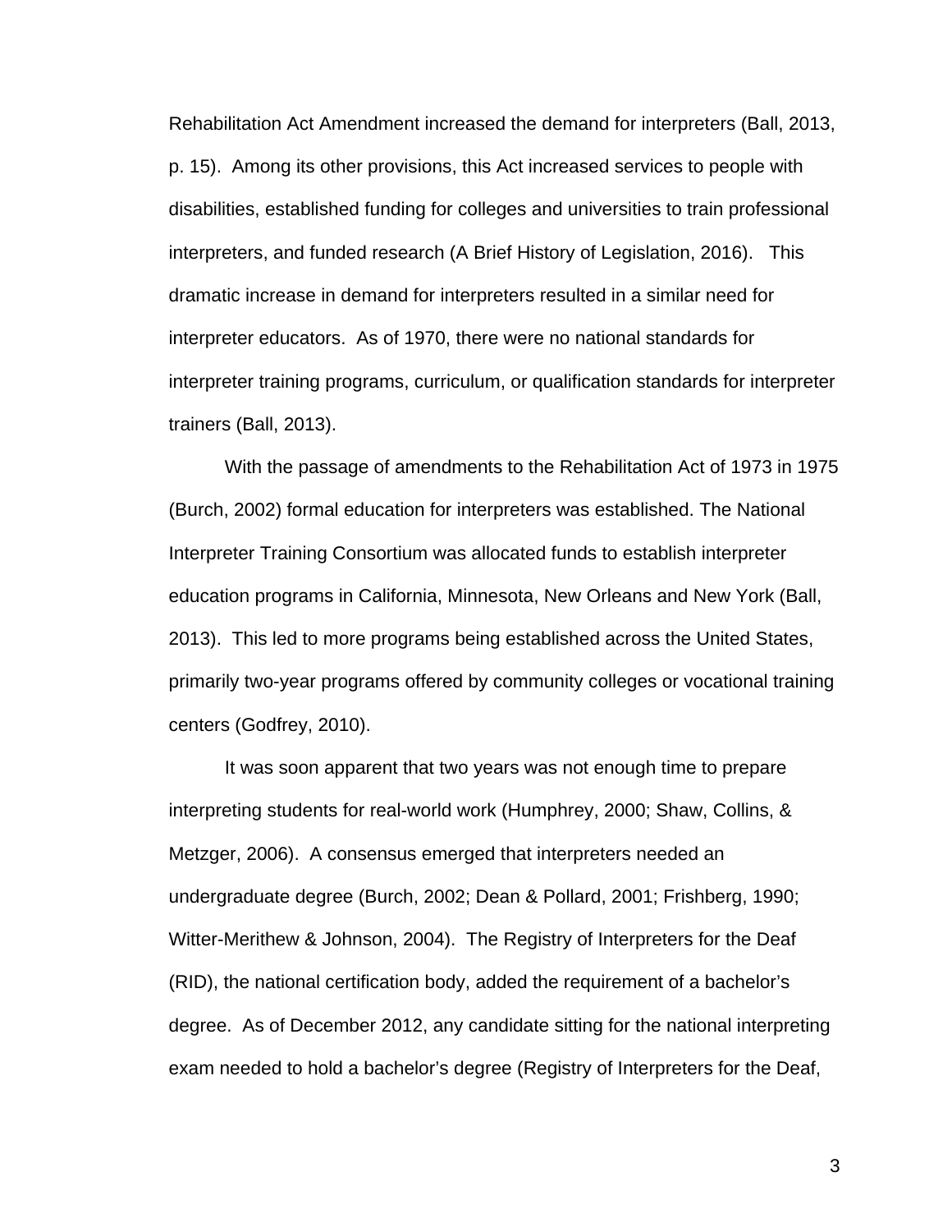Rehabilitation Act Amendment increased the demand for interpreters (Ball, 2013, p. 15). Among its other provisions, this Act increased services to people with disabilities, established funding for colleges and universities to train professional interpreters, and funded research (A Brief History of Legislation, 2016). This dramatic increase in demand for interpreters resulted in a similar need for interpreter educators. As of 1970, there were no national standards for interpreter training programs, curriculum, or qualification standards for interpreter trainers (Ball, 2013).

With the passage of amendments to the Rehabilitation Act of 1973 in 1975 (Burch, 2002) formal education for interpreters was established. The National Interpreter Training Consortium was allocated funds to establish interpreter education programs in California, Minnesota, New Orleans and New York (Ball, 2013). This led to more programs being established across the United States, primarily two-year programs offered by community colleges or vocational training centers (Godfrey, 2010).

It was soon apparent that two years was not enough time to prepare interpreting students for real-world work (Humphrey, 2000; Shaw, Collins, & Metzger, 2006). A consensus emerged that interpreters needed an undergraduate degree (Burch, 2002; Dean & Pollard, 2001; Frishberg, 1990; Witter-Merithew & Johnson, 2004). The Registry of Interpreters for the Deaf (RID), the national certification body, added the requirement of a bachelor's degree. As of December 2012, any candidate sitting for the national interpreting exam needed to hold a bachelor's degree (Registry of Interpreters for the Deaf,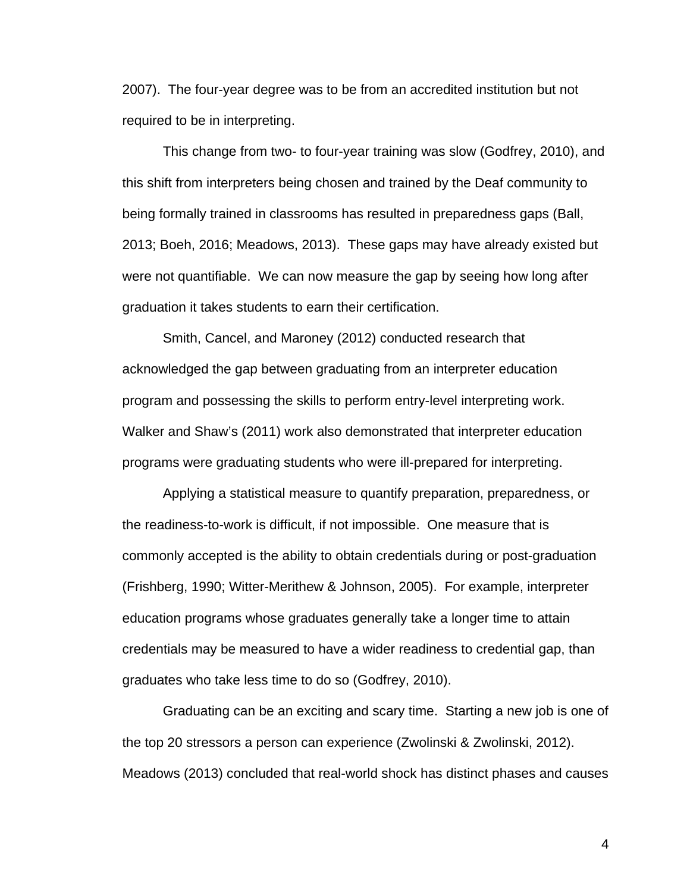2007). The four-year degree was to be from an accredited institution but not required to be in interpreting.

This change from two- to four-year training was slow (Godfrey, 2010), and this shift from interpreters being chosen and trained by the Deaf community to being formally trained in classrooms has resulted in preparedness gaps (Ball, 2013; Boeh, 2016; Meadows, 2013). These gaps may have already existed but were not quantifiable. We can now measure the gap by seeing how long after graduation it takes students to earn their certification.

Smith, Cancel, and Maroney (2012) conducted research that acknowledged the gap between graduating from an interpreter education program and possessing the skills to perform entry-level interpreting work. Walker and Shaw's (2011) work also demonstrated that interpreter education programs were graduating students who were ill-prepared for interpreting.

Applying a statistical measure to quantify preparation, preparedness, or the readiness-to-work is difficult, if not impossible. One measure that is commonly accepted is the ability to obtain credentials during or post-graduation (Frishberg, 1990; Witter-Merithew & Johnson, 2005). For example, interpreter education programs whose graduates generally take a longer time to attain credentials may be measured to have a wider readiness to credential gap, than graduates who take less time to do so (Godfrey, 2010).

Graduating can be an exciting and scary time. Starting a new job is one of the top 20 stressors a person can experience (Zwolinski & Zwolinski, 2012). Meadows (2013) concluded that real-world shock has distinct phases and causes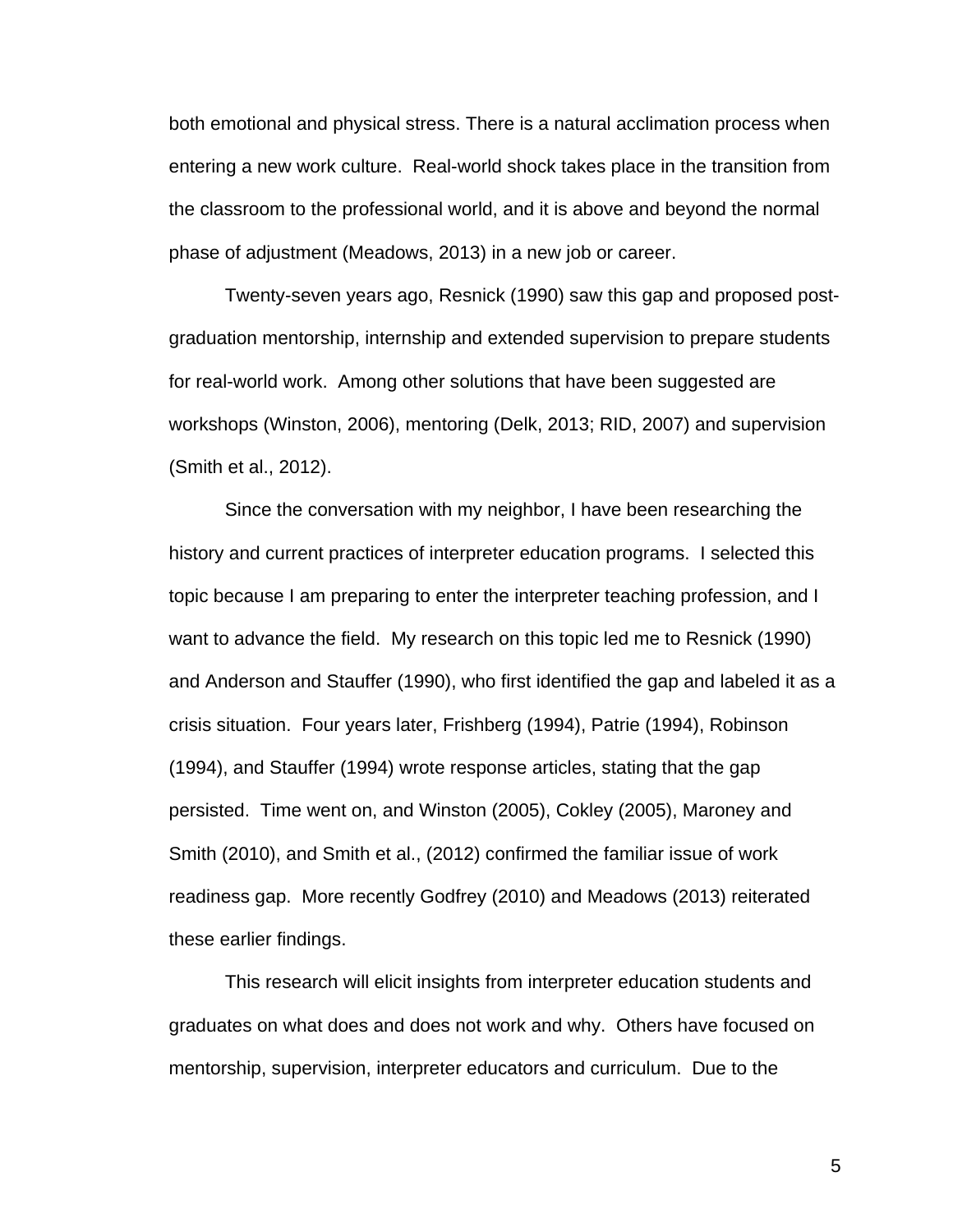both emotional and physical stress. There is a natural acclimation process when entering a new work culture. Real-world shock takes place in the transition from the classroom to the professional world, and it is above and beyond the normal phase of adjustment (Meadows, 2013) in a new job or career.

Twenty-seven years ago, Resnick (1990) saw this gap and proposed post-graduation mentorship, internship and extended supervision to prepare students for real-world work. Among other solutions that have been suggested are workshops (Winston, 2006), mentoring (Delk, 2013; RID, 2007) and supervision (Smith et al., 2012).

Since the conversation with my neighbor, I have been researching the history and current practices of interpreter education programs. I selected this topic because I am preparing to enter the interpreter teaching profession, and I want to advance the field. My research on this topic led me to Resnick (1990) and Anderson and Stauffer (1990), who first identified the gap and labeled it as a crisis situation. Four years later, Frishberg (1994), Patrie (1994), Robinson (1994), and Stauffer (1994) wrote response articles, stating that the gap persisted. Time went on, and Winston (2005), Cokley (2005), Maroney and Smith (2010), and Smith et al., (2012) confirmed the familiar issue of work readiness gap. More recently Godfrey (2010) and Meadows (2013) reiterated these earlier findings.

This research will elicit insights from interpreter education students and graduates on what does and does not work and why. Others have focused on mentorship, supervision, interpreter educators and curriculum. Due to the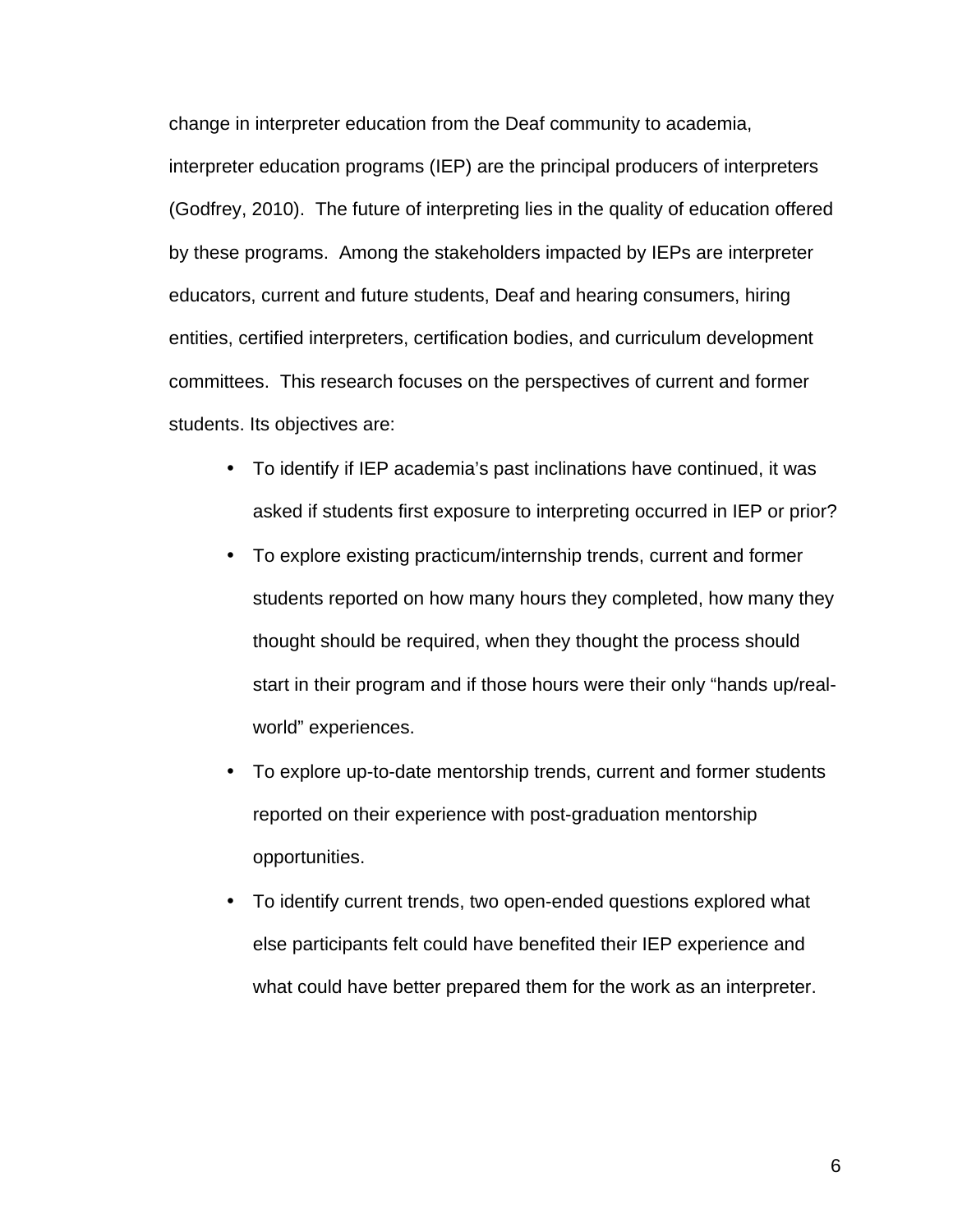change in interpreter education from the Deaf community to academia, interpreter education programs (IEP) are the principal producers of interpreters (Godfrey, 2010). The future of interpreting lies in the quality of education offered by these programs. Among the stakeholders impacted by IEPs are interpreter educators, current and future students, Deaf and hearing consumers, hiring entities, certified interpreters, certification bodies, and curriculum development committees. This research focuses on the perspectives of current and former students. Its objectives are:

- To identify if IEP academia's past inclinations have continued, it was asked if students first exposure to interpreting occurred in IEP or prior?
- To explore existing practicum/internship trends, current and former students reported on how many hours they completed, how many they thought should be required, when they thought the process should start in their program and if those hours were their only "hands up/real-world" experiences.
- To explore up-to-date mentorship trends, current and former students reported on their experience with post-graduation mentorship opportunities.
- To identify current trends, two open-ended questions explored what else participants felt could have benefited their IEP experience and what could have better prepared them for the work as an interpreter.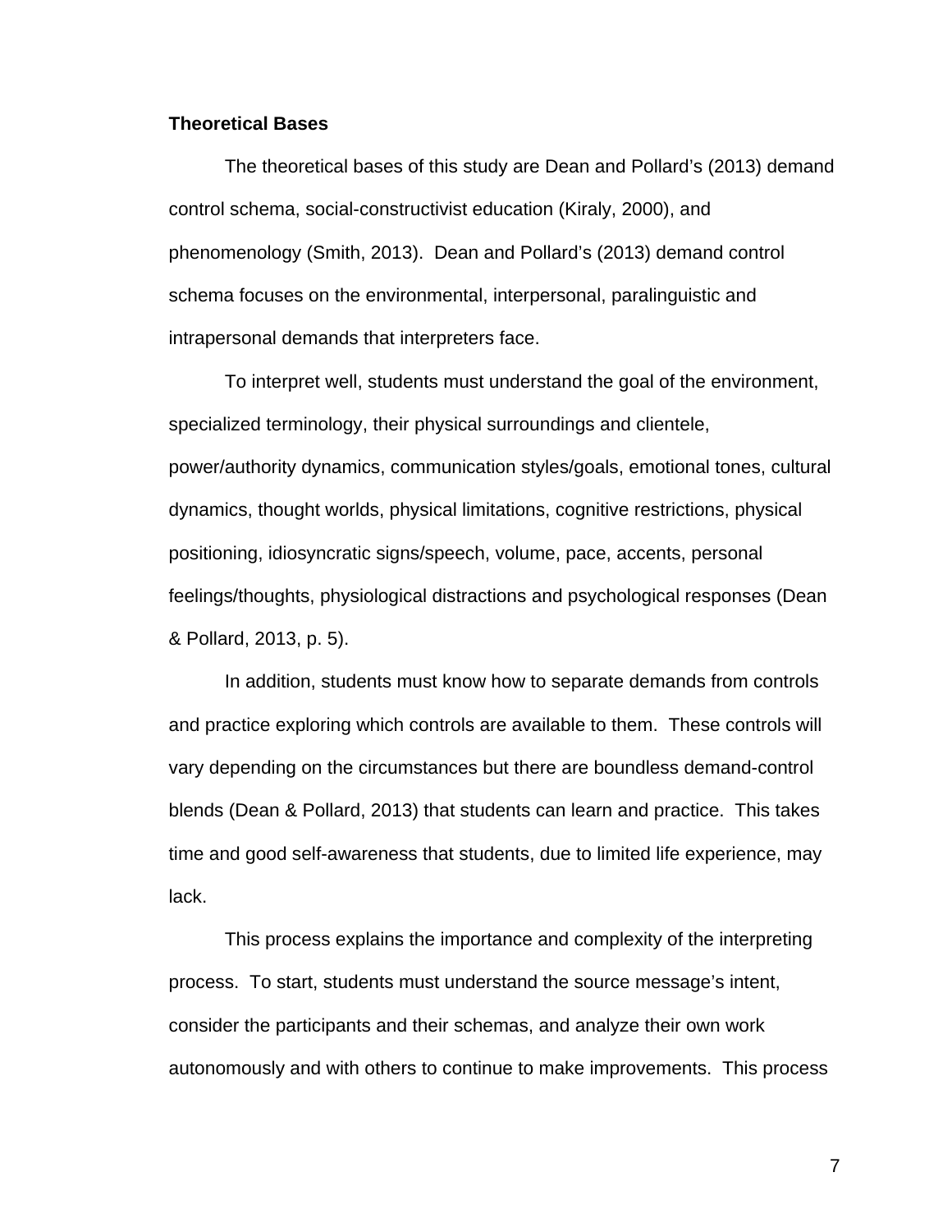**Theoretical Bases**

The theoretical bases of this study are Dean and Pollard's (2013) demand control schema, social-constructivist education (Kiraly, 2000), and phenomenology (Smith, 2013). Dean and Pollard's (2013) demand control schema focuses on the environmental, interpersonal, paralinguistic and intrapersonal demands that interpreters face.

To interpret well, students must understand the goal of the environment, specialized terminology, their physical surroundings and clientele, power/authority dynamics, communication styles/goals, emotional tones, cultural dynamics, thought worlds, physical limitations, cognitive restrictions, physical positioning, idiosyncratic signs/speech, volume, pace, accents, personal feelings/thoughts, physiological distractions and psychological responses (Dean & Pollard, 2013, p. 5).

In addition, students must know how to separate demands from controls and practice exploring which controls are available to them. These controls will vary depending on the circumstances but there are boundless demand-control blends (Dean & Pollard, 2013) that students can learn and practice. This takes time and good self-awareness that students, due to limited life experience, may lack.

This process explains the importance and complexity of the interpreting process. To start, students must understand the source message's intent, consider the participants and their schemas, and analyze their own work autonomously and with others to continue to make improvements. This process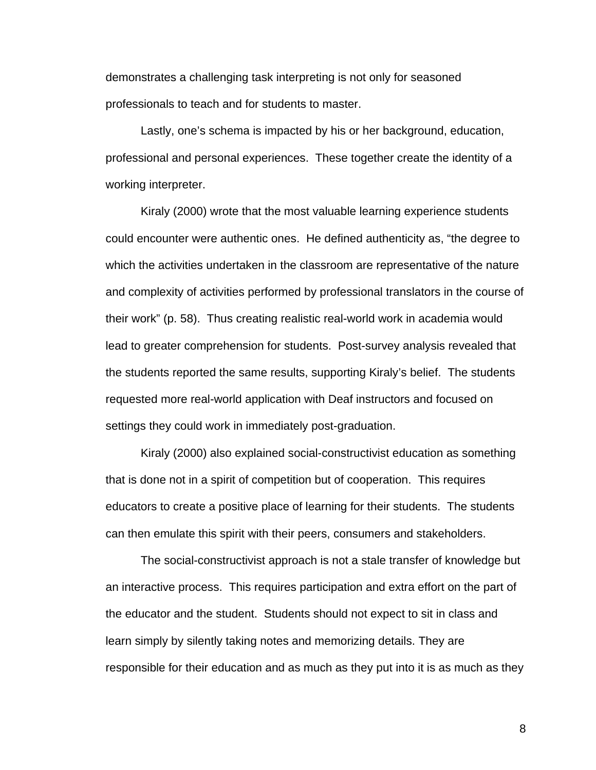demonstrates a challenging task interpreting is not only for seasoned professionals to teach and for students to master.

Lastly, one's schema is impacted by his or her background, education, professional and personal experiences. These together create the identity of a working interpreter.

Kiraly (2000) wrote that the most valuable learning experience students could encounter were authentic ones. He defined authenticity as, "the degree to which the activities undertaken in the classroom are representative of the nature and complexity of activities performed by professional translators in the course of their work" (p. 58). Thus creating realistic real-world work in academia would lead to greater comprehension for students. Post-survey analysis revealed that the students reported the same results, supporting Kiraly's belief. The students requested more real-world application with Deaf instructors and focused on settings they could work in immediately post-graduation.

Kiraly (2000) also explained social-constructivist education as something that is done not in a spirit of competition but of cooperation. This requires educators to create a positive place of learning for their students. The students can then emulate this spirit with their peers, consumers and stakeholders.

The social-constructivist approach is not a stale transfer of knowledge but an interactive process. This requires participation and extra effort on the part of the educator and the student. Students should not expect to sit in class and learn simply by silently taking notes and memorizing details. They are responsible for their education and as much as they put into it is as much as they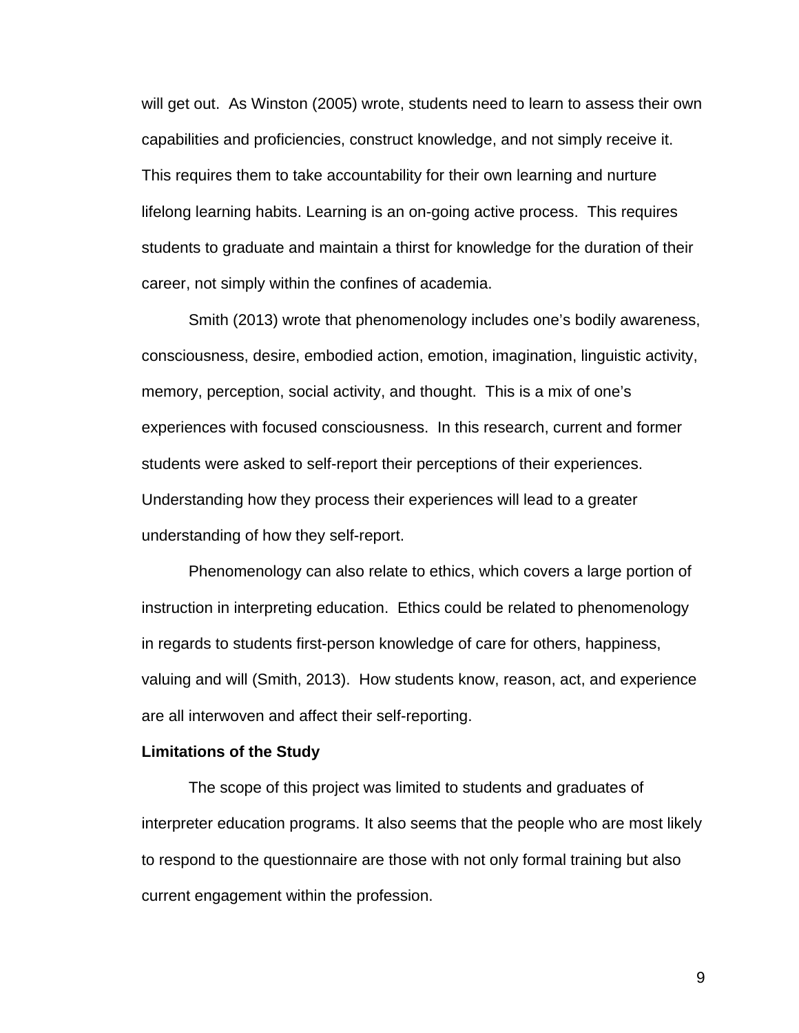will get out. As Winston (2005) wrote, students need to learn to assess their own capabilities and proficiencies, construct knowledge, and not simply receive it. This requires them to take accountability for their own learning and nurture lifelong learning habits. Learning is an on-going active process. This requires students to graduate and maintain a thirst for knowledge for the duration of their career, not simply within the confines of academia.

Smith (2013) wrote that phenomenology includes one's bodily awareness, consciousness, desire, embodied action, emotion, imagination, linguistic activity, memory, perception, social activity, and thought. This is a mix of one's experiences with focused consciousness. In this research, current and former students were asked to self-report their perceptions of their experiences. Understanding how they process their experiences will lead to a greater understanding of how they self-report.

Phenomenology can also relate to ethics, which covers a large portion of instruction in interpreting education. Ethics could be related to phenomenology in regards to students first-person knowledge of care for others, happiness, valuing and will (Smith, 2013). How students know, reason, act, and experience are all interwoven and affect their self-reporting.

**Limitations of the Study**

The scope of this project was limited to students and graduates of interpreter education programs. It also seems that the people who are most likely to respond to the questionnaire are those with not only formal training but also current engagement within the profession.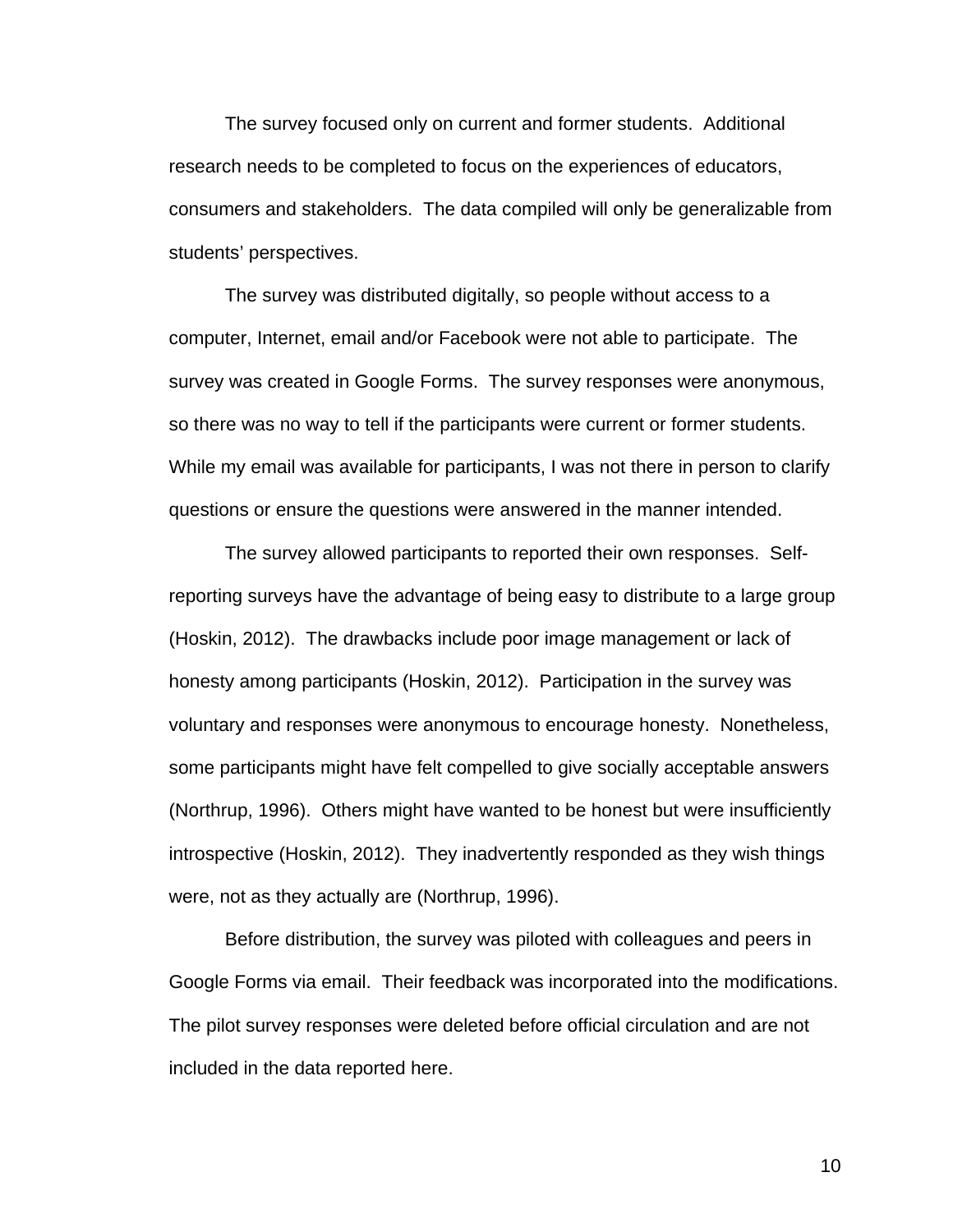The survey focused only on current and former students. Additional research needs to be completed to focus on the experiences of educators, consumers and stakeholders. The data compiled will only be generalizable from students' perspectives.

The survey was distributed digitally, so people without access to a computer, Internet, email and/or Facebook were not able to participate. The survey was created in Google Forms. The survey responses were anonymous, so there was no way to tell if the participants were current or former students. While my email was available for participants, I was not there in person to clarify questions or ensure the questions were answered in the manner intended.

The survey allowed participants to reported their own responses. Self-reporting surveys have the advantage of being easy to distribute to a large group (Hoskin, 2012). The drawbacks include poor image management or lack of honesty among participants (Hoskin, 2012). Participation in the survey was voluntary and responses were anonymous to encourage honesty. Nonetheless, some participants might have felt compelled to give socially acceptable answers (Northrup, 1996). Others might have wanted to be honest but were insufficiently introspective (Hoskin, 2012). They inadvertently responded as they wish things were, not as they actually are (Northrup, 1996).

Before distribution, the survey was piloted with colleagues and peers in Google Forms via email. Their feedback was incorporated into the modifications. The pilot survey responses were deleted before official circulation and are not included in the data reported here.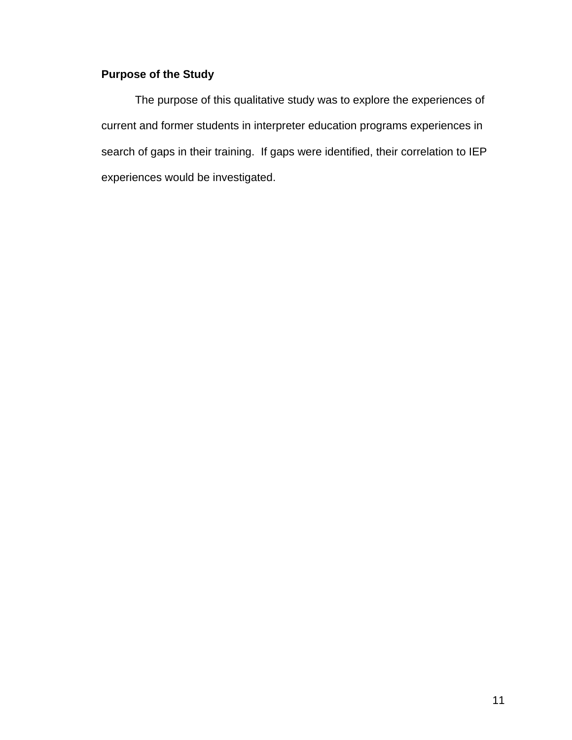### Purpose of the Study

The purpose of this qualitative study was to explore the experiences of current and former students in interpreter education programs experiences in search of gaps in their training. If gaps were identified, their correlation to IEP experiences would be investigated.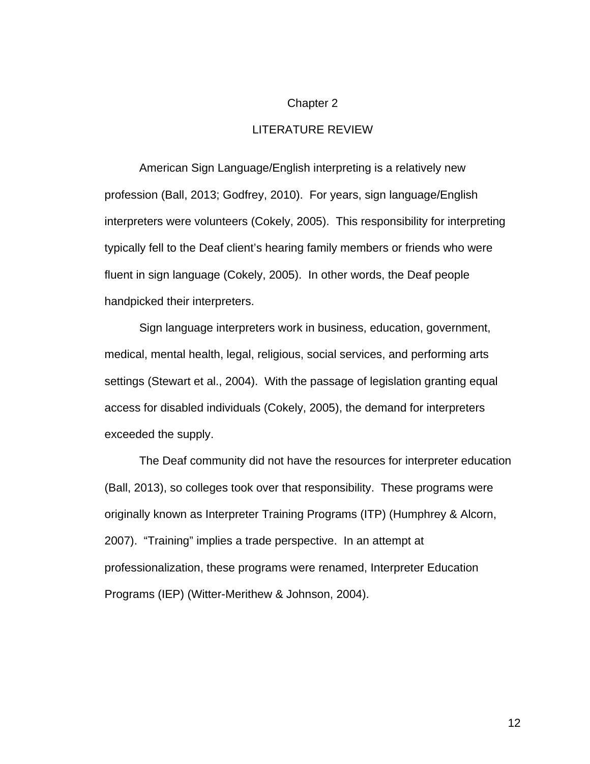# Chapter 2

## LITERATURE REVIEW

American Sign Language/English interpreting is a relatively new profession (Ball, 2013; Godfrey, 2010). For years, sign language/English interpreters were volunteers (Cokely, 2005). This responsibility for interpreting typically fell to the Deaf client's hearing family members or friends who were fluent in sign language (Cokely, 2005). In other words, the Deaf people handpicked their interpreters.

Sign language interpreters work in business, education, government, medical, mental health, legal, religious, social services, and performing arts settings (Stewart et al., 2004). With the passage of legislation granting equal access for disabled individuals (Cokely, 2005), the demand for interpreters exceeded the supply.

The Deaf community did not have the resources for interpreter education (Ball, 2013), so colleges took over that responsibility. These programs were originally known as Interpreter Training Programs (ITP) (Humphrey & Alcorn, 2007). "Training" implies a trade perspective. In an attempt at professionalization, these programs were renamed, Interpreter Education Programs (IEP) (Witter-Merithew & Johnson, 2004).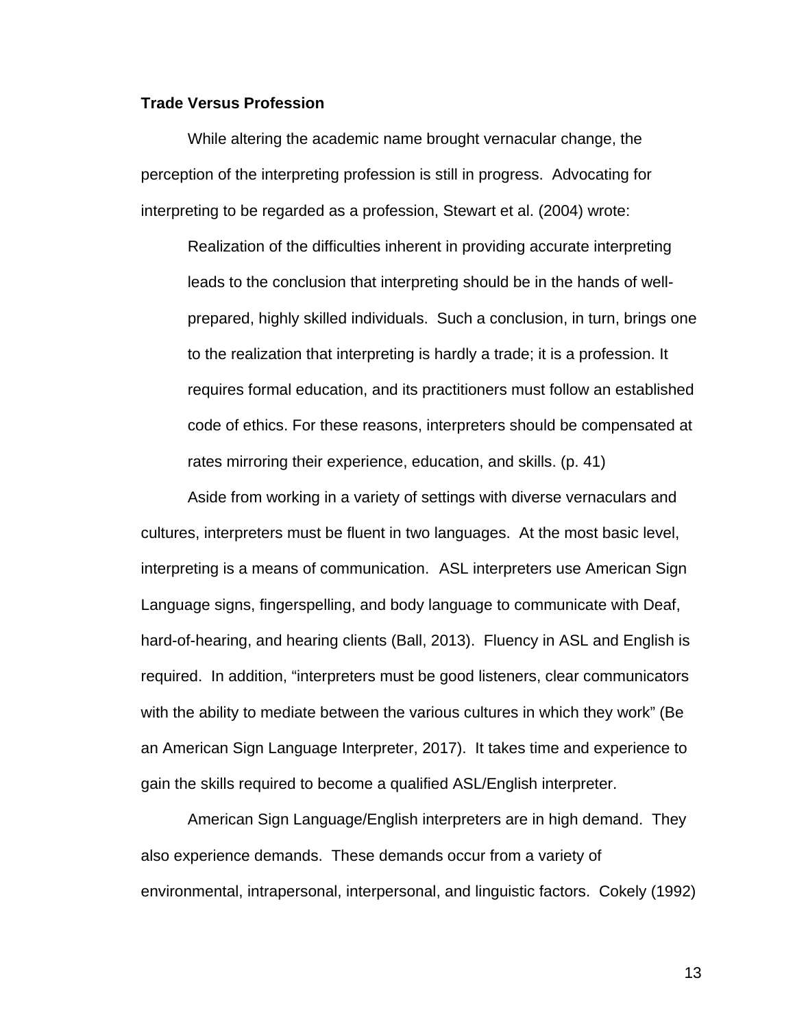**Trade Versus Profession**

While altering the academic name brought vernacular change, the perception of the interpreting profession is still in progress. Advocating for interpreting to be regarded as a profession, Stewart et al. (2004) wrote:

> Realization of the difficulties inherent in providing accurate interpreting leads to the conclusion that interpreting should be in the hands of well-prepared, highly skilled individuals. Such a conclusion, in turn, brings one to the realization that interpreting is hardly a trade; it is a profession. It requires formal education, and its practitioners must follow an established code of ethics. For these reasons, interpreters should be compensated at rates mirroring their experience, education, and skills. (p. 41)

Aside from working in a variety of settings with diverse vernaculars and cultures, interpreters must be fluent in two languages. At the most basic level, interpreting is a means of communication. ASL interpreters use American Sign Language signs, fingerspelling, and body language to communicate with Deaf, hard-of-hearing, and hearing clients (Ball, 2013). Fluency in ASL and English is required. In addition, "interpreters must be good listeners, clear communicators with the ability to mediate between the various cultures in which they work" (Be an American Sign Language Interpreter, 2017). It takes time and experience to gain the skills required to become a qualified ASL/English interpreter.

American Sign Language/English interpreters are in high demand. They also experience demands. These demands occur from a variety of environmental, intrapersonal, interpersonal, and linguistic factors. Cokely (1992)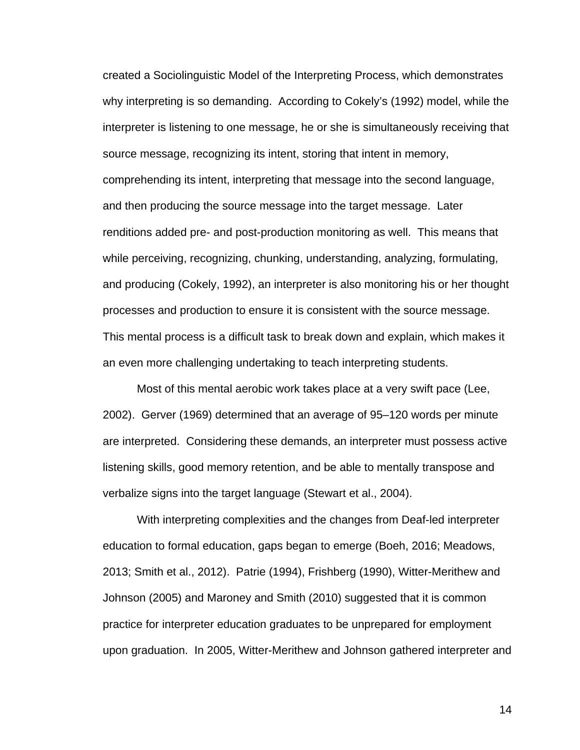created a Sociolinguistic Model of the Interpreting Process, which demonstrates why interpreting is so demanding.  According to Cokely's (1992) model, while the interpreter is listening to one message, he or she is simultaneously receiving that source message, recognizing its intent, storing that intent in memory, comprehending its intent, interpreting that message into the second language, and then producing the source message into the target message.  Later renditions added pre- and post-production monitoring as well.  This means that while perceiving, recognizing, chunking, understanding, analyzing, formulating, and producing (Cokely, 1992), an interpreter is also monitoring his or her thought processes and production to ensure it is consistent with the source message.  This mental process is a difficult task to break down and explain, which makes it an even more challenging undertaking to teach interpreting students.

Most of this mental aerobic work takes place at a very swift pace (Lee, 2002).  Gerver (1969) determined that an average of 95–120 words per minute are interpreted.  Considering these demands, an interpreter must possess active listening skills, good memory retention, and be able to mentally transpose and verbalize signs into the target language (Stewart et al., 2004).

With interpreting complexities and the changes from Deaf-led interpreter education to formal education, gaps began to emerge (Boeh, 2016; Meadows, 2013; Smith et al., 2012).  Patrie (1994), Frishberg (1990), Witter-Merithew and Johnson (2005) and Maroney and Smith (2010) suggested that it is common practice for interpreter education graduates to be unprepared for employment upon graduation.  In 2005, Witter-Merithew and Johnson gathered interpreter and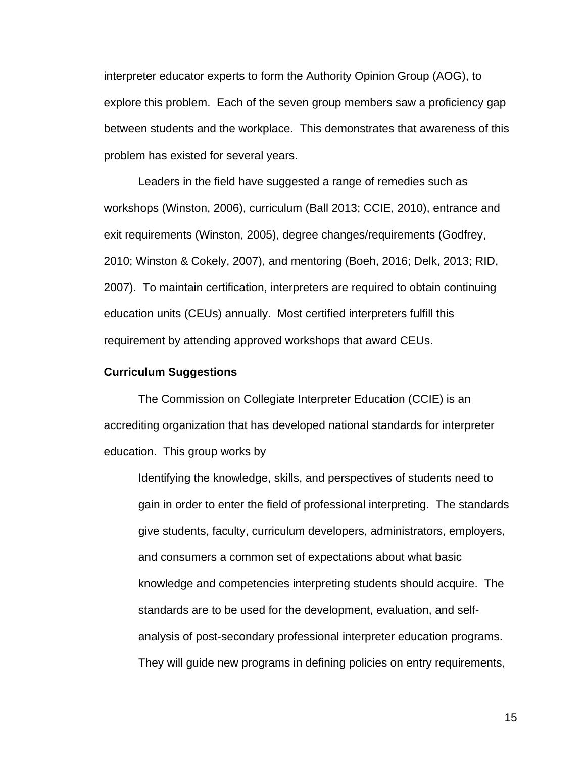interpreter educator experts to form the Authority Opinion Group (AOG), to explore this problem. Each of the seven group members saw a proficiency gap between students and the workplace. This demonstrates that awareness of this problem has existed for several years.

Leaders in the field have suggested a range of remedies such as workshops (Winston, 2006), curriculum (Ball 2013; CCIE, 2010), entrance and exit requirements (Winston, 2005), degree changes/requirements (Godfrey, 2010; Winston & Cokely, 2007), and mentoring (Boeh, 2016; Delk, 2013; RID, 2007). To maintain certification, interpreters are required to obtain continuing education units (CEUs) annually. Most certified interpreters fulfill this requirement by attending approved workshops that award CEUs.

**Curriculum Suggestions**

The Commission on Collegiate Interpreter Education (CCIE) is an accrediting organization that has developed national standards for interpreter education. This group works by

> Identifying the knowledge, skills, and perspectives of students need to gain in order to enter the field of professional interpreting. The standards give students, faculty, curriculum developers, administrators, employers, and consumers a common set of expectations about what basic knowledge and competencies interpreting students should acquire. The standards are to be used for the development, evaluation, and self-analysis of post-secondary professional interpreter education programs. They will guide new programs in defining policies on entry requirements,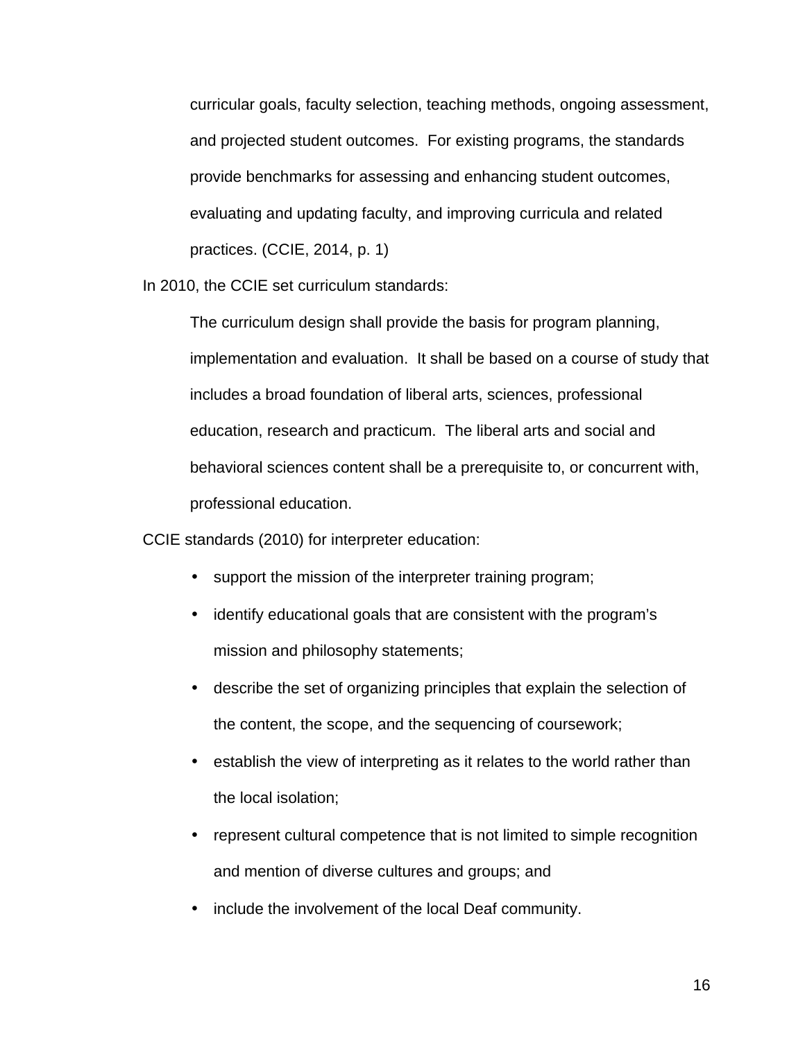> curricular goals, faculty selection, teaching methods, ongoing assessment, and projected student outcomes. For existing programs, the standards provide benchmarks for assessing and enhancing student outcomes, evaluating and updating faculty, and improving curricula and related practices. (CCIE, 2014, p. 1)

In 2010, the CCIE set curriculum standards:

> The curriculum design shall provide the basis for program planning, implementation and evaluation. It shall be based on a course of study that includes a broad foundation of liberal arts, sciences, professional education, research and practicum. The liberal arts and social and behavioral sciences content shall be a prerequisite to, or concurrent with, professional education.

CCIE standards (2010) for interpreter education:

- support the mission of the interpreter training program;
- identify educational goals that are consistent with the program's mission and philosophy statements;
- describe the set of organizing principles that explain the selection of the content, the scope, and the sequencing of coursework;
- establish the view of interpreting as it relates to the world rather than the local isolation;
- represent cultural competence that is not limited to simple recognition and mention of diverse cultures and groups; and
- include the involvement of the local Deaf community.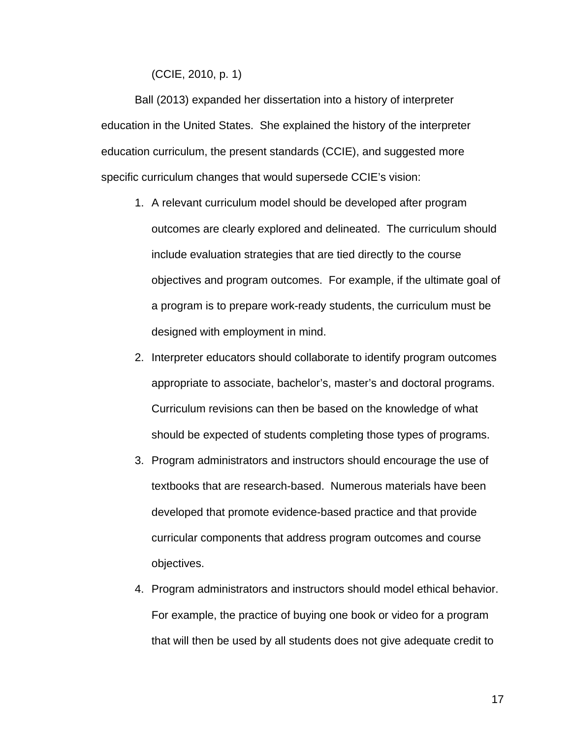(CCIE, 2010, p. 1)

Ball (2013) expanded her dissertation into a history of interpreter education in the United States. She explained the history of the interpreter education curriculum, the present standards (CCIE), and suggested more specific curriculum changes that would supersede CCIE's vision:

1. A relevant curriculum model should be developed after program outcomes are clearly explored and delineated. The curriculum should include evaluation strategies that are tied directly to the course objectives and program outcomes. For example, if the ultimate goal of a program is to prepare work-ready students, the curriculum must be designed with employment in mind.
2. Interpreter educators should collaborate to identify program outcomes appropriate to associate, bachelor's, master's and doctoral programs. Curriculum revisions can then be based on the knowledge of what should be expected of students completing those types of programs.
3. Program administrators and instructors should encourage the use of textbooks that are research-based. Numerous materials have been developed that promote evidence-based practice and that provide curricular components that address program outcomes and course objectives.
4. Program administrators and instructors should model ethical behavior. For example, the practice of buying one book or video for a program that will then be used by all students does not give adequate credit to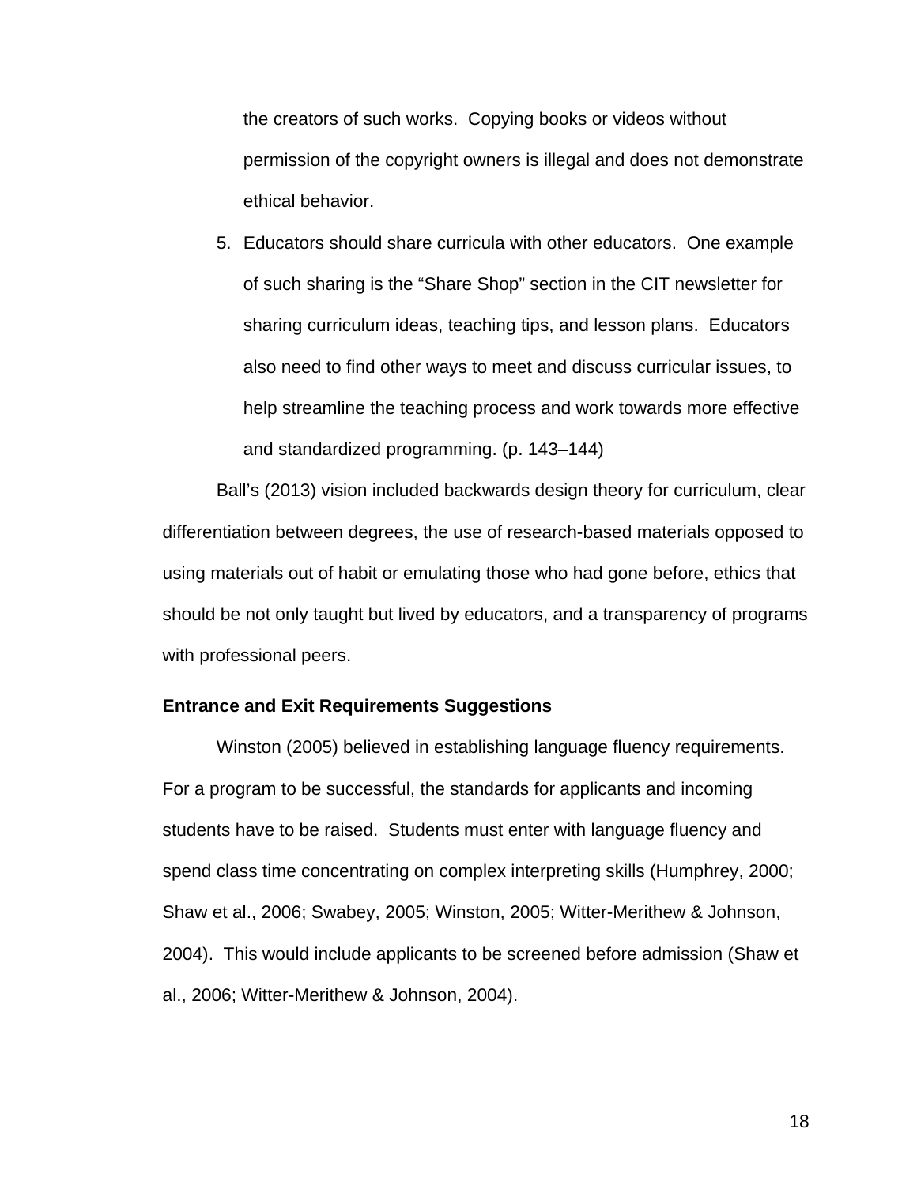the creators of such works. Copying books or videos without permission of the copyright owners is illegal and does not demonstrate ethical behavior.

5. Educators should share curricula with other educators. One example of such sharing is the "Share Shop" section in the CIT newsletter for sharing curriculum ideas, teaching tips, and lesson plans. Educators also need to find other ways to meet and discuss curricular issues, to help streamline the teaching process and work towards more effective and standardized programming. (p. 143–144)

Ball's (2013) vision included backwards design theory for curriculum, clear differentiation between degrees, the use of research-based materials opposed to using materials out of habit or emulating those who had gone before, ethics that should be not only taught but lived by educators, and a transparency of programs with professional peers.

**Entrance and Exit Requirements Suggestions**

Winston (2005) believed in establishing language fluency requirements. For a program to be successful, the standards for applicants and incoming students have to be raised. Students must enter with language fluency and spend class time concentrating on complex interpreting skills (Humphrey, 2000; Shaw et al., 2006; Swabey, 2005; Winston, 2005; Witter-Merithew & Johnson, 2004). This would include applicants to be screened before admission (Shaw et al., 2006; Witter-Merithew & Johnson, 2004).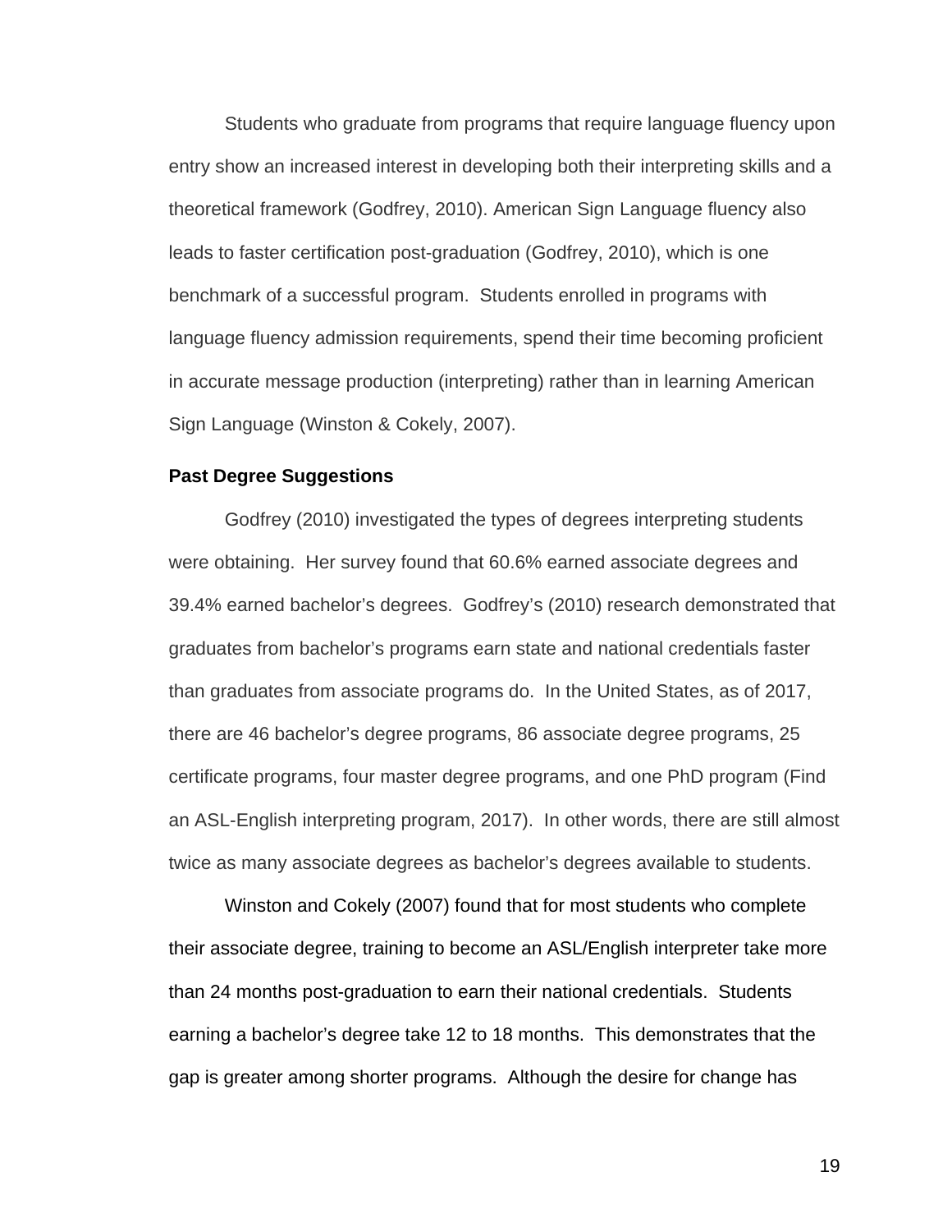Students who graduate from programs that require language fluency upon entry show an increased interest in developing both their interpreting skills and a theoretical framework (Godfrey, 2010). American Sign Language fluency also leads to faster certification post-graduation (Godfrey, 2010), which is one benchmark of a successful program. Students enrolled in programs with language fluency admission requirements, spend their time becoming proficient in accurate message production (interpreting) rather than in learning American Sign Language (Winston & Cokely, 2007).

### Past Degree Suggestions

Godfrey (2010) investigated the types of degrees interpreting students were obtaining. Her survey found that 60.6% earned associate degrees and 39.4% earned bachelor's degrees. Godfrey's (2010) research demonstrated that graduates from bachelor's programs earn state and national credentials faster than graduates from associate programs do. In the United States, as of 2017, there are 46 bachelor's degree programs, 86 associate degree programs, 25 certificate programs, four master degree programs, and one PhD program (Find an ASL-English interpreting program, 2017). In other words, there are still almost twice as many associate degrees as bachelor's degrees available to students.

Winston and Cokely (2007) found that for most students who complete their associate degree, training to become an ASL/English interpreter take more than 24 months post-graduation to earn their national credentials. Students earning a bachelor's degree take 12 to 18 months. This demonstrates that the gap is greater among shorter programs. Although the desire for change has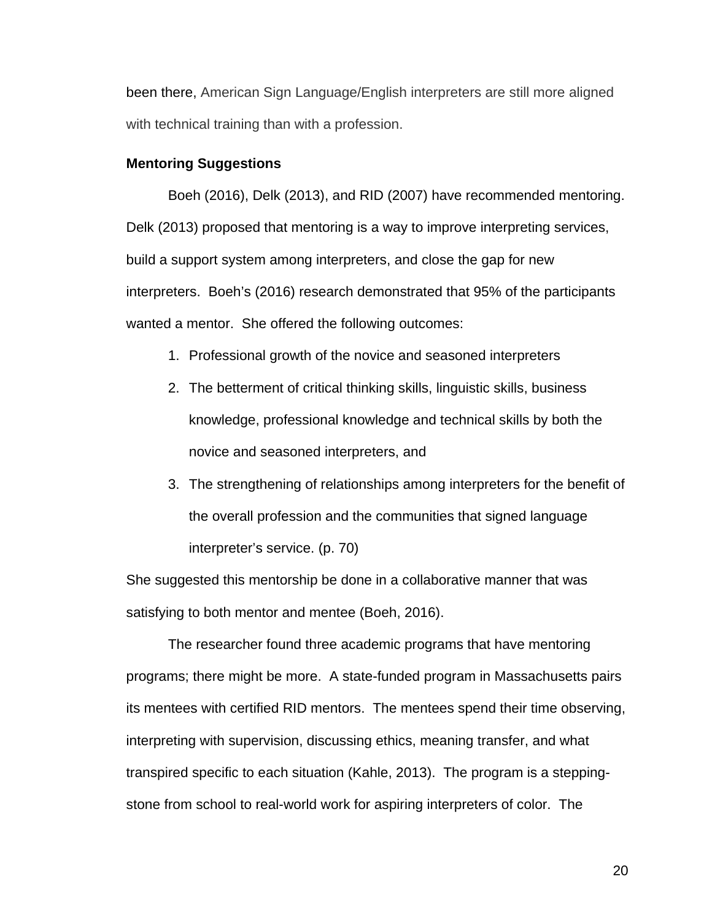been there, American Sign Language/English interpreters are still more aligned with technical training than with a profession.

**Mentoring Suggestions**

Boeh (2016), Delk (2013), and RID (2007) have recommended mentoring. Delk (2013) proposed that mentoring is a way to improve interpreting services, build a support system among interpreters, and close the gap for new interpreters. Boeh's (2016) research demonstrated that 95% of the participants wanted a mentor. She offered the following outcomes:

1. Professional growth of the novice and seasoned interpreters
2. The betterment of critical thinking skills, linguistic skills, business knowledge, professional knowledge and technical skills by both the novice and seasoned interpreters, and
3. The strengthening of relationships among interpreters for the benefit of the overall profession and the communities that signed language interpreter's service. (p. 70)

She suggested this mentorship be done in a collaborative manner that was satisfying to both mentor and mentee (Boeh, 2016).

The researcher found three academic programs that have mentoring programs; there might be more. A state-funded program in Massachusetts pairs its mentees with certified RID mentors. The mentees spend their time observing, interpreting with supervision, discussing ethics, meaning transfer, and what transpired specific to each situation (Kahle, 2013). The program is a stepping-stone from school to real-world work for aspiring interpreters of color. The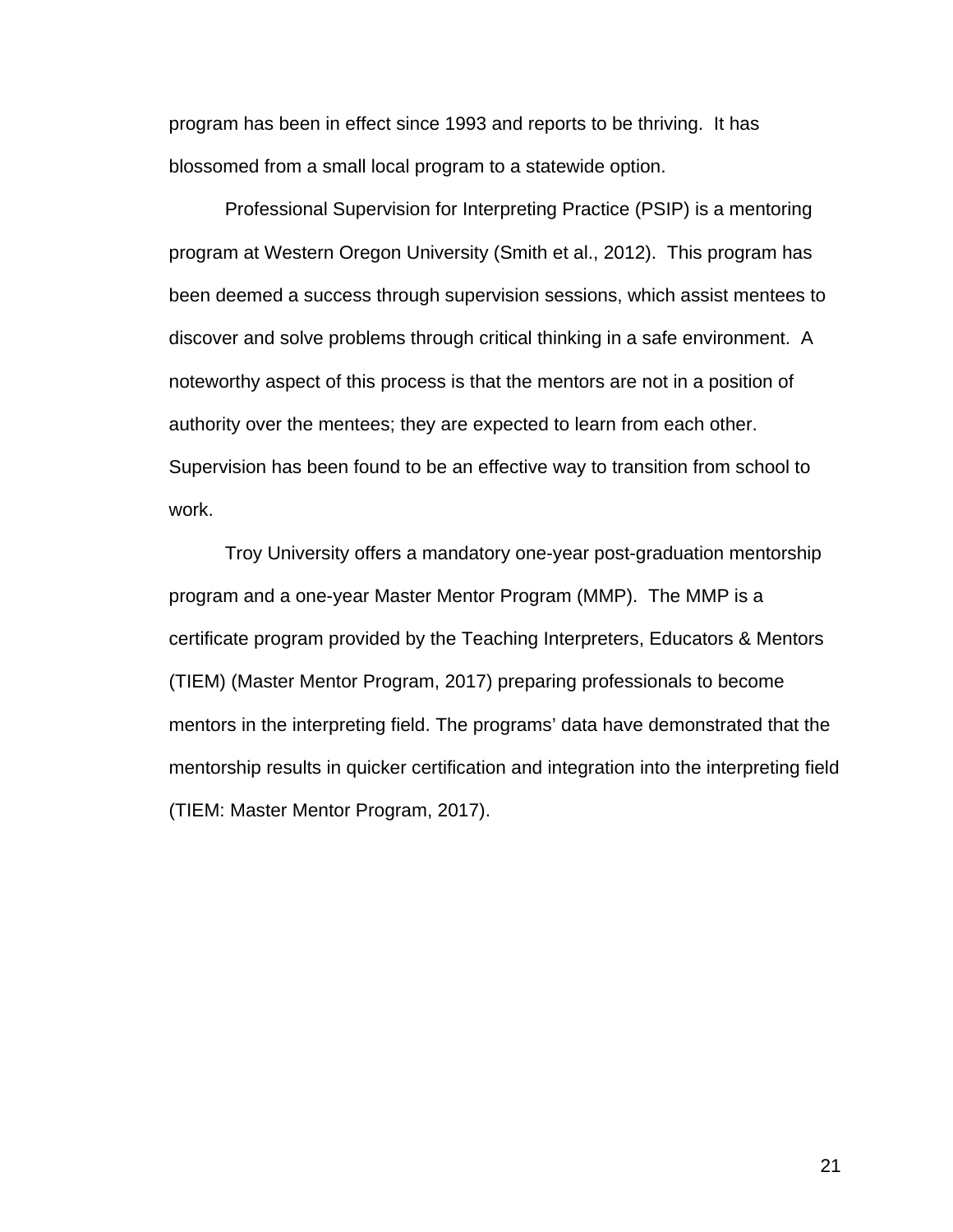program has been in effect since 1993 and reports to be thriving.  It has blossomed from a small local program to a statewide option.

Professional Supervision for Interpreting Practice (PSIP) is a mentoring program at Western Oregon University (Smith et al., 2012).  This program has been deemed a success through supervision sessions, which assist mentees to discover and solve problems through critical thinking in a safe environment.  A noteworthy aspect of this process is that the mentors are not in a position of authority over the mentees; they are expected to learn from each other. Supervision has been found to be an effective way to transition from school to work.

Troy University offers a mandatory one-year post-graduation mentorship program and a one-year Master Mentor Program (MMP).  The MMP is a certificate program provided by the Teaching Interpreters, Educators & Mentors (TIEM) (Master Mentor Program, 2017) preparing professionals to become mentors in the interpreting field. The programs' data have demonstrated that the mentorship results in quicker certification and integration into the interpreting field (TIEM: Master Mentor Program, 2017).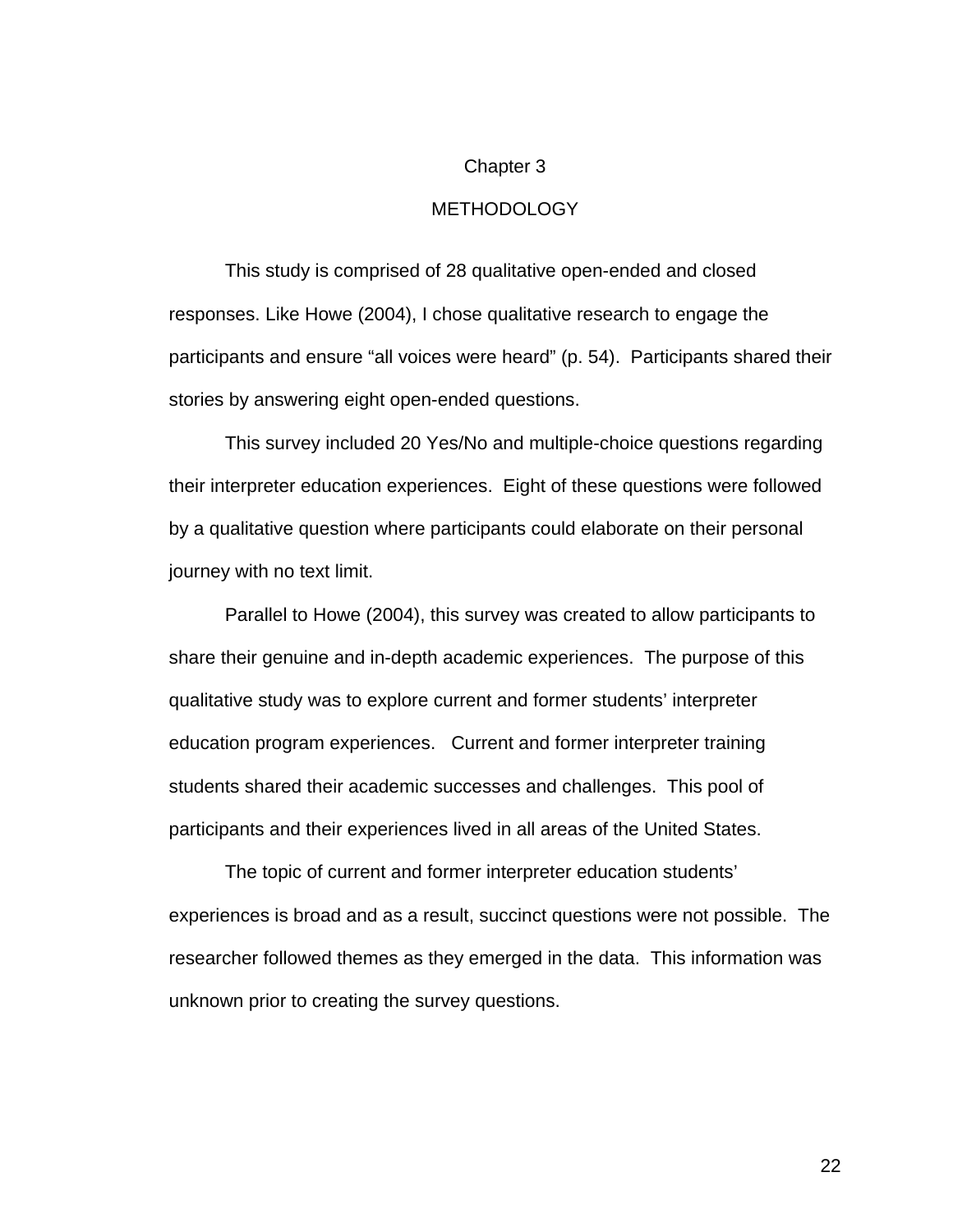# Chapter 3

# METHODOLOGY

This study is comprised of 28 qualitative open-ended and closed responses. Like Howe (2004), I chose qualitative research to engage the participants and ensure "all voices were heard" (p. 54). Participants shared their stories by answering eight open-ended questions.

This survey included 20 Yes/No and multiple-choice questions regarding their interpreter education experiences. Eight of these questions were followed by a qualitative question where participants could elaborate on their personal journey with no text limit.

Parallel to Howe (2004), this survey was created to allow participants to share their genuine and in-depth academic experiences. The purpose of this qualitative study was to explore current and former students' interpreter education program experiences. Current and former interpreter training students shared their academic successes and challenges. This pool of participants and their experiences lived in all areas of the United States.

The topic of current and former interpreter education students' experiences is broad and as a result, succinct questions were not possible. The researcher followed themes as they emerged in the data. This information was unknown prior to creating the survey questions.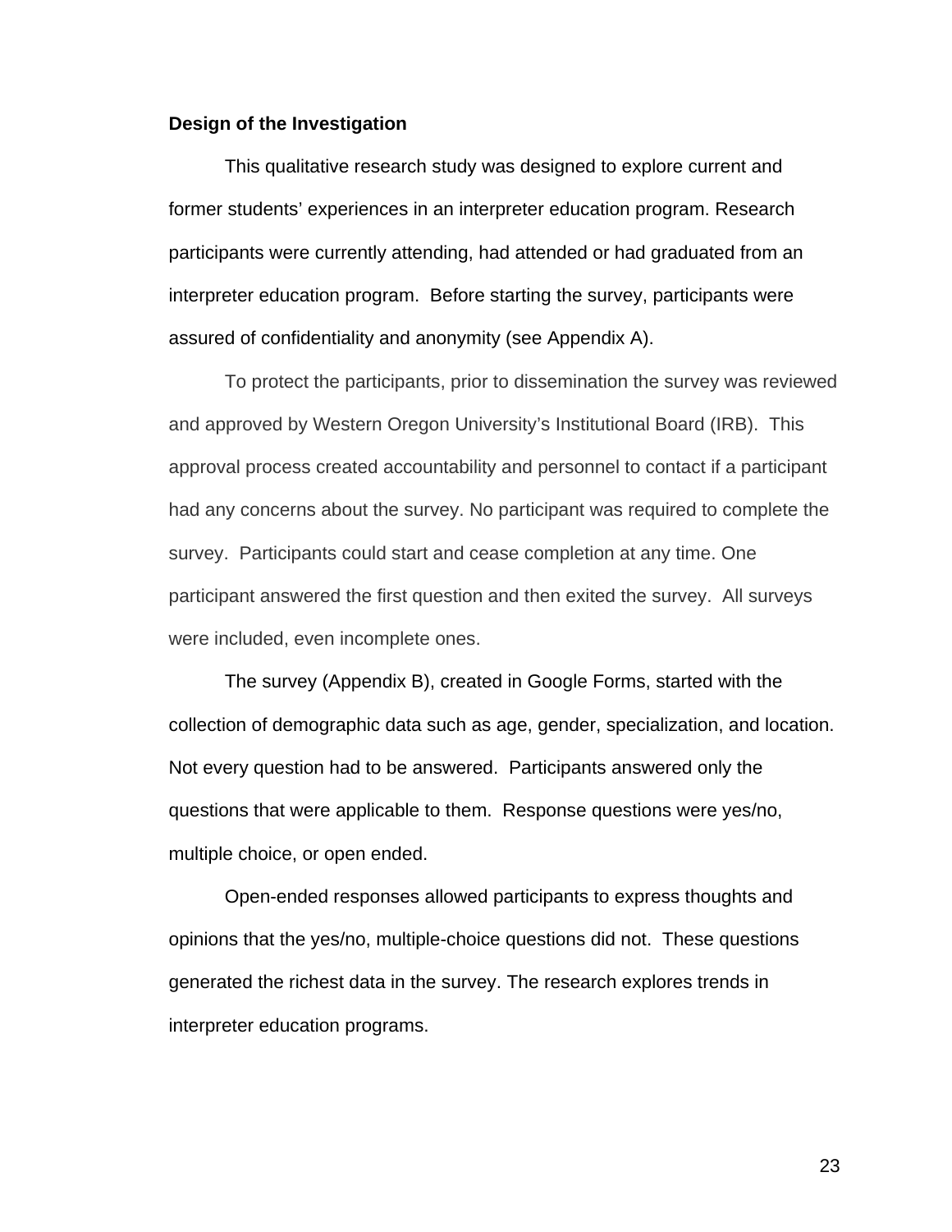**Design of the Investigation**

This qualitative research study was designed to explore current and former students' experiences in an interpreter education program. Research participants were currently attending, had attended or had graduated from an interpreter education program. Before starting the survey, participants were assured of confidentiality and anonymity (see Appendix A).

To protect the participants, prior to dissemination the survey was reviewed and approved by Western Oregon University's Institutional Board (IRB). This approval process created accountability and personnel to contact if a participant had any concerns about the survey. No participant was required to complete the survey. Participants could start and cease completion at any time. One participant answered the first question and then exited the survey. All surveys were included, even incomplete ones.

The survey (Appendix B), created in Google Forms, started with the collection of demographic data such as age, gender, specialization, and location. Not every question had to be answered. Participants answered only the questions that were applicable to them. Response questions were yes/no, multiple choice, or open ended.

Open-ended responses allowed participants to express thoughts and opinions that the yes/no, multiple-choice questions did not. These questions generated the richest data in the survey. The research explores trends in interpreter education programs.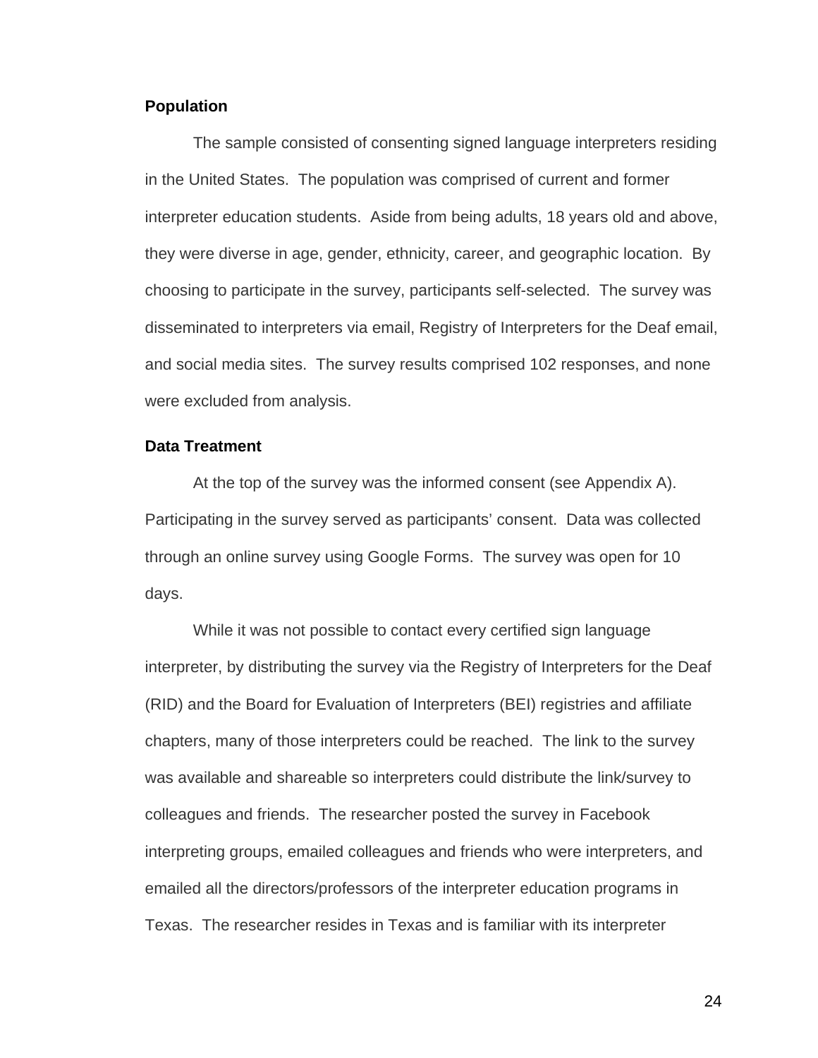### Population

The sample consisted of consenting signed language interpreters residing in the United States. The population was comprised of current and former interpreter education students. Aside from being adults, 18 years old and above, they were diverse in age, gender, ethnicity, career, and geographic location. By choosing to participate in the survey, participants self-selected. The survey was disseminated to interpreters via email, Registry of Interpreters for the Deaf email, and social media sites. The survey results comprised 102 responses, and none were excluded from analysis.

### Data Treatment

At the top of the survey was the informed consent (see Appendix A). Participating in the survey served as participants' consent. Data was collected through an online survey using Google Forms. The survey was open for 10 days.

While it was not possible to contact every certified sign language interpreter, by distributing the survey via the Registry of Interpreters for the Deaf (RID) and the Board for Evaluation of Interpreters (BEI) registries and affiliate chapters, many of those interpreters could be reached. The link to the survey was available and shareable so interpreters could distribute the link/survey to colleagues and friends. The researcher posted the survey in Facebook interpreting groups, emailed colleagues and friends who were interpreters, and emailed all the directors/professors of the interpreter education programs in Texas. The researcher resides in Texas and is familiar with its interpreter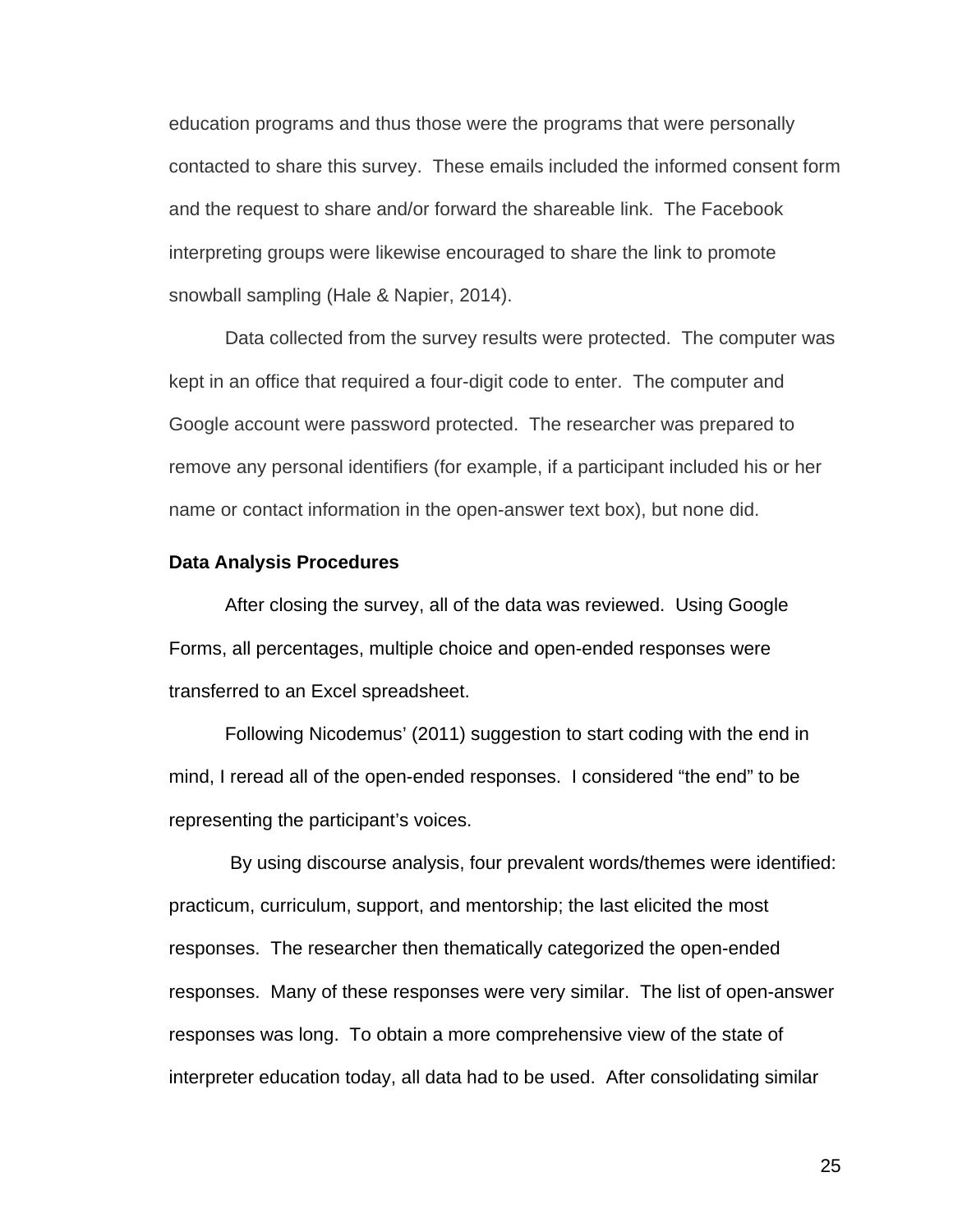education programs and thus those were the programs that were personally contacted to share this survey. These emails included the informed consent form and the request to share and/or forward the shareable link. The Facebook interpreting groups were likewise encouraged to share the link to promote snowball sampling (Hale & Napier, 2014).

Data collected from the survey results were protected. The computer was kept in an office that required a four-digit code to enter. The computer and Google account were password protected. The researcher was prepared to remove any personal identifiers (for example, if a participant included his or her name or contact information in the open-answer text box), but none did.

**Data Analysis Procedures**

After closing the survey, all of the data was reviewed. Using Google Forms, all percentages, multiple choice and open-ended responses were transferred to an Excel spreadsheet.

Following Nicodemus' (2011) suggestion to start coding with the end in mind, I reread all of the open-ended responses. I considered "the end" to be representing the participant's voices.

By using discourse analysis, four prevalent words/themes were identified: practicum, curriculum, support, and mentorship; the last elicited the most responses. The researcher then thematically categorized the open-ended responses. Many of these responses were very similar. The list of open-answer responses was long. To obtain a more comprehensive view of the state of interpreter education today, all data had to be used. After consolidating similar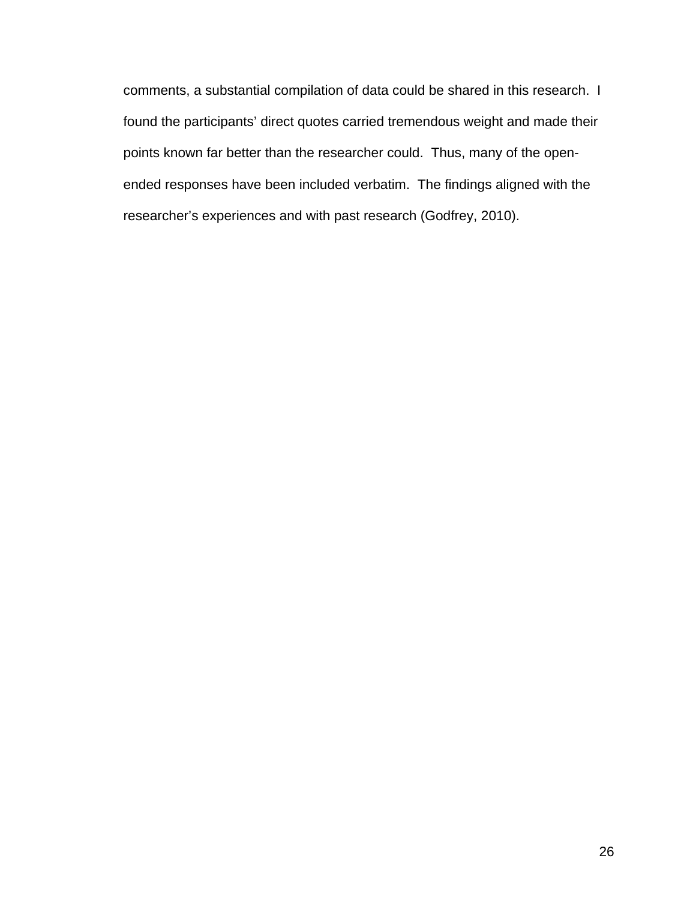comments, a substantial compilation of data could be shared in this research. I found the participants' direct quotes carried tremendous weight and made their points known far better than the researcher could. Thus, many of the open-ended responses have been included verbatim. The findings aligned with the researcher's experiences and with past research (Godfrey, 2010).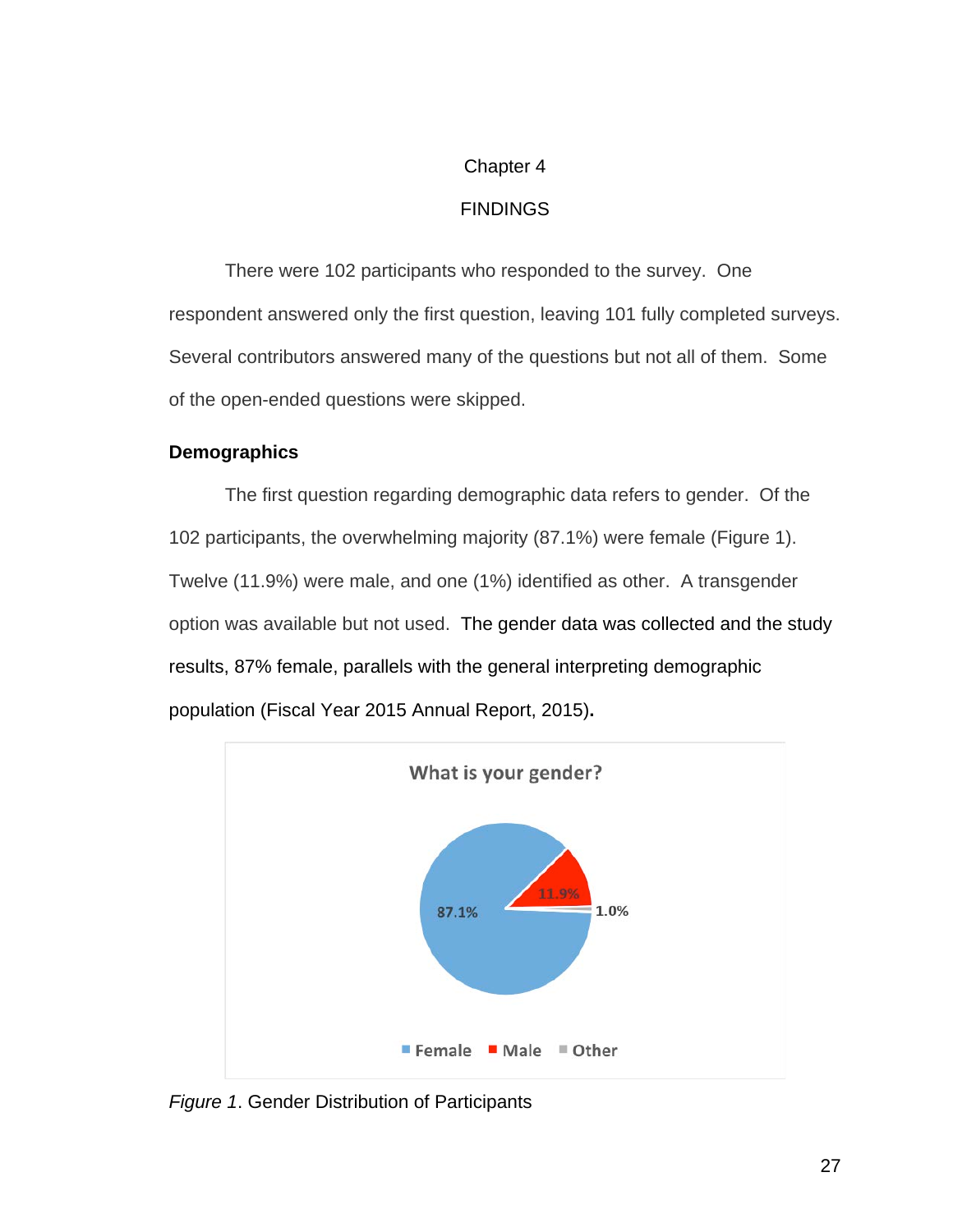# Chapter 4

# FINDINGS

There were 102 participants who responded to the survey. One respondent answered only the first question, leaving 101 fully completed surveys. Several contributors answered many of the questions but not all of them. Some of the open-ended questions were skipped.

## Demographics

The first question regarding demographic data refers to gender. Of the 102 participants, the overwhelming majority (87.1%) were female (Figure 1). Twelve (11.9%) were male, and one (1%) identified as other. A transgender option was available but not used. The gender data was collected and the study results, 87% female, parallels with the general interpreting demographic population (Fiscal Year 2015 Annual Report, 2015).

What is your gender?

87.1% 11.9% 1.0%

Female Male Other

*Figure 1*. Gender Distribution of Participants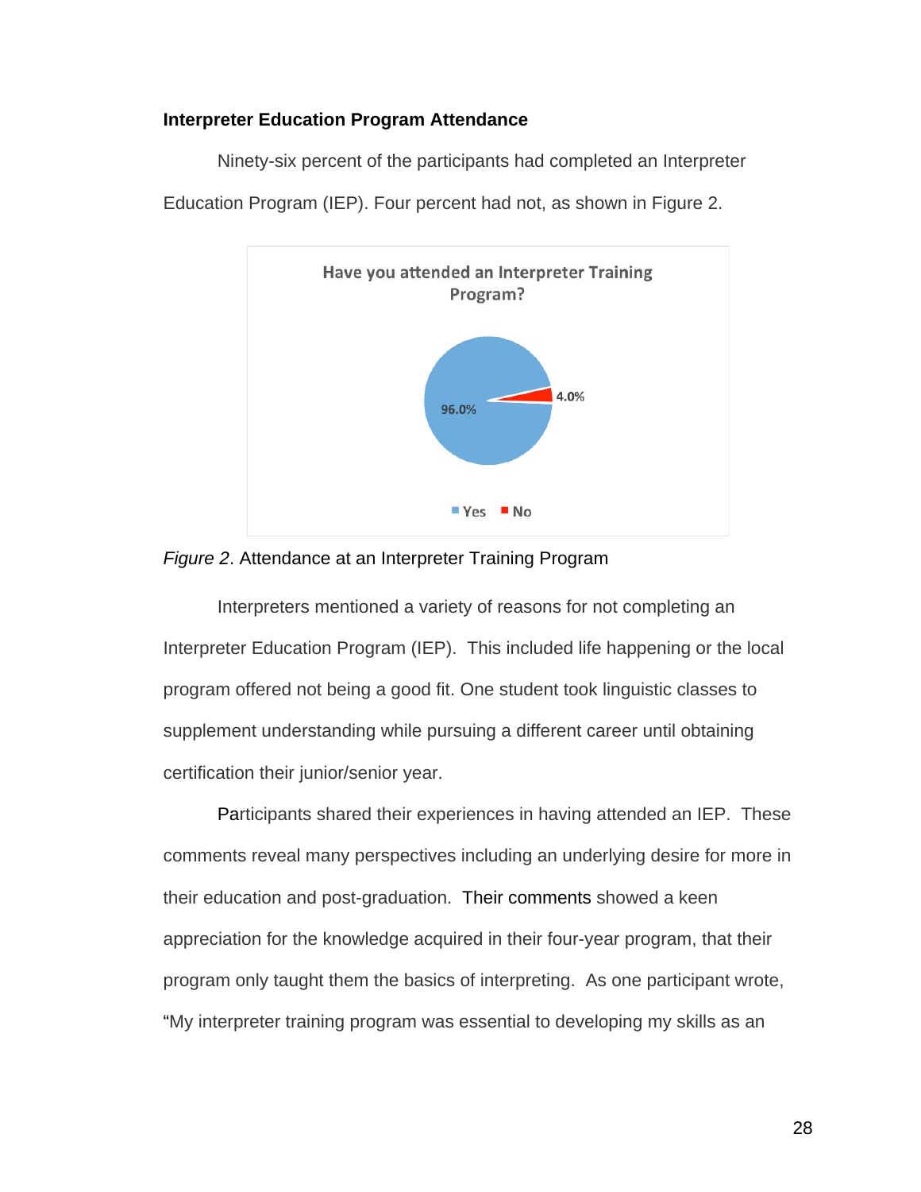**Interpreter Education Program Attendance**

Ninety-six percent of the participants had completed an Interpreter Education Program (IEP). Four percent had not, as shown in Figure 2.

*Figure 2*. Attendance at an Interpreter Training Program

Interpreters mentioned a variety of reasons for not completing an Interpreter Education Program (IEP). This included life happening or the local program offered not being a good fit. One student took linguistic classes to supplement understanding while pursuing a different career until obtaining certification their junior/senior year.

Participants shared their experiences in having attended an IEP. These comments reveal many perspectives including an underlying desire for more in their education and post-graduation. Their comments showed a keen appreciation for the knowledge acquired in their four-year program, that their program only taught them the basics of interpreting. As one participant wrote, "My interpreter training program was essential to developing my skills as an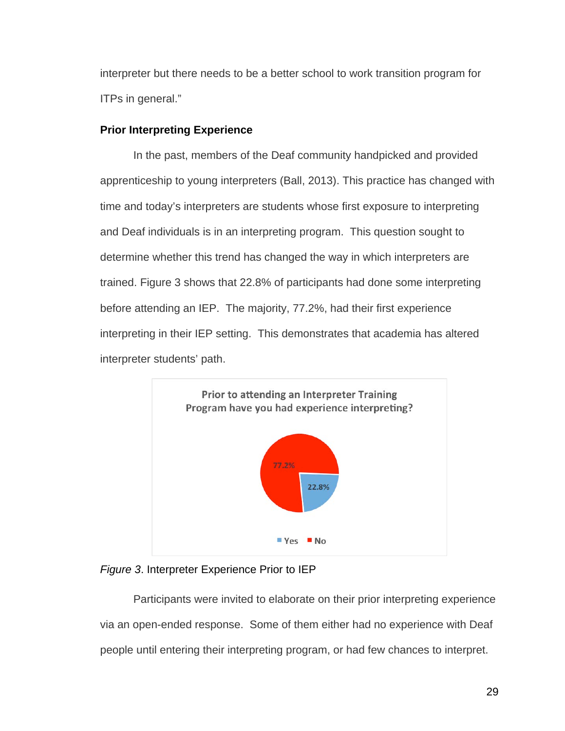interpreter but there needs to be a better school to work transition program for ITPs in general."

**Prior Interpreting Experience**

In the past, members of the Deaf community handpicked and provided apprenticeship to young interpreters (Ball, 2013). This practice has changed with time and today's interpreters are students whose first exposure to interpreting and Deaf individuals is in an interpreting program. This question sought to determine whether this trend has changed the way in which interpreters are trained. Figure 3 shows that 22.8% of participants had done some interpreting before attending an IEP. The majority, 77.2%, had their first experience interpreting in their IEP setting. This demonstrates that academia has altered interpreter students' path.

Prior to attending an Interpreter Training Program have you had experience interpreting?

77.2%

22.8%

Yes No

*Figure 3*. Interpreter Experience Prior to IEP

Participants were invited to elaborate on their prior interpreting experience via an open-ended response. Some of them either had no experience with Deaf people until entering their interpreting program, or had few chances to interpret.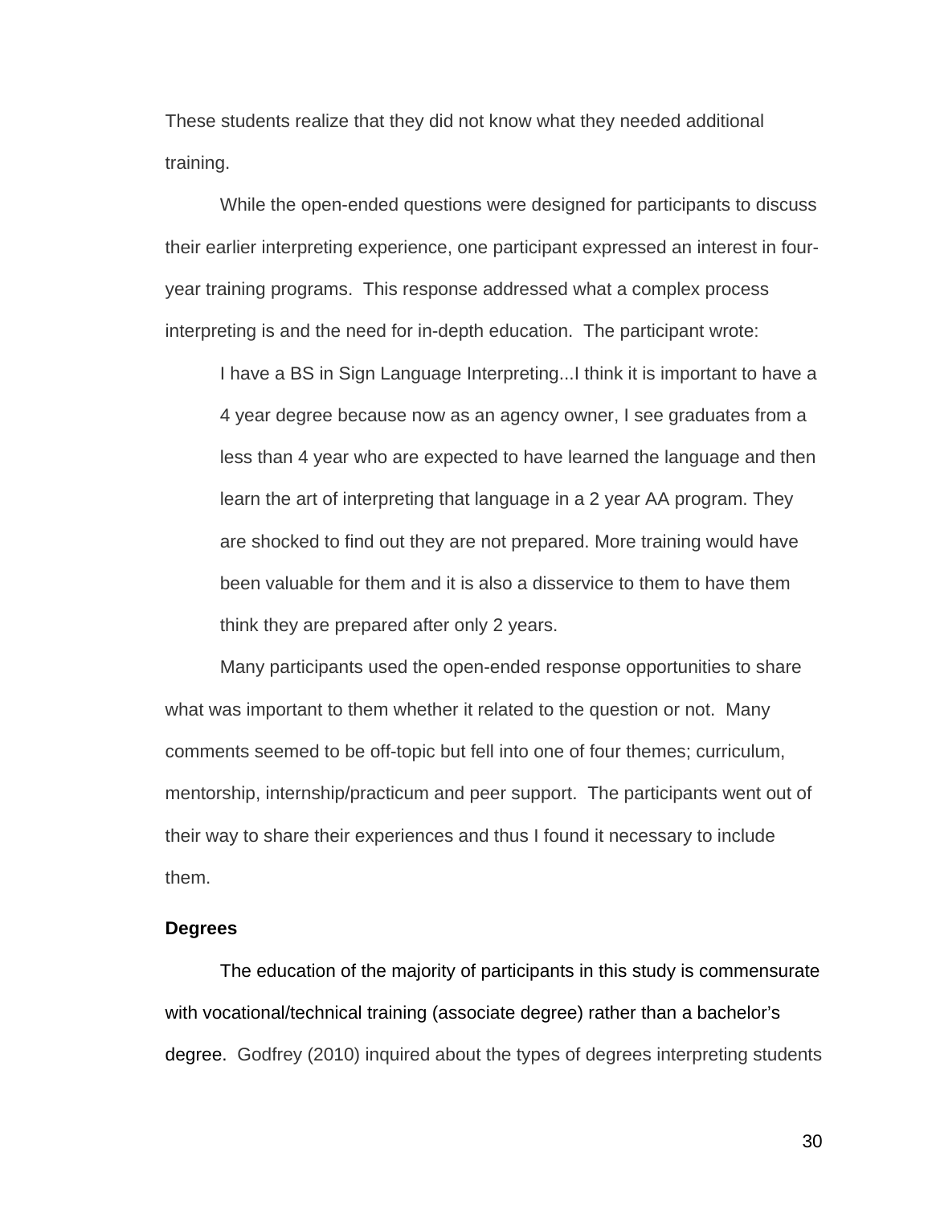These students realize that they did not know what they needed additional training.

While the open-ended questions were designed for participants to discuss their earlier interpreting experience, one participant expressed an interest in four-year training programs. This response addressed what a complex process interpreting is and the need for in-depth education. The participant wrote:

> I have a BS in Sign Language Interpreting...I think it is important to have a 4 year degree because now as an agency owner, I see graduates from a less than 4 year who are expected to have learned the language and then learn the art of interpreting that language in a 2 year AA program. They are shocked to find out they are not prepared. More training would have been valuable for them and it is also a disservice to them to have them think they are prepared after only 2 years.

Many participants used the open-ended response opportunities to share what was important to them whether it related to the question or not. Many comments seemed to be off-topic but fell into one of four themes; curriculum, mentorship, internship/practicum and peer support. The participants went out of their way to share their experiences and thus I found it necessary to include them.

**Degrees**

The education of the majority of participants in this study is commensurate with vocational/technical training (associate degree) rather than a bachelor's degree. Godfrey (2010) inquired about the types of degrees interpreting students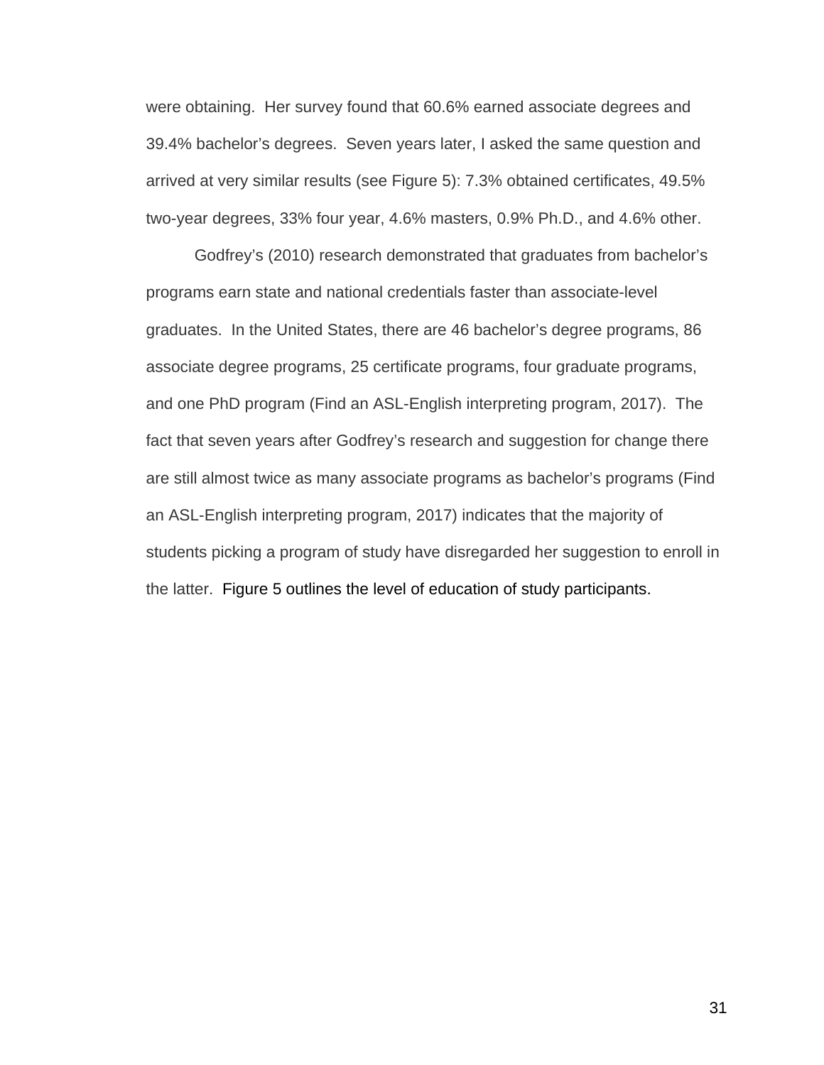were obtaining. Her survey found that 60.6% earned associate degrees and 39.4% bachelor's degrees. Seven years later, I asked the same question and arrived at very similar results (see Figure 5): 7.3% obtained certificates, 49.5% two-year degrees, 33% four year, 4.6% masters, 0.9% Ph.D., and 4.6% other.

Godfrey's (2010) research demonstrated that graduates from bachelor's programs earn state and national credentials faster than associate-level graduates. In the United States, there are 46 bachelor's degree programs, 86 associate degree programs, 25 certificate programs, four graduate programs, and one PhD program (Find an ASL-English interpreting program, 2017). The fact that seven years after Godfrey's research and suggestion for change there are still almost twice as many associate programs as bachelor's programs (Find an ASL-English interpreting program, 2017) indicates that the majority of students picking a program of study have disregarded her suggestion to enroll in the latter. Figure 5 outlines the level of education of study participants.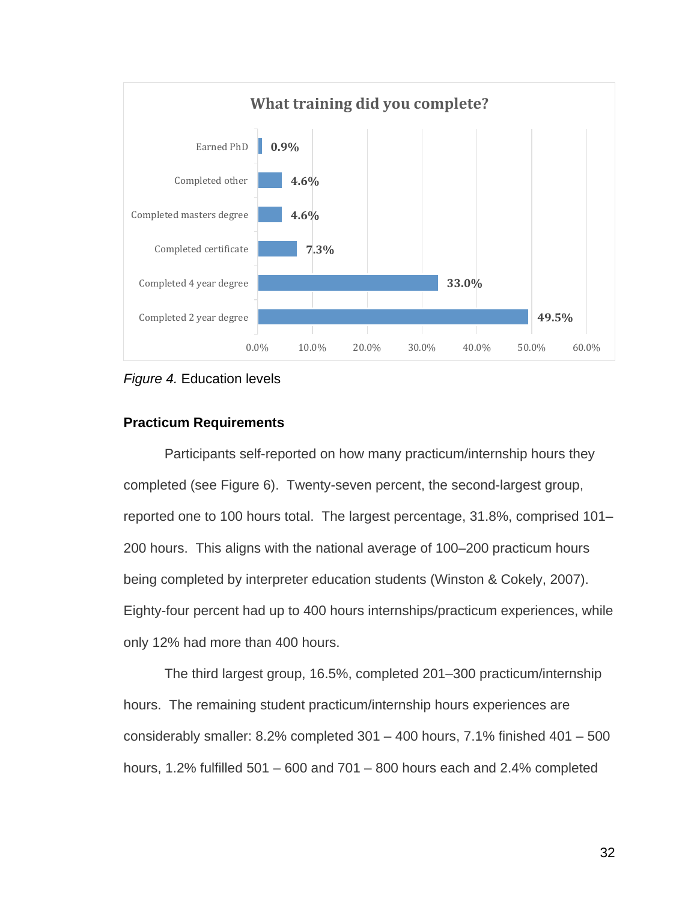What training did you complete?

| Training | Percentage |
|---|---|
| Earned PhD | 0.9% |
| Completed other | 4.6% |
| Completed masters degree | 4.6% |
| Completed certificate | 7.3% |
| Completed 4 year degree | 33.0% |
| Completed 2 year degree | 49.5% |

*Figure 4.* Education levels

### Practicum Requirements

Participants self-reported on how many practicum/internship hours they completed (see Figure 6). Twenty-seven percent, the second-largest group, reported one to 100 hours total. The largest percentage, 31.8%, comprised 101–200 hours. This aligns with the national average of 100–200 practicum hours being completed by interpreter education students (Winston & Cokely, 2007). Eighty-four percent had up to 400 hours internships/practicum experiences, while only 12% had more than 400 hours.

The third largest group, 16.5%, completed 201–300 practicum/internship hours. The remaining student practicum/internship hours experiences are considerably smaller: 8.2% completed 301 – 400 hours, 7.1% finished 401 – 500 hours, 1.2% fulfilled 501 – 600 and 701 – 800 hours each and 2.4% completed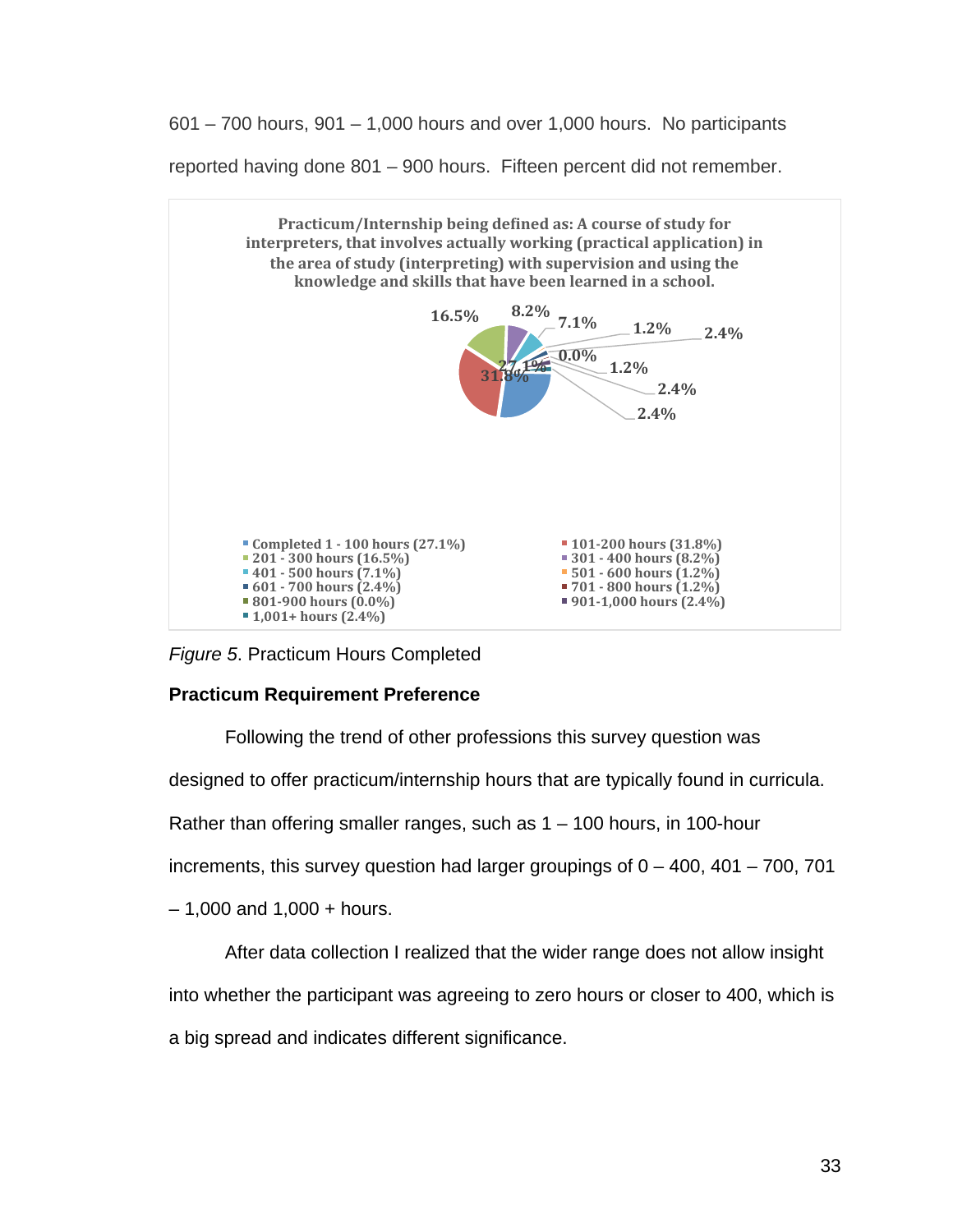601 – 700 hours, 901 – 1,000 hours and over 1,000 hours.  No participants reported having done 801 – 900 hours.  Fifteen percent did not remember.

**Practicum/Internship being defined as: A course of study for interpreters, that involves actually working (practical application) in the area of study (interpreting) with supervision and using the knowledge and skills that have been learned in a school.**

- Completed 1 - 100 hours (27.1%)
- 101-200 hours (31.8%)
- 201 - 300 hours (16.5%)
- 301 - 400 hours (8.2%)
- 401 - 500 hours (7.1%)
- 501 - 600 hours (1.2%)
- 601 - 700 hours (2.4%)
- 701 - 800 hours (1.2%)
- 801-900 hours (0.0%)
- 901-1,000 hours (2.4%)
- 1,001+ hours (2.4%)

*Figure 5*. Practicum Hours Completed

**Practicum Requirement Preference**

Following the trend of other professions this survey question was designed to offer practicum/internship hours that are typically found in curricula. Rather than offering smaller ranges, such as 1 – 100 hours, in 100-hour increments, this survey question had larger groupings of 0 – 400, 401 – 700, 701 – 1,000 and 1,000 + hours.

After data collection I realized that the wider range does not allow insight into whether the participant was agreeing to zero hours or closer to 400, which is a big spread and indicates different significance.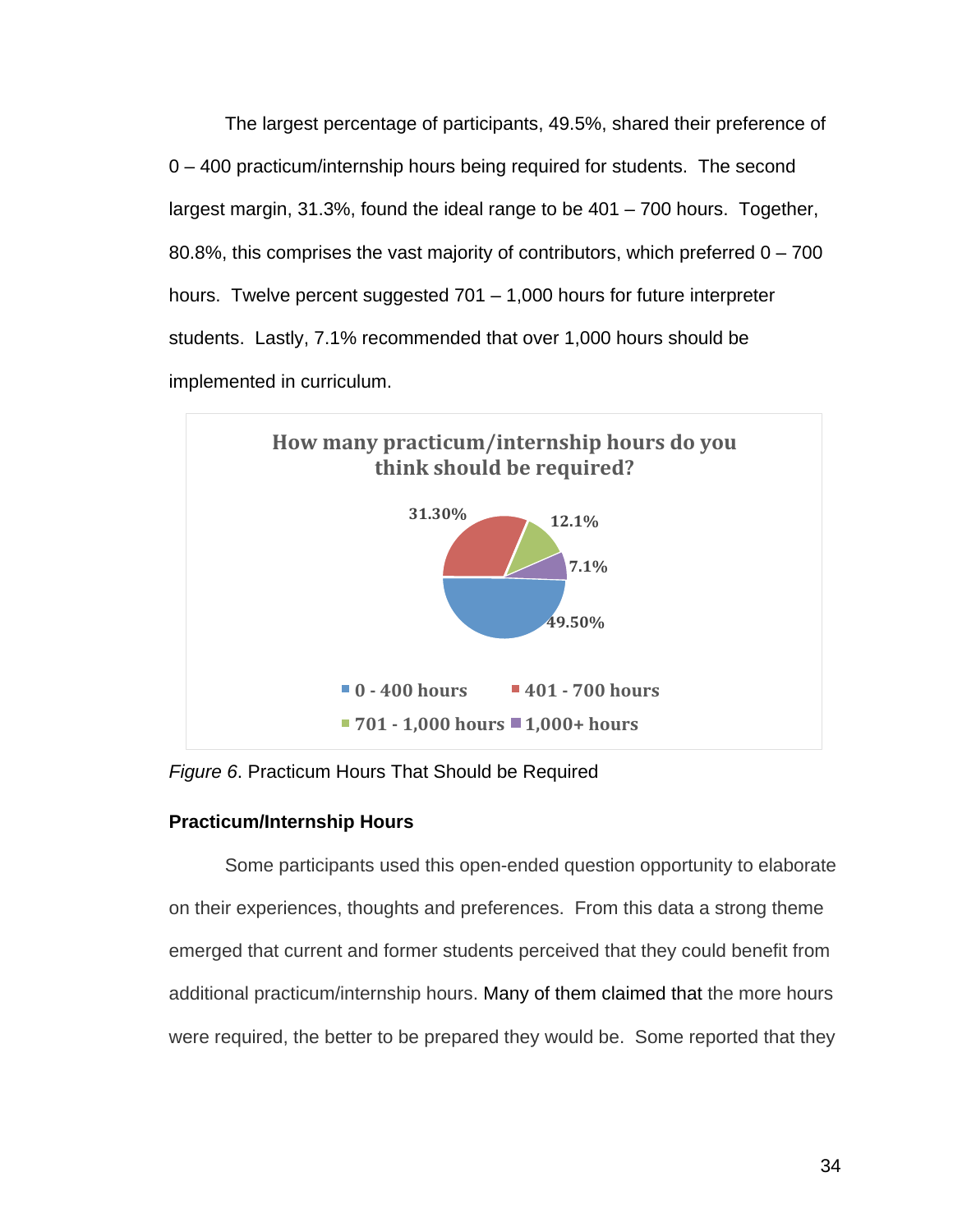The largest percentage of participants, 49.5%, shared their preference of 0 – 400 practicum/internship hours being required for students. The second largest margin, 31.3%, found the ideal range to be 401 – 700 hours. Together, 80.8%, this comprises the vast majority of contributors, which preferred 0 – 700 hours. Twelve percent suggested 701 – 1,000 hours for future interpreter students. Lastly, 7.1% recommended that over 1,000 hours should be implemented in curriculum.

**How many practicum/internship hours do you think should be required?**

| Hours | Percentage |
|---|---|
| 0 - 400 hours | 49.50% |
| 401 - 700 hours | 31.30% |
| 701 - 1,000 hours | 12.1% |
| 1,000+ hours | 7.1% |

*Figure 6*. Practicum Hours That Should be Required

### Practicum/Internship Hours

Some participants used this open-ended question opportunity to elaborate on their experiences, thoughts and preferences. From this data a strong theme emerged that current and former students perceived that they could benefit from additional practicum/internship hours. Many of them claimed that the more hours were required, the better to be prepared they would be. Some reported that they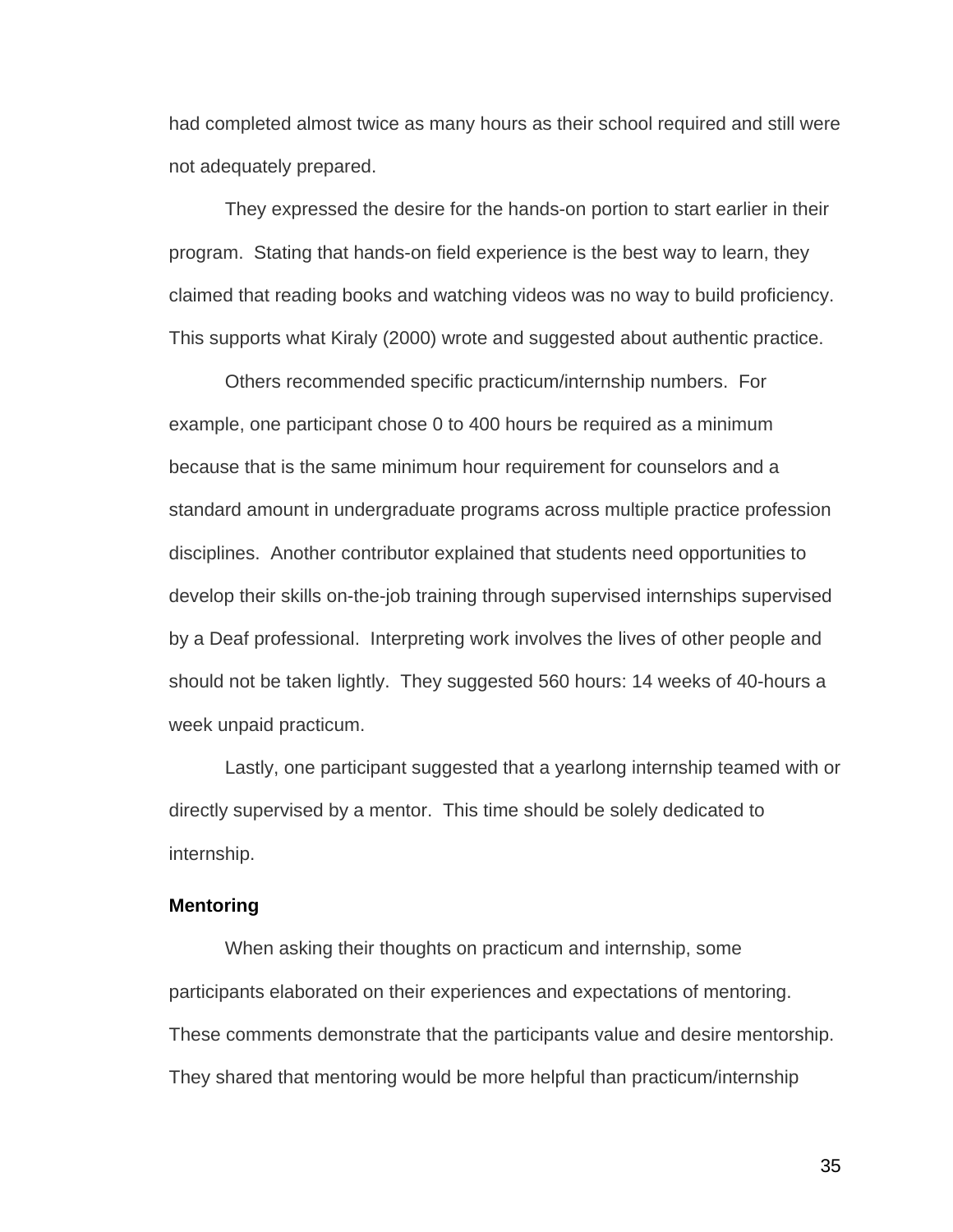had completed almost twice as many hours as their school required and still were not adequately prepared.

They expressed the desire for the hands-on portion to start earlier in their program. Stating that hands-on field experience is the best way to learn, they claimed that reading books and watching videos was no way to build proficiency. This supports what Kiraly (2000) wrote and suggested about authentic practice.

Others recommended specific practicum/internship numbers. For example, one participant chose 0 to 400 hours be required as a minimum because that is the same minimum hour requirement for counselors and a standard amount in undergraduate programs across multiple practice profession disciplines. Another contributor explained that students need opportunities to develop their skills on-the-job training through supervised internships supervised by a Deaf professional. Interpreting work involves the lives of other people and should not be taken lightly. They suggested 560 hours: 14 weeks of 40-hours a week unpaid practicum.

Lastly, one participant suggested that a yearlong internship teamed with or directly supervised by a mentor. This time should be solely dedicated to internship.

### Mentoring

When asking their thoughts on practicum and internship, some participants elaborated on their experiences and expectations of mentoring. These comments demonstrate that the participants value and desire mentorship. They shared that mentoring would be more helpful than practicum/internship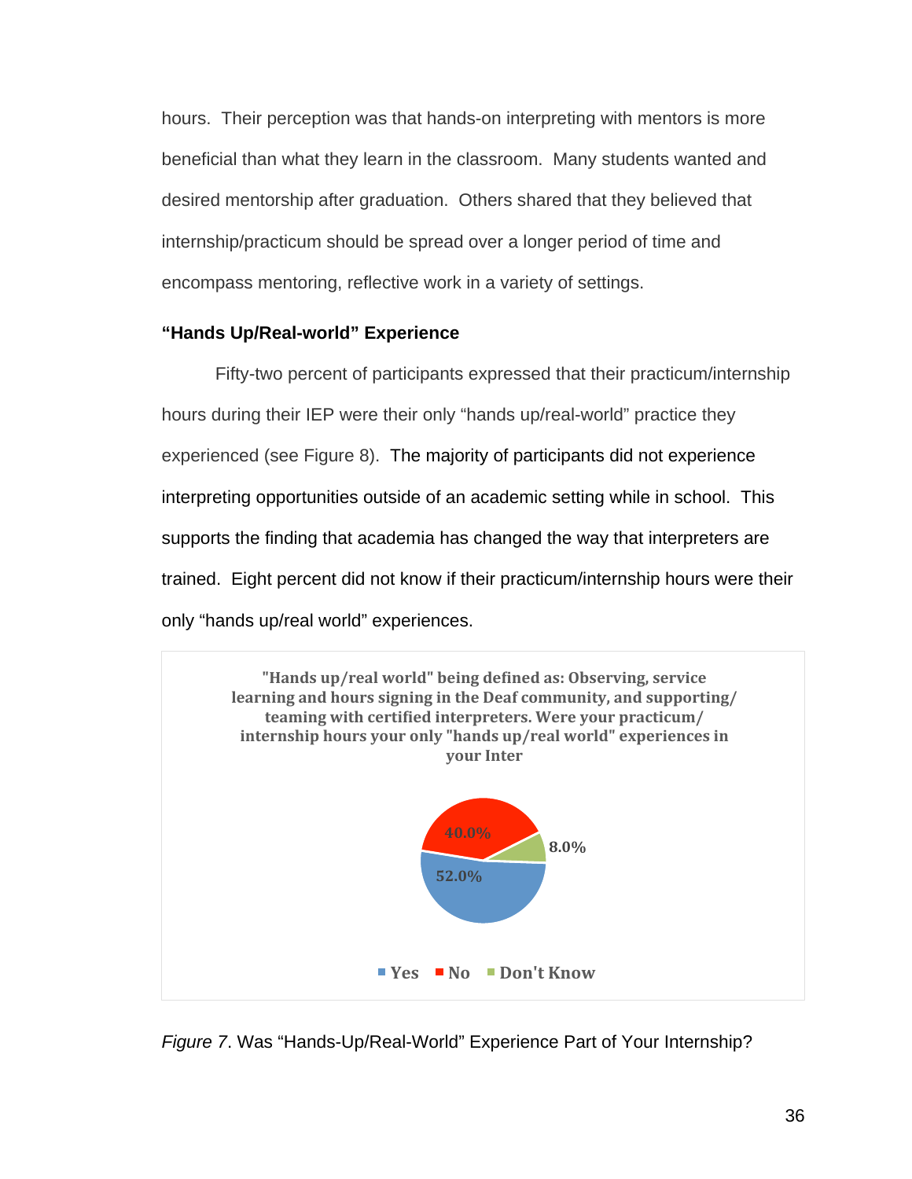hours. Their perception was that hands-on interpreting with mentors is more beneficial than what they learn in the classroom. Many students wanted and desired mentorship after graduation. Others shared that they believed that internship/practicum should be spread over a longer period of time and encompass mentoring, reflective work in a variety of settings.

### "Hands Up/Real-world" Experience

Fifty-two percent of participants expressed that their practicum/internship hours during their IEP were their only "hands up/real-world" practice they experienced (see Figure 8). The majority of participants did not experience interpreting opportunities outside of an academic setting while in school. This supports the finding that academia has changed the way that interpreters are trained. Eight percent did not know if their practicum/internship hours were their only "hands up/real world" experiences.

**"Hands up/real world" being defined as: Observing, service learning and hours signing in the Deaf community, and supporting/ teaming with certified interpreters. Were your practicum/ internship hours your only "hands up/real world" experiences in your Inter**

| Response | Percentage |
|---|---|
| Yes | 52.0% |
| No | 40.0% |
| Don't Know | 8.0% |

*Figure 7*. Was "Hands-Up/Real-World" Experience Part of Your Internship?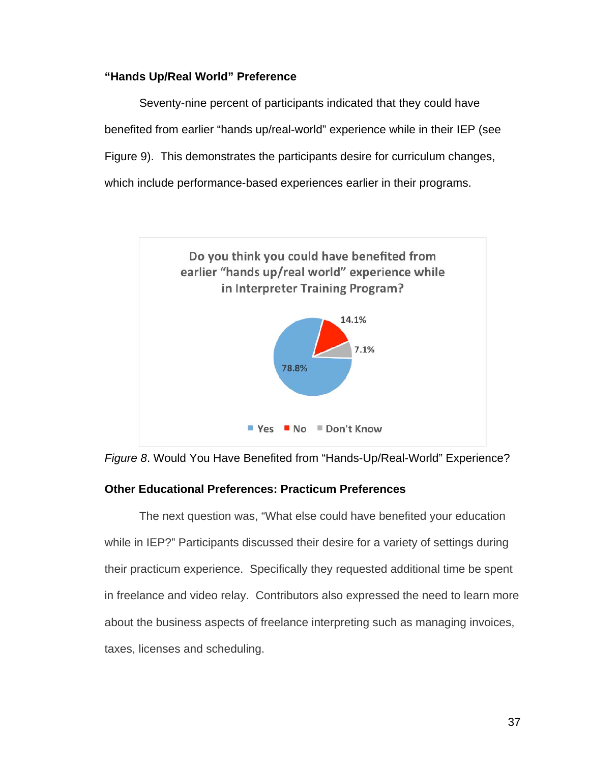**"Hands Up/Real World" Preference**

Seventy-nine percent of participants indicated that they could have benefited from earlier "hands up/real-world" experience while in their IEP (see Figure 9). This demonstrates the participants desire for curriculum changes, which include performance-based experiences earlier in their programs.

Do you think you could have benefited from earlier "hands up/real world" experience while in Interpreter Training Program?

| Response | Percentage |
|---|---|
| Yes | 78.8% |
| No | 14.1% |
| Don't Know | 7.1% |

*Figure 8*. Would You Have Benefited from "Hands-Up/Real-World" Experience?

**Other Educational Preferences: Practicum Preferences**

The next question was, "What else could have benefited your education while in IEP?" Participants discussed their desire for a variety of settings during their practicum experience. Specifically they requested additional time be spent in freelance and video relay. Contributors also expressed the need to learn more about the business aspects of freelance interpreting such as managing invoices, taxes, licenses and scheduling.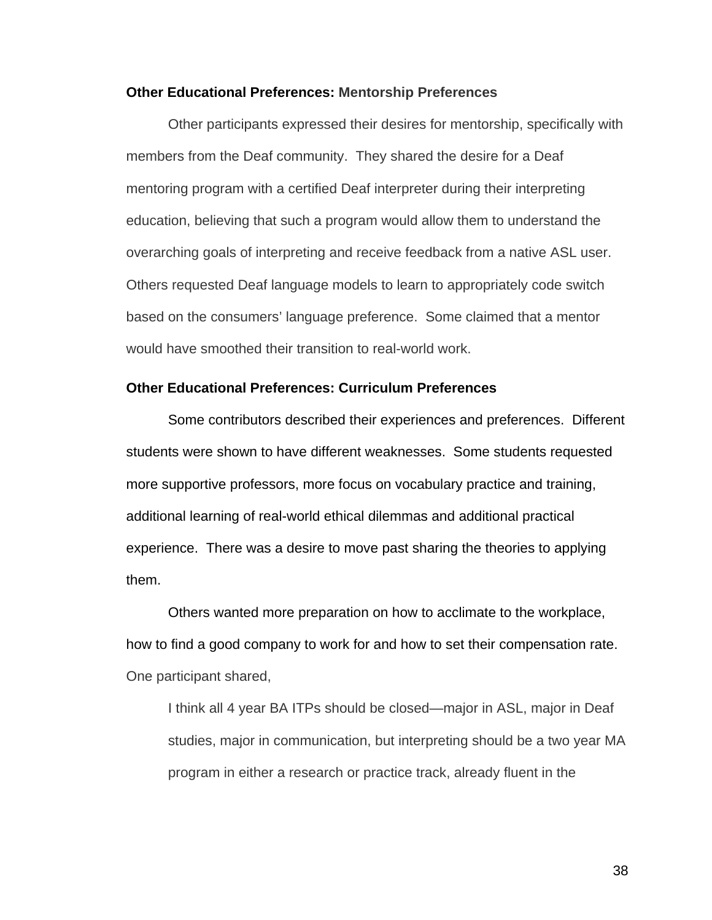**Other Educational Preferences: Mentorship Preferences**

Other participants expressed their desires for mentorship, specifically with members from the Deaf community. They shared the desire for a Deaf mentoring program with a certified Deaf interpreter during their interpreting education, believing that such a program would allow them to understand the overarching goals of interpreting and receive feedback from a native ASL user. Others requested Deaf language models to learn to appropriately code switch based on the consumers' language preference. Some claimed that a mentor would have smoothed their transition to real-world work.

**Other Educational Preferences: Curriculum Preferences**

Some contributors described their experiences and preferences. Different students were shown to have different weaknesses. Some students requested more supportive professors, more focus on vocabulary practice and training, additional learning of real-world ethical dilemmas and additional practical experience. There was a desire to move past sharing the theories to applying them.

Others wanted more preparation on how to acclimate to the workplace, how to find a good company to work for and how to set their compensation rate. One participant shared,

> I think all 4 year BA ITPs should be closed—major in ASL, major in Deaf studies, major in communication, but interpreting should be a two year MA program in either a research or practice track, already fluent in the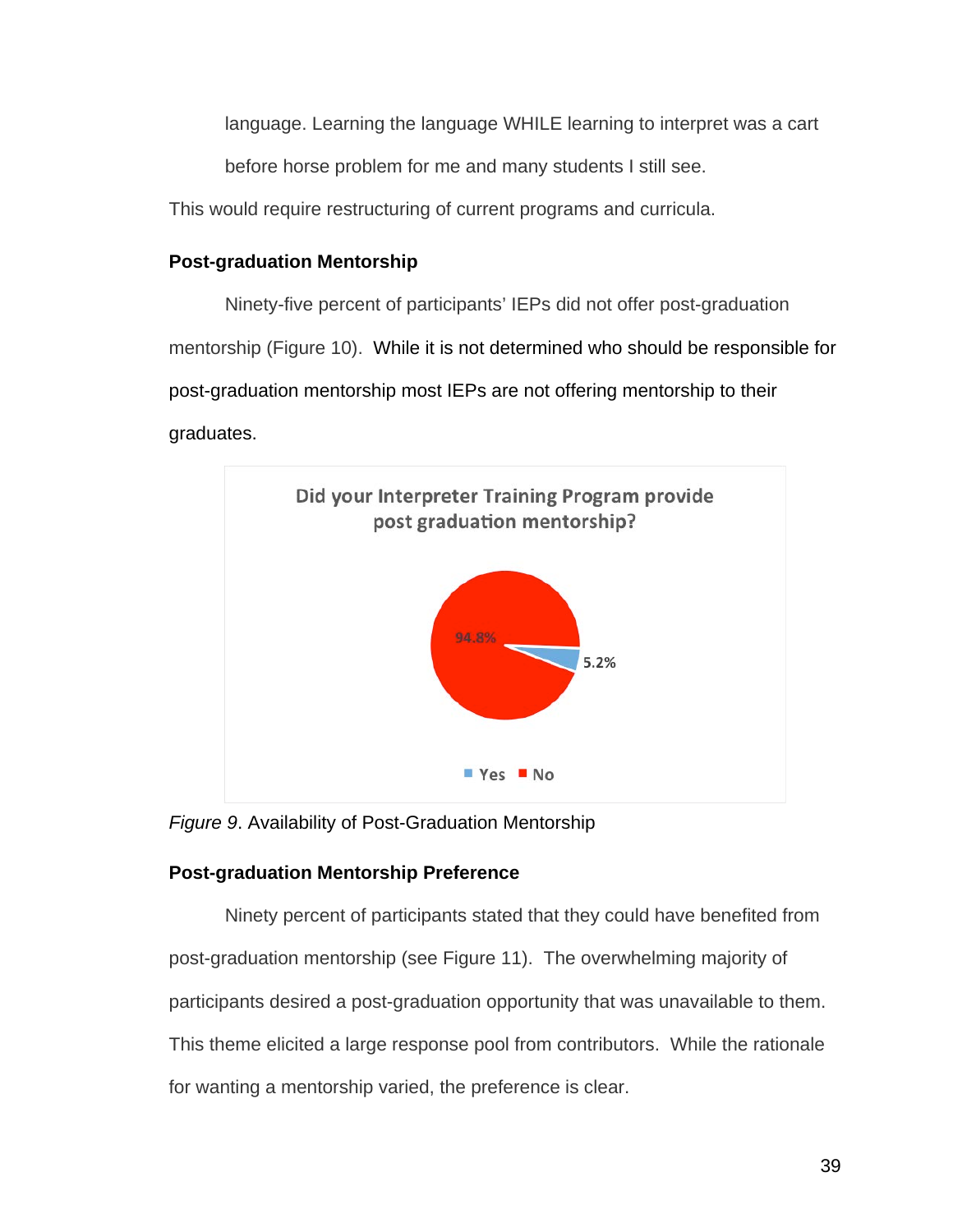language. Learning the language WHILE learning to interpret was a cart before horse problem for me and many students I still see.

This would require restructuring of current programs and curricula.

**Post-graduation Mentorship**

Ninety-five percent of participants' IEPs did not offer post-graduation mentorship (Figure 10). While it is not determined who should be responsible for post-graduation mentorship most IEPs are not offering mentorship to their graduates.

Did your Interpreter Training Program provide post graduation mentorship?

94.8%

5.2%

Yes No

*Figure 9*. Availability of Post-Graduation Mentorship

**Post-graduation Mentorship Preference**

Ninety percent of participants stated that they could have benefited from post-graduation mentorship (see Figure 11). The overwhelming majority of participants desired a post-graduation opportunity that was unavailable to them. This theme elicited a large response pool from contributors. While the rationale for wanting a mentorship varied, the preference is clear.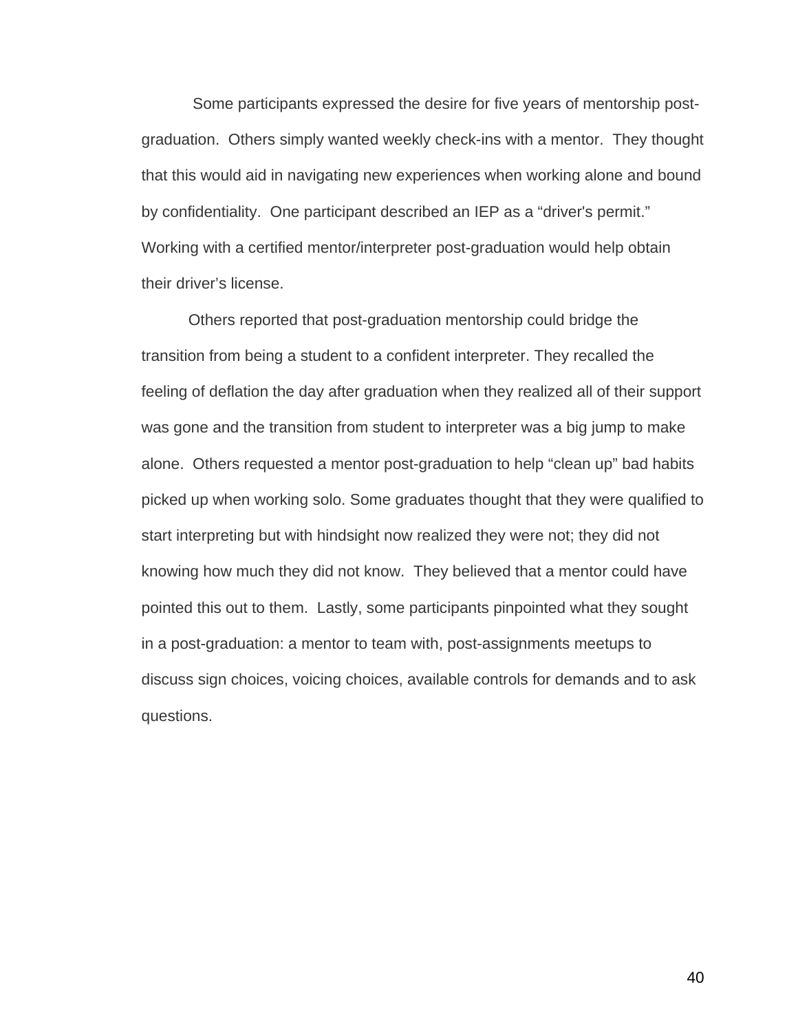Some participants expressed the desire for five years of mentorship post-graduation. Others simply wanted weekly check-ins with a mentor. They thought that this would aid in navigating new experiences when working alone and bound by confidentiality. One participant described an IEP as a "driver's permit." Working with a certified mentor/interpreter post-graduation would help obtain their driver's license.

Others reported that post-graduation mentorship could bridge the transition from being a student to a confident interpreter. They recalled the feeling of deflation the day after graduation when they realized all of their support was gone and the transition from student to interpreter was a big jump to make alone. Others requested a mentor post-graduation to help "clean up" bad habits picked up when working solo. Some graduates thought that they were qualified to start interpreting but with hindsight now realized they were not; they did not knowing how much they did not know. They believed that a mentor could have pointed this out to them. Lastly, some participants pinpointed what they sought in a post-graduation: a mentor to team with, post-assignments meetups to discuss sign choices, voicing choices, available controls for demands and to ask questions.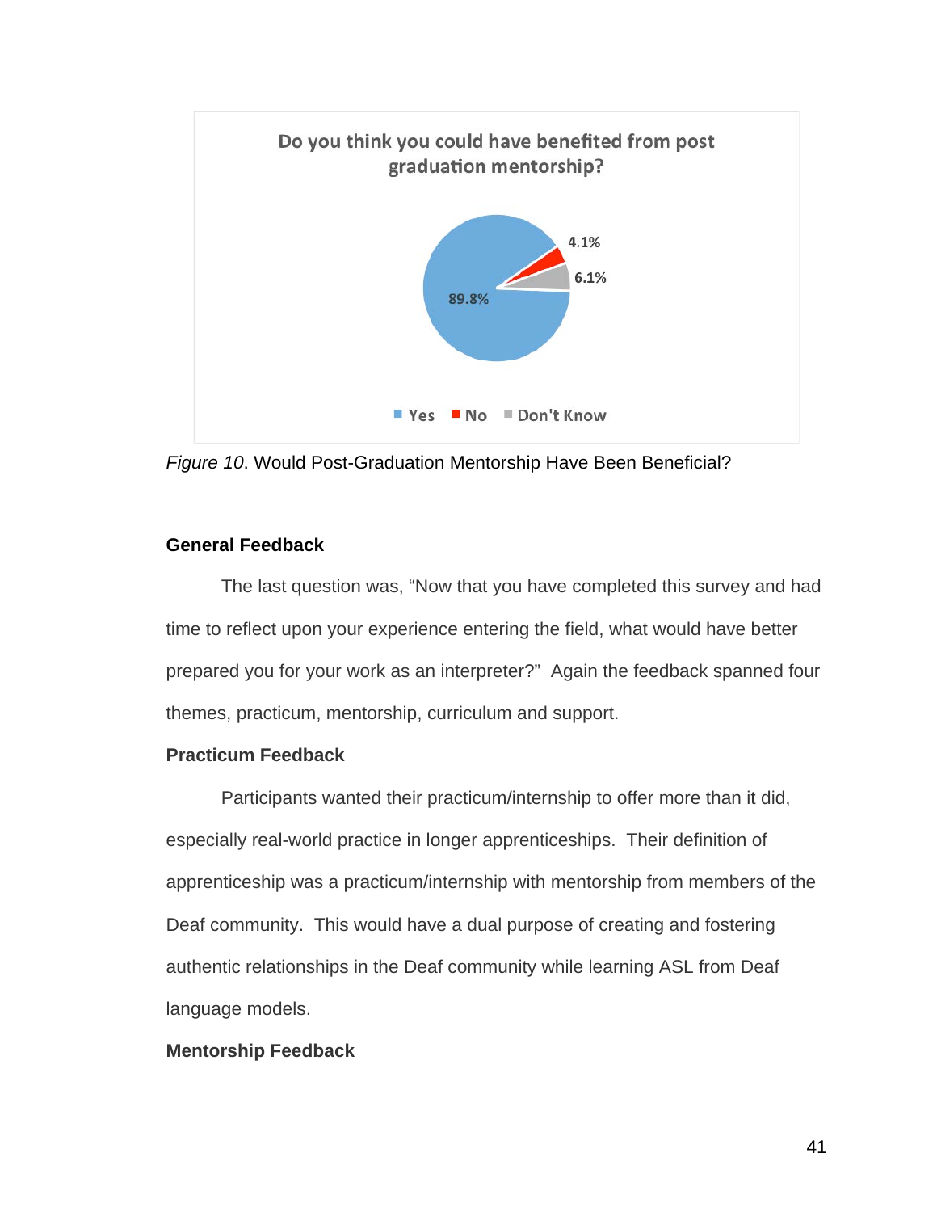*Figure 10*. Would Post-Graduation Mentorship Have Been Beneficial?

**General Feedback**

The last question was, "Now that you have completed this survey and had time to reflect upon your experience entering the field, what would have better prepared you for your work as an interpreter?" Again the feedback spanned four themes, practicum, mentorship, curriculum and support.

**Practicum Feedback**

Participants wanted their practicum/internship to offer more than it did, especially real-world practice in longer apprenticeships. Their definition of apprenticeship was a practicum/internship with mentorship from members of the Deaf community. This would have a dual purpose of creating and fostering authentic relationships in the Deaf community while learning ASL from Deaf language models.

**Mentorship Feedback**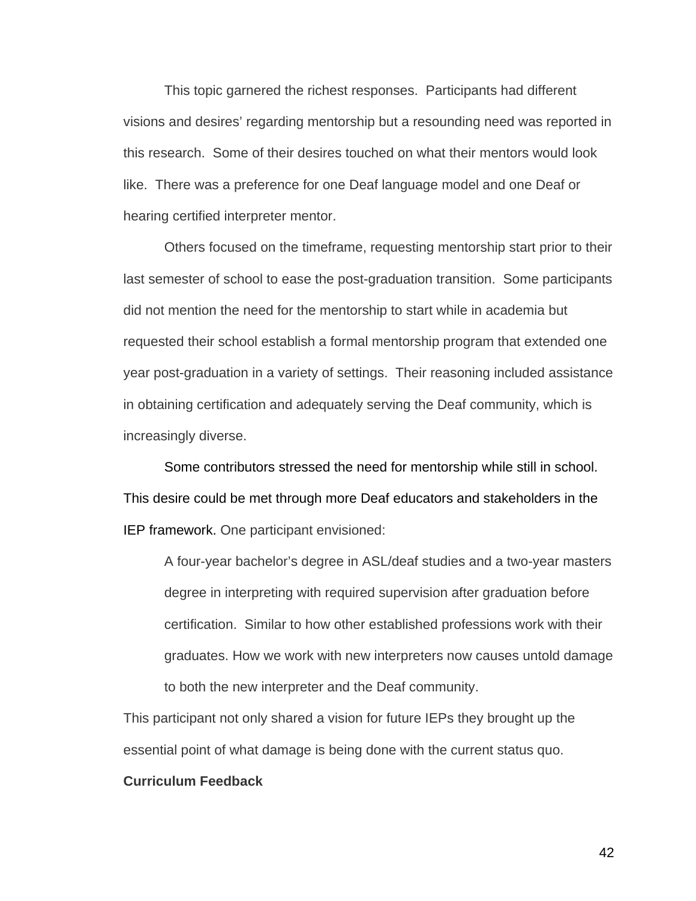This topic garnered the richest responses. Participants had different visions and desires' regarding mentorship but a resounding need was reported in this research. Some of their desires touched on what their mentors would look like. There was a preference for one Deaf language model and one Deaf or hearing certified interpreter mentor.

Others focused on the timeframe, requesting mentorship start prior to their last semester of school to ease the post-graduation transition. Some participants did not mention the need for the mentorship to start while in academia but requested their school establish a formal mentorship program that extended one year post-graduation in a variety of settings. Their reasoning included assistance in obtaining certification and adequately serving the Deaf community, which is increasingly diverse.

Some contributors stressed the need for mentorship while still in school. This desire could be met through more Deaf educators and stakeholders in the IEP framework. One participant envisioned:

> A four-year bachelor's degree in ASL/deaf studies and a two-year masters degree in interpreting with required supervision after graduation before certification. Similar to how other established professions work with their graduates. How we work with new interpreters now causes untold damage to both the new interpreter and the Deaf community.

This participant not only shared a vision for future IEPs they brought up the essential point of what damage is being done with the current status quo.

**Curriculum Feedback**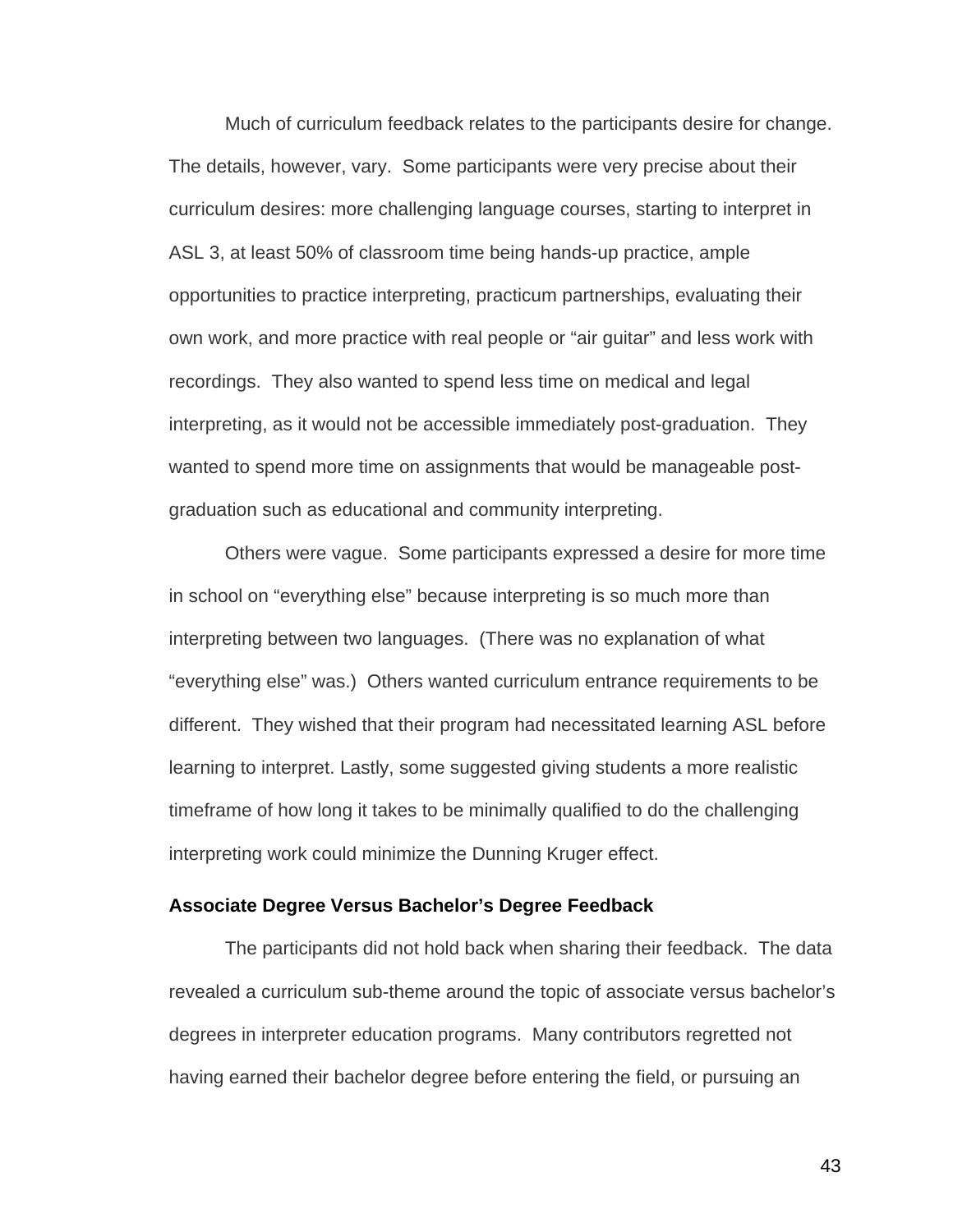Much of curriculum feedback relates to the participants desire for change. The details, however, vary. Some participants were very precise about their curriculum desires: more challenging language courses, starting to interpret in ASL 3, at least 50% of classroom time being hands-up practice, ample opportunities to practice interpreting, practicum partnerships, evaluating their own work, and more practice with real people or "air guitar" and less work with recordings. They also wanted to spend less time on medical and legal interpreting, as it would not be accessible immediately post-graduation. They wanted to spend more time on assignments that would be manageable post-graduation such as educational and community interpreting.

Others were vague. Some participants expressed a desire for more time in school on "everything else" because interpreting is so much more than interpreting between two languages. (There was no explanation of what "everything else" was.) Others wanted curriculum entrance requirements to be different. They wished that their program had necessitated learning ASL before learning to interpret. Lastly, some suggested giving students a more realistic timeframe of how long it takes to be minimally qualified to do the challenging interpreting work could minimize the Dunning Kruger effect.

### Associate Degree Versus Bachelor's Degree Feedback

The participants did not hold back when sharing their feedback. The data revealed a curriculum sub-theme around the topic of associate versus bachelor's degrees in interpreter education programs. Many contributors regretted not having earned their bachelor degree before entering the field, or pursuing an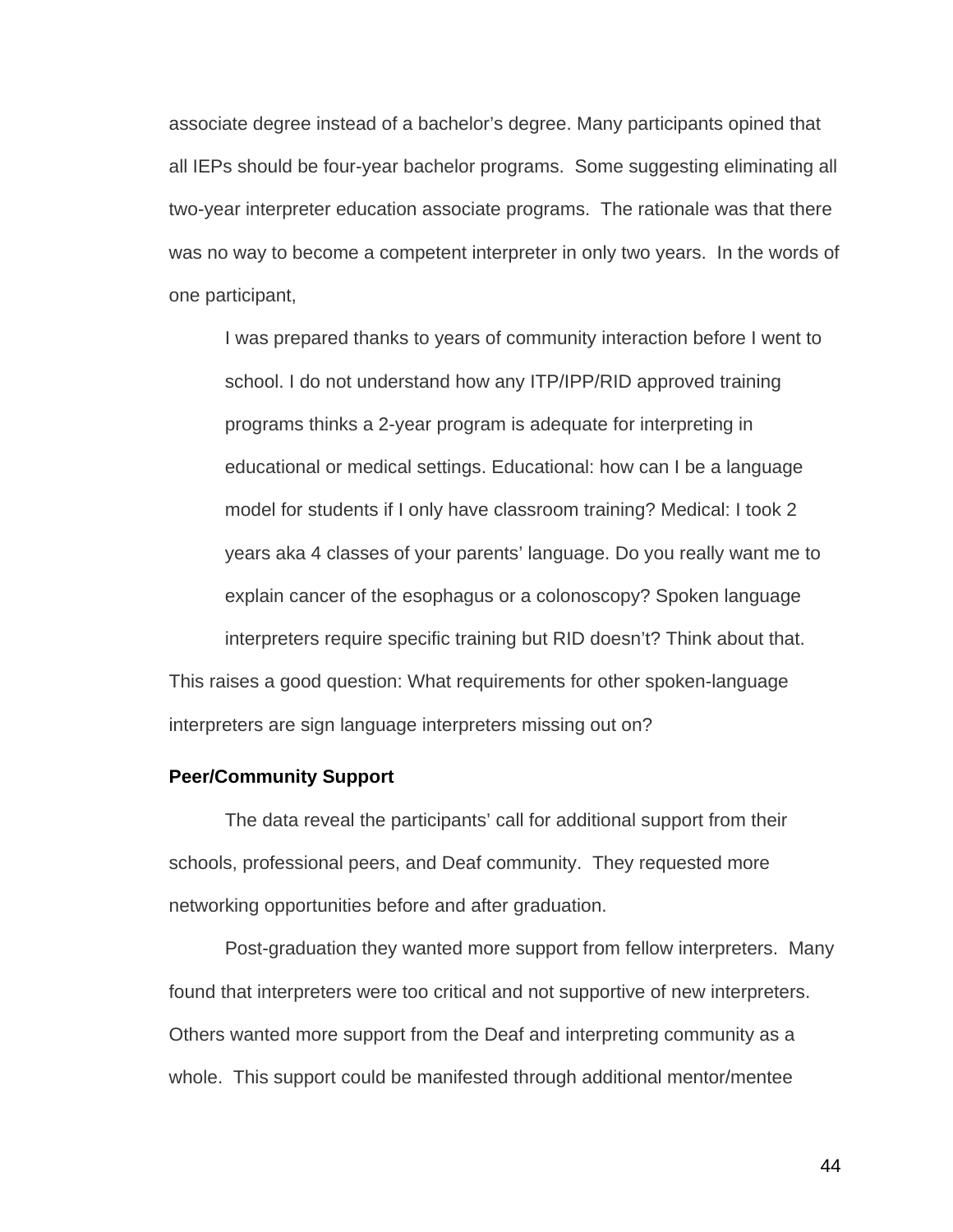associate degree instead of a bachelor's degree. Many participants opined that all IEPs should be four-year bachelor programs. Some suggesting eliminating all two-year interpreter education associate programs. The rationale was that there was no way to become a competent interpreter in only two years. In the words of one participant,

> I was prepared thanks to years of community interaction before I went to school. I do not understand how any ITP/IPP/RID approved training programs thinks a 2-year program is adequate for interpreting in educational or medical settings. Educational: how can I be a language model for students if I only have classroom training? Medical: I took 2 years aka 4 classes of your parents' language. Do you really want me to explain cancer of the esophagus or a colonoscopy? Spoken language interpreters require specific training but RID doesn't? Think about that.

This raises a good question: What requirements for other spoken-language interpreters are sign language interpreters missing out on?

**Peer/Community Support**

The data reveal the participants' call for additional support from their schools, professional peers, and Deaf community. They requested more networking opportunities before and after graduation.

Post-graduation they wanted more support from fellow interpreters. Many found that interpreters were too critical and not supportive of new interpreters. Others wanted more support from the Deaf and interpreting community as a whole. This support could be manifested through additional mentor/mentee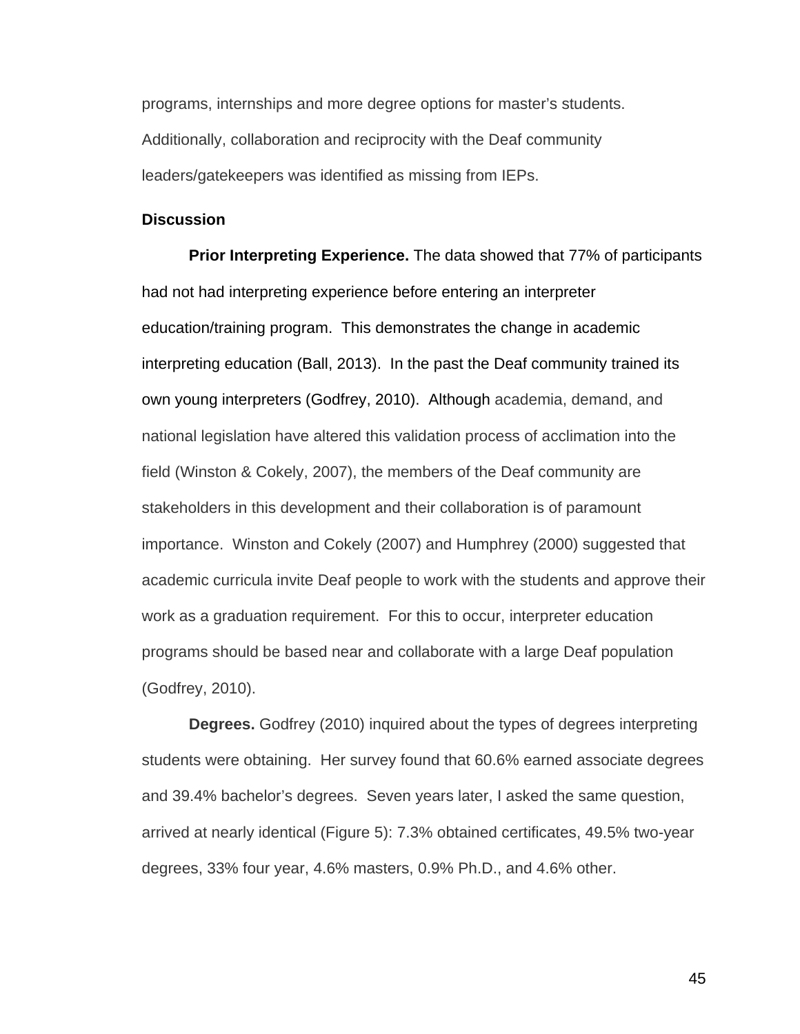programs, internships and more degree options for master's students. Additionally, collaboration and reciprocity with the Deaf community leaders/gatekeepers was identified as missing from IEPs.

### Discussion

**Prior Interpreting Experience.** The data showed that 77% of participants had not had interpreting experience before entering an interpreter education/training program. This demonstrates the change in academic interpreting education (Ball, 2013). In the past the Deaf community trained its own young interpreters (Godfrey, 2010). Although academia, demand, and national legislation have altered this validation process of acclimation into the field (Winston & Cokely, 2007), the members of the Deaf community are stakeholders in this development and their collaboration is of paramount importance. Winston and Cokely (2007) and Humphrey (2000) suggested that academic curricula invite Deaf people to work with the students and approve their work as a graduation requirement. For this to occur, interpreter education programs should be based near and collaborate with a large Deaf population (Godfrey, 2010).

**Degrees.** Godfrey (2010) inquired about the types of degrees interpreting students were obtaining. Her survey found that 60.6% earned associate degrees and 39.4% bachelor's degrees. Seven years later, I asked the same question, arrived at nearly identical (Figure 5): 7.3% obtained certificates, 49.5% two-year degrees, 33% four year, 4.6% masters, 0.9% Ph.D., and 4.6% other.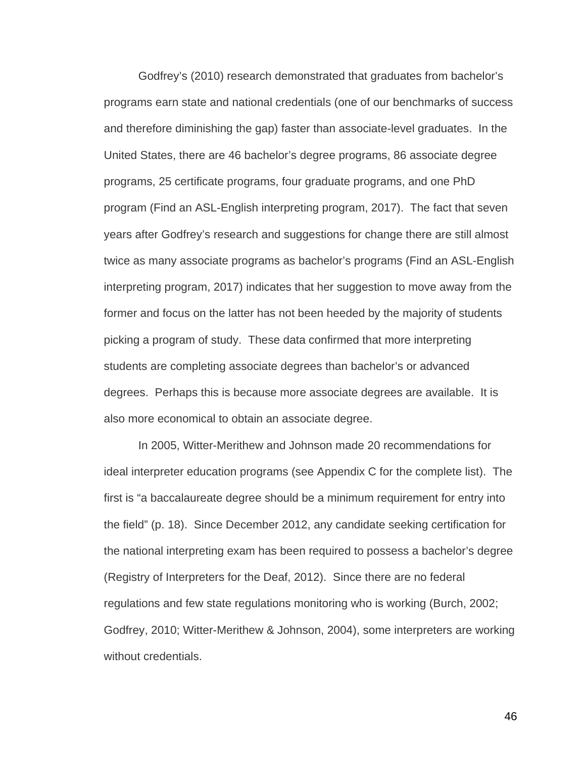Godfrey's (2010) research demonstrated that graduates from bachelor's programs earn state and national credentials (one of our benchmarks of success and therefore diminishing the gap) faster than associate-level graduates. In the United States, there are 46 bachelor's degree programs, 86 associate degree programs, 25 certificate programs, four graduate programs, and one PhD program (Find an ASL-English interpreting program, 2017). The fact that seven years after Godfrey's research and suggestions for change there are still almost twice as many associate programs as bachelor's programs (Find an ASL-English interpreting program, 2017) indicates that her suggestion to move away from the former and focus on the latter has not been heeded by the majority of students picking a program of study. These data confirmed that more interpreting students are completing associate degrees than bachelor's or advanced degrees. Perhaps this is because more associate degrees are available. It is also more economical to obtain an associate degree.

In 2005, Witter-Merithew and Johnson made 20 recommendations for ideal interpreter education programs (see Appendix C for the complete list). The first is "a baccalaureate degree should be a minimum requirement for entry into the field" (p. 18). Since December 2012, any candidate seeking certification for the national interpreting exam has been required to possess a bachelor's degree (Registry of Interpreters for the Deaf, 2012). Since there are no federal regulations and few state regulations monitoring who is working (Burch, 2002; Godfrey, 2010; Witter-Merithew & Johnson, 2004), some interpreters are working without credentials.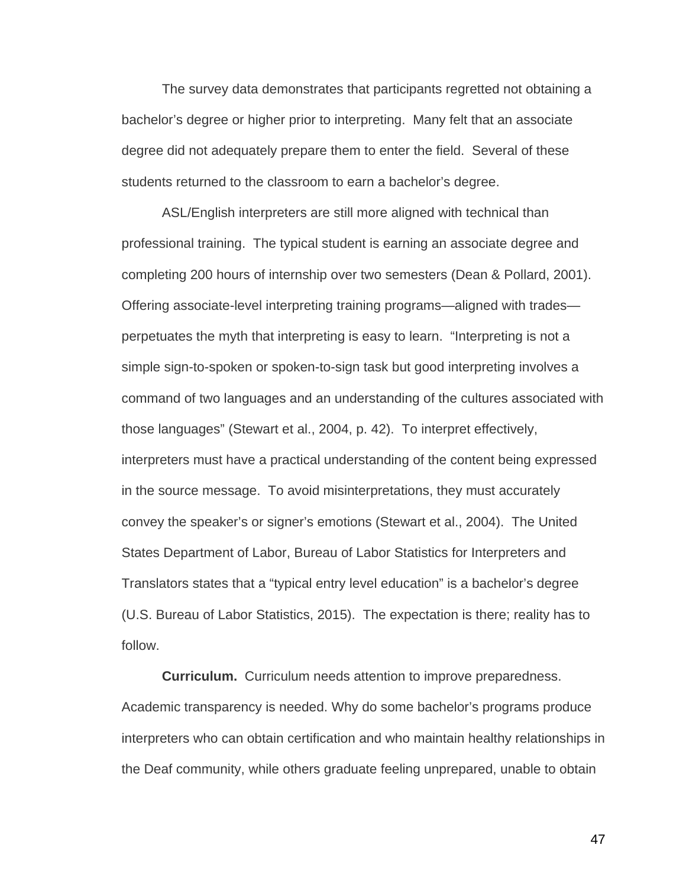The survey data demonstrates that participants regretted not obtaining a bachelor's degree or higher prior to interpreting. Many felt that an associate degree did not adequately prepare them to enter the field. Several of these students returned to the classroom to earn a bachelor's degree.

ASL/English interpreters are still more aligned with technical than professional training. The typical student is earning an associate degree and completing 200 hours of internship over two semesters (Dean & Pollard, 2001). Offering associate-level interpreting training programs—aligned with trades—perpetuates the myth that interpreting is easy to learn. "Interpreting is not a simple sign-to-spoken or spoken-to-sign task but good interpreting involves a command of two languages and an understanding of the cultures associated with those languages" (Stewart et al., 2004, p. 42). To interpret effectively, interpreters must have a practical understanding of the content being expressed in the source message. To avoid misinterpretations, they must accurately convey the speaker's or signer's emotions (Stewart et al., 2004). The United States Department of Labor, Bureau of Labor Statistics for Interpreters and Translators states that a "typical entry level education" is a bachelor's degree (U.S. Bureau of Labor Statistics, 2015). The expectation is there; reality has to follow.

**Curriculum.** Curriculum needs attention to improve preparedness. Academic transparency is needed. Why do some bachelor's programs produce interpreters who can obtain certification and who maintain healthy relationships in the Deaf community, while others graduate feeling unprepared, unable to obtain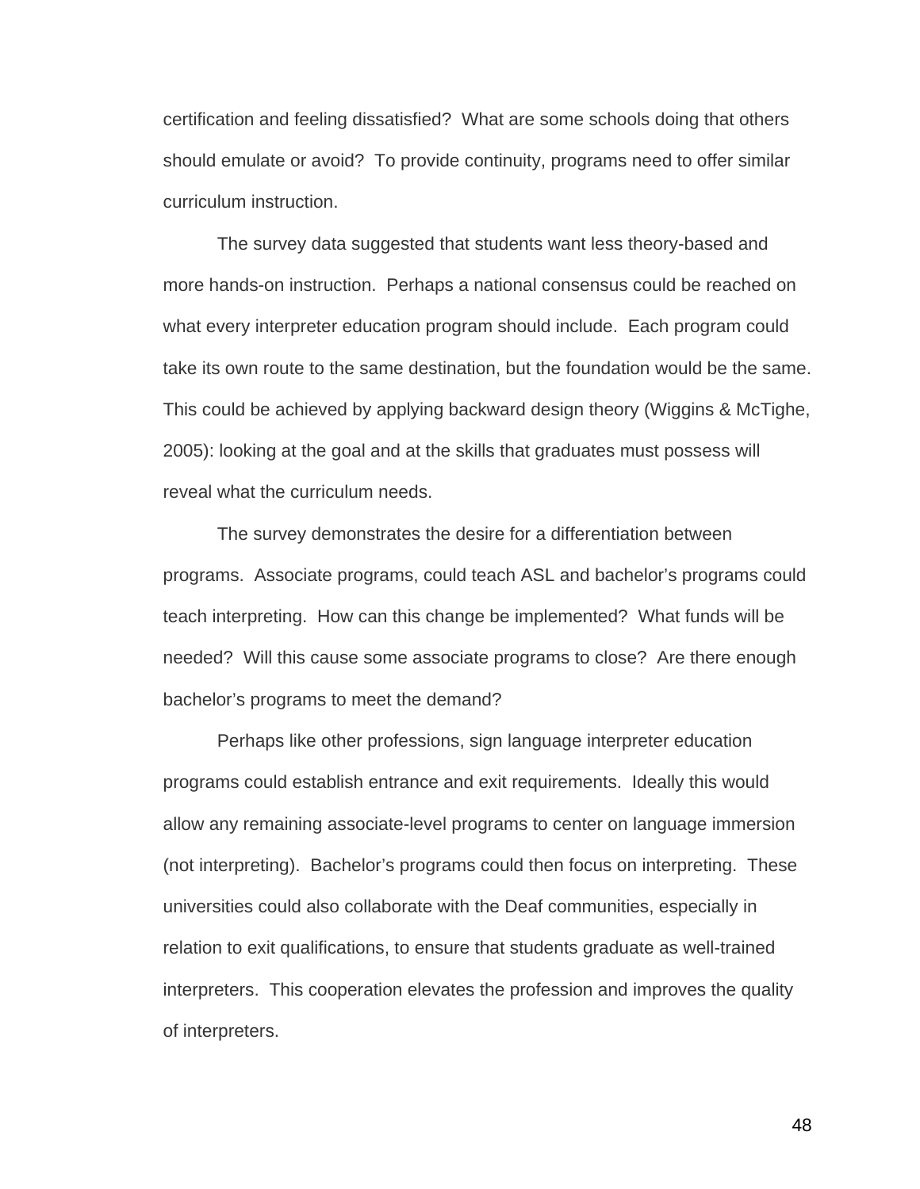certification and feeling dissatisfied?  What are some schools doing that others should emulate or avoid?  To provide continuity, programs need to offer similar curriculum instruction.

The survey data suggested that students want less theory-based and more hands-on instruction.  Perhaps a national consensus could be reached on what every interpreter education program should include.  Each program could take its own route to the same destination, but the foundation would be the same.  This could be achieved by applying backward design theory (Wiggins & McTighe, 2005): looking at the goal and at the skills that graduates must possess will reveal what the curriculum needs.

The survey demonstrates the desire for a differentiation between programs.  Associate programs, could teach ASL and bachelor's programs could teach interpreting.  How can this change be implemented?  What funds will be needed?  Will this cause some associate programs to close?  Are there enough bachelor's programs to meet the demand?

Perhaps like other professions, sign language interpreter education programs could establish entrance and exit requirements.  Ideally this would allow any remaining associate-level programs to center on language immersion (not interpreting).  Bachelor's programs could then focus on interpreting.  These universities could also collaborate with the Deaf communities, especially in relation to exit qualifications, to ensure that students graduate as well-trained interpreters.  This cooperation elevates the profession and improves the quality of interpreters.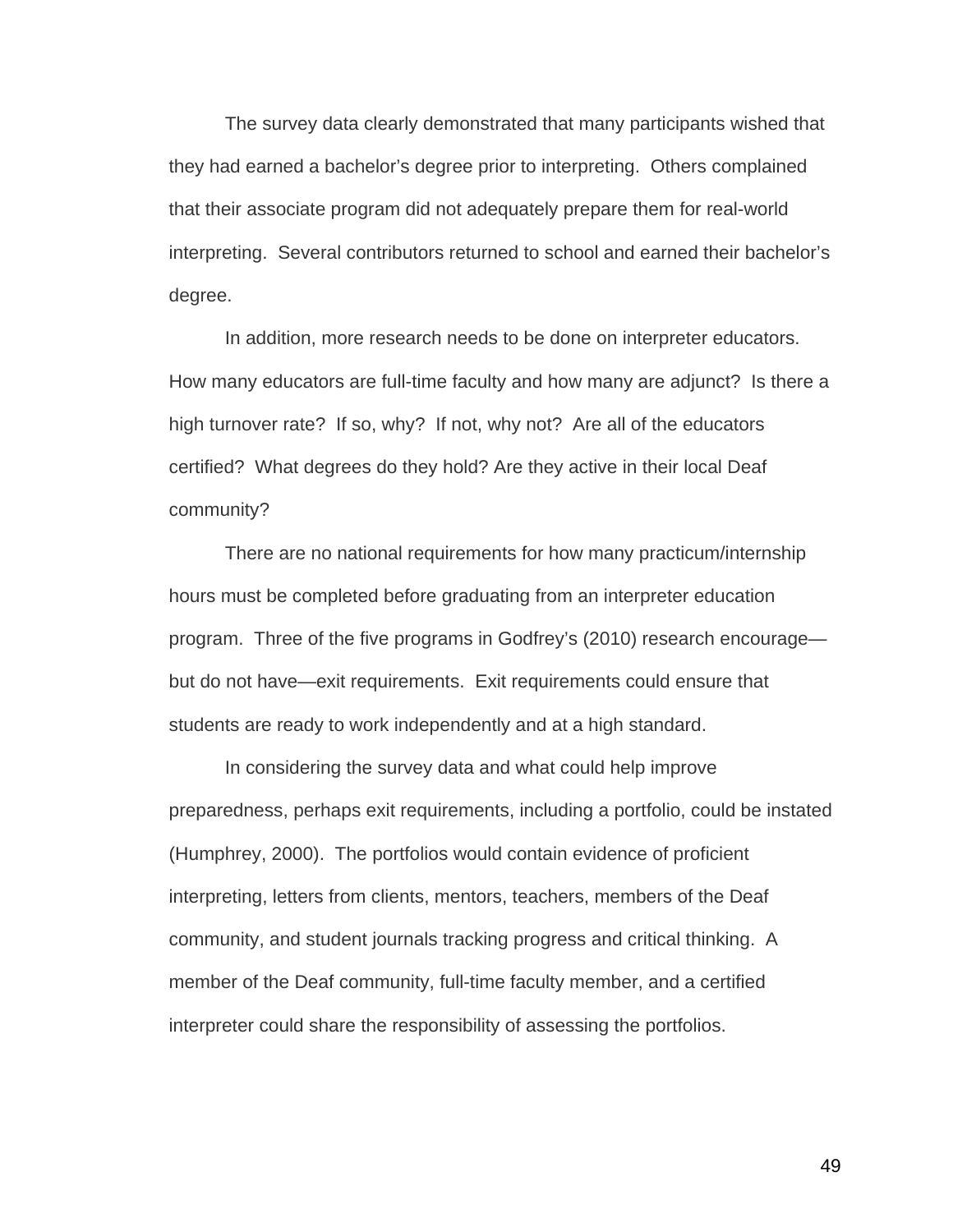The survey data clearly demonstrated that many participants wished that they had earned a bachelor's degree prior to interpreting. Others complained that their associate program did not adequately prepare them for real-world interpreting. Several contributors returned to school and earned their bachelor's degree.

In addition, more research needs to be done on interpreter educators. How many educators are full-time faculty and how many are adjunct? Is there a high turnover rate? If so, why? If not, why not? Are all of the educators certified? What degrees do they hold? Are they active in their local Deaf community?

There are no national requirements for how many practicum/internship hours must be completed before graduating from an interpreter education program. Three of the five programs in Godfrey's (2010) research encourage—but do not have—exit requirements. Exit requirements could ensure that students are ready to work independently and at a high standard.

In considering the survey data and what could help improve preparedness, perhaps exit requirements, including a portfolio, could be instated (Humphrey, 2000). The portfolios would contain evidence of proficient interpreting, letters from clients, mentors, teachers, members of the Deaf community, and student journals tracking progress and critical thinking. A member of the Deaf community, full-time faculty member, and a certified interpreter could share the responsibility of assessing the portfolios.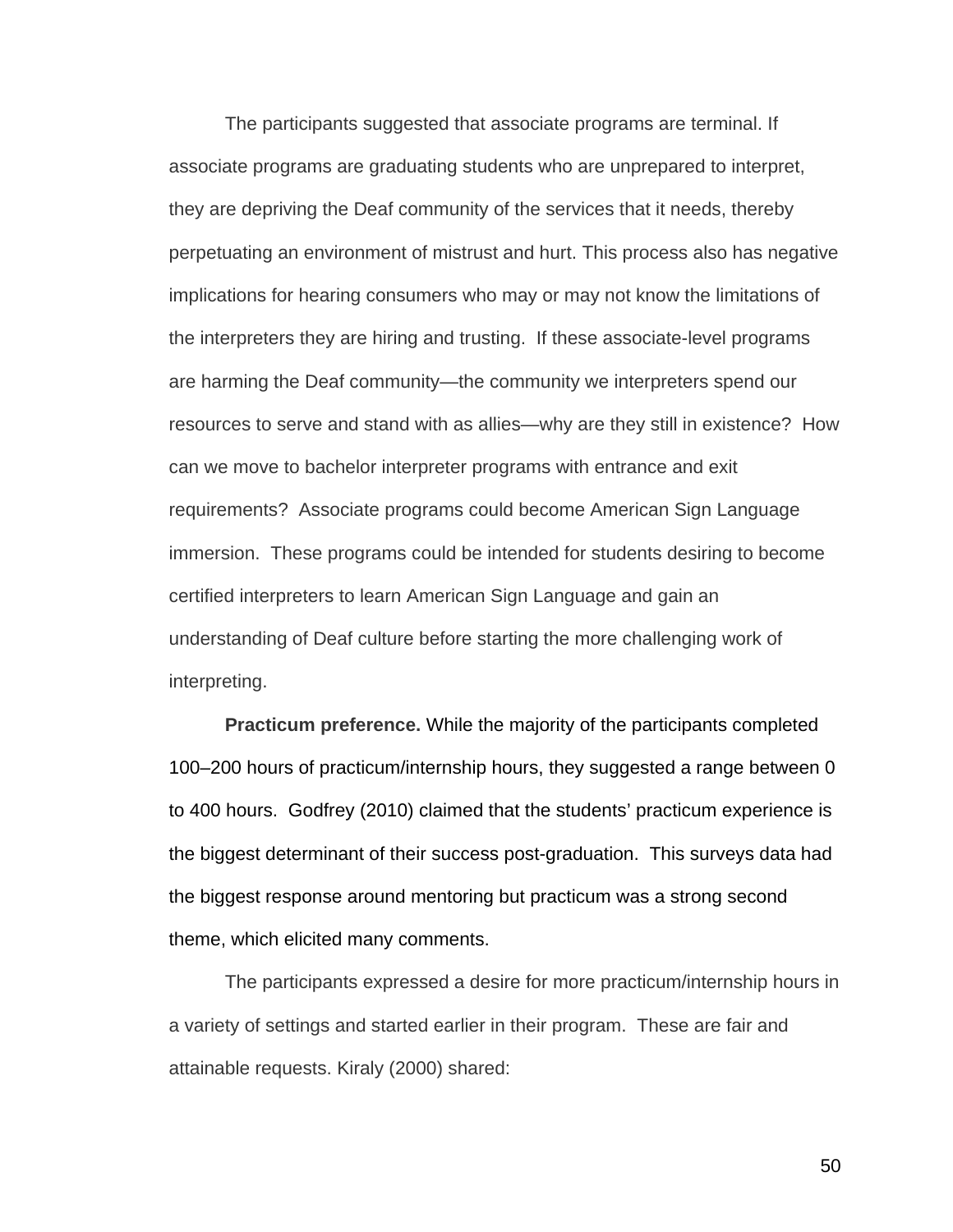The participants suggested that associate programs are terminal. If associate programs are graduating students who are unprepared to interpret, they are depriving the Deaf community of the services that it needs, thereby perpetuating an environment of mistrust and hurt. This process also has negative implications for hearing consumers who may or may not know the limitations of the interpreters they are hiring and trusting. If these associate-level programs are harming the Deaf community—the community we interpreters spend our resources to serve and stand with as allies—why are they still in existence? How can we move to bachelor interpreter programs with entrance and exit requirements? Associate programs could become American Sign Language immersion. These programs could be intended for students desiring to become certified interpreters to learn American Sign Language and gain an understanding of Deaf culture before starting the more challenging work of interpreting.

**Practicum preference.** While the majority of the participants completed 100–200 hours of practicum/internship hours, they suggested a range between 0 to 400 hours. Godfrey (2010) claimed that the students' practicum experience is the biggest determinant of their success post-graduation. This surveys data had the biggest response around mentoring but practicum was a strong second theme, which elicited many comments.

The participants expressed a desire for more practicum/internship hours in a variety of settings and started earlier in their program. These are fair and attainable requests. Kiraly (2000) shared: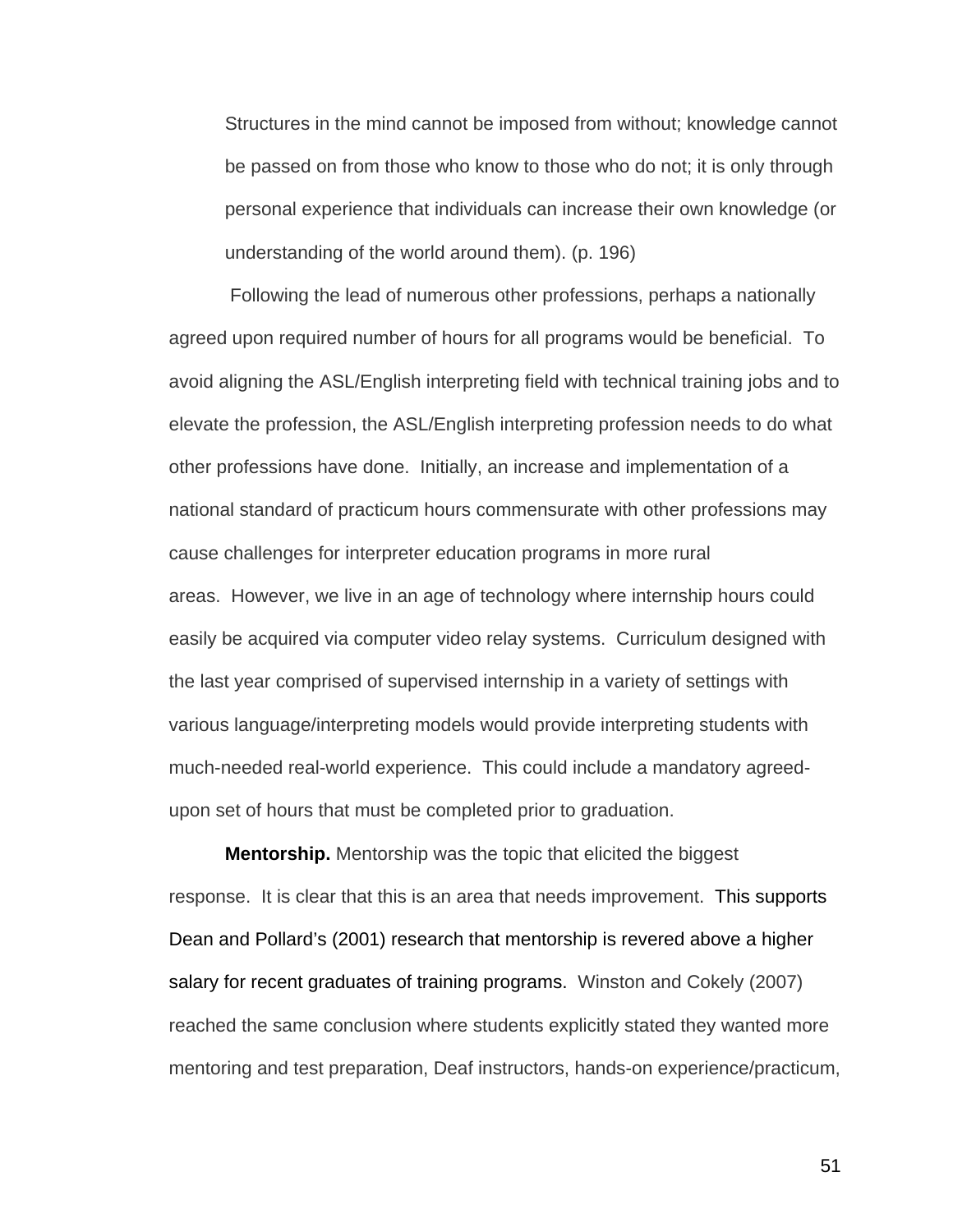> Structures in the mind cannot be imposed from without; knowledge cannot be passed on from those who know to those who do not; it is only through personal experience that individuals can increase their own knowledge (or understanding of the world around them). (p. 196)

Following the lead of numerous other professions, perhaps a nationally agreed upon required number of hours for all programs would be beneficial. To avoid aligning the ASL/English interpreting field with technical training jobs and to elevate the profession, the ASL/English interpreting profession needs to do what other professions have done. Initially, an increase and implementation of a national standard of practicum hours commensurate with other professions may cause challenges for interpreter education programs in more rural areas. However, we live in an age of technology where internship hours could easily be acquired via computer video relay systems. Curriculum designed with the last year comprised of supervised internship in a variety of settings with various language/interpreting models would provide interpreting students with much-needed real-world experience. This could include a mandatory agreed-upon set of hours that must be completed prior to graduation.

**Mentorship.** Mentorship was the topic that elicited the biggest response. It is clear that this is an area that needs improvement. This supports Dean and Pollard's (2001) research that mentorship is revered above a higher salary for recent graduates of training programs. Winston and Cokely (2007) reached the same conclusion where students explicitly stated they wanted more mentoring and test preparation, Deaf instructors, hands-on experience/practicum,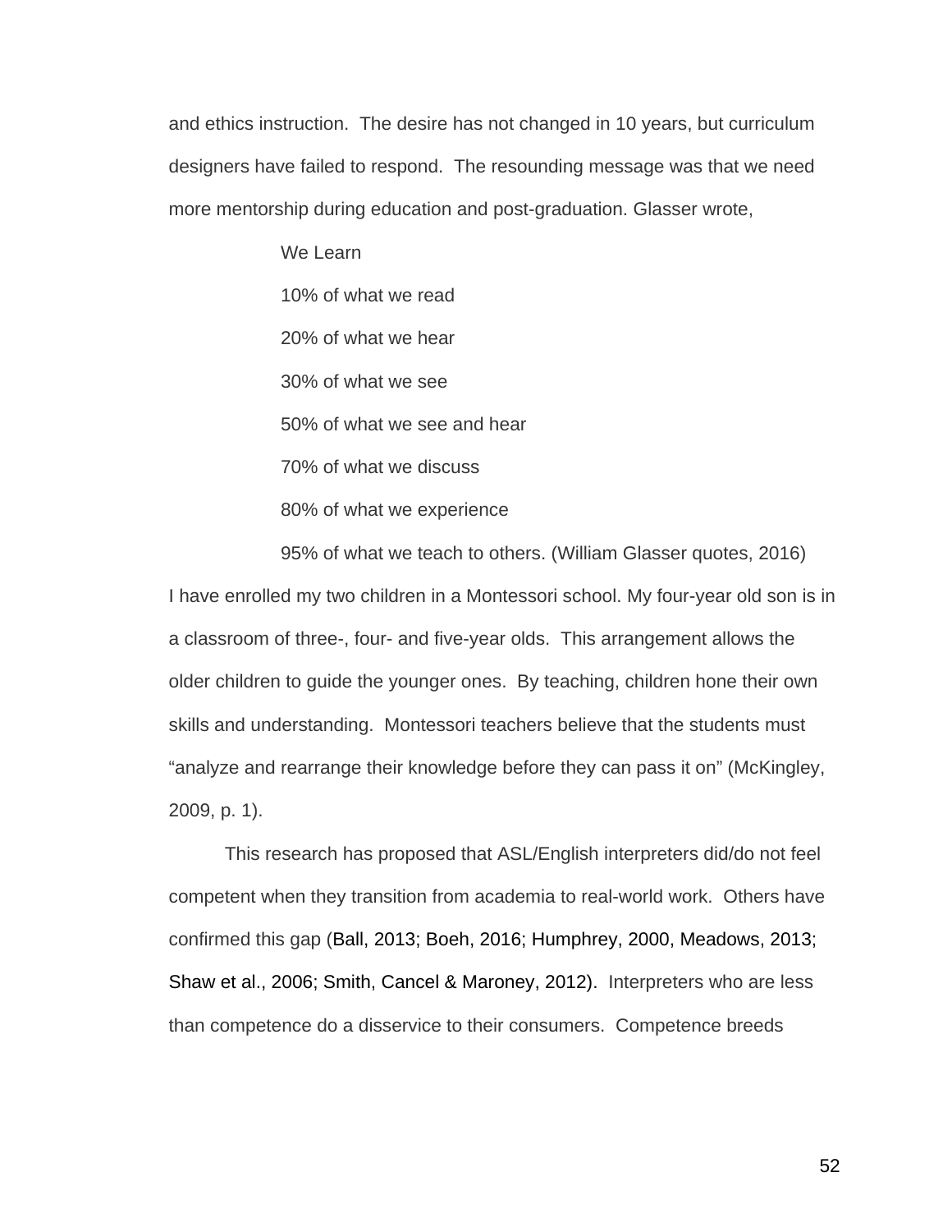and ethics instruction. The desire has not changed in 10 years, but curriculum designers have failed to respond. The resounding message was that we need more mentorship during education and post-graduation. Glasser wrote,

> We Learn
>
> 10% of what we read
>
> 20% of what we hear
>
> 30% of what we see
>
> 50% of what we see and hear
>
> 70% of what we discuss
>
> 80% of what we experience
>
> 95% of what we teach to others. (William Glasser quotes, 2016)

I have enrolled my two children in a Montessori school. My four-year old son is in a classroom of three-, four- and five-year olds. This arrangement allows the older children to guide the younger ones. By teaching, children hone their own skills and understanding. Montessori teachers believe that the students must "analyze and rearrange their knowledge before they can pass it on" (McKingley, 2009, p. 1).

This research has proposed that ASL/English interpreters did/do not feel competent when they transition from academia to real-world work. Others have confirmed this gap (Ball, 2013; Boeh, 2016; Humphrey, 2000, Meadows, 2013; Shaw et al., 2006; Smith, Cancel & Maroney, 2012). Interpreters who are less than competence do a disservice to their consumers. Competence breeds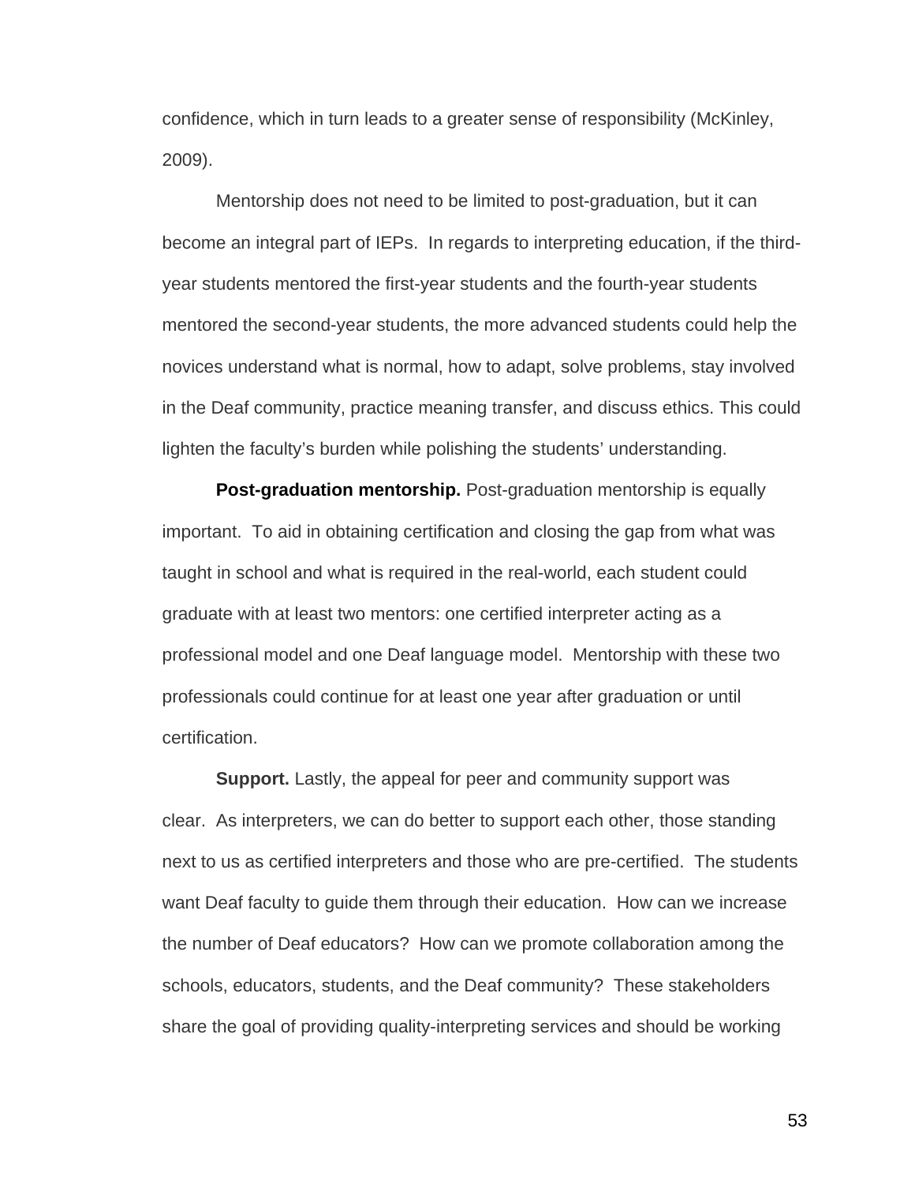confidence, which in turn leads to a greater sense of responsibility (McKinley, 2009).

Mentorship does not need to be limited to post-graduation, but it can become an integral part of IEPs. In regards to interpreting education, if the third-year students mentored the first-year students and the fourth-year students mentored the second-year students, the more advanced students could help the novices understand what is normal, how to adapt, solve problems, stay involved in the Deaf community, practice meaning transfer, and discuss ethics. This could lighten the faculty's burden while polishing the students' understanding.

**Post-graduation mentorship.** Post-graduation mentorship is equally important. To aid in obtaining certification and closing the gap from what was taught in school and what is required in the real-world, each student could graduate with at least two mentors: one certified interpreter acting as a professional model and one Deaf language model. Mentorship with these two professionals could continue for at least one year after graduation or until certification.

**Support.** Lastly, the appeal for peer and community support was clear. As interpreters, we can do better to support each other, those standing next to us as certified interpreters and those who are pre-certified. The students want Deaf faculty to guide them through their education. How can we increase the number of Deaf educators? How can we promote collaboration among the schools, educators, students, and the Deaf community? These stakeholders share the goal of providing quality-interpreting services and should be working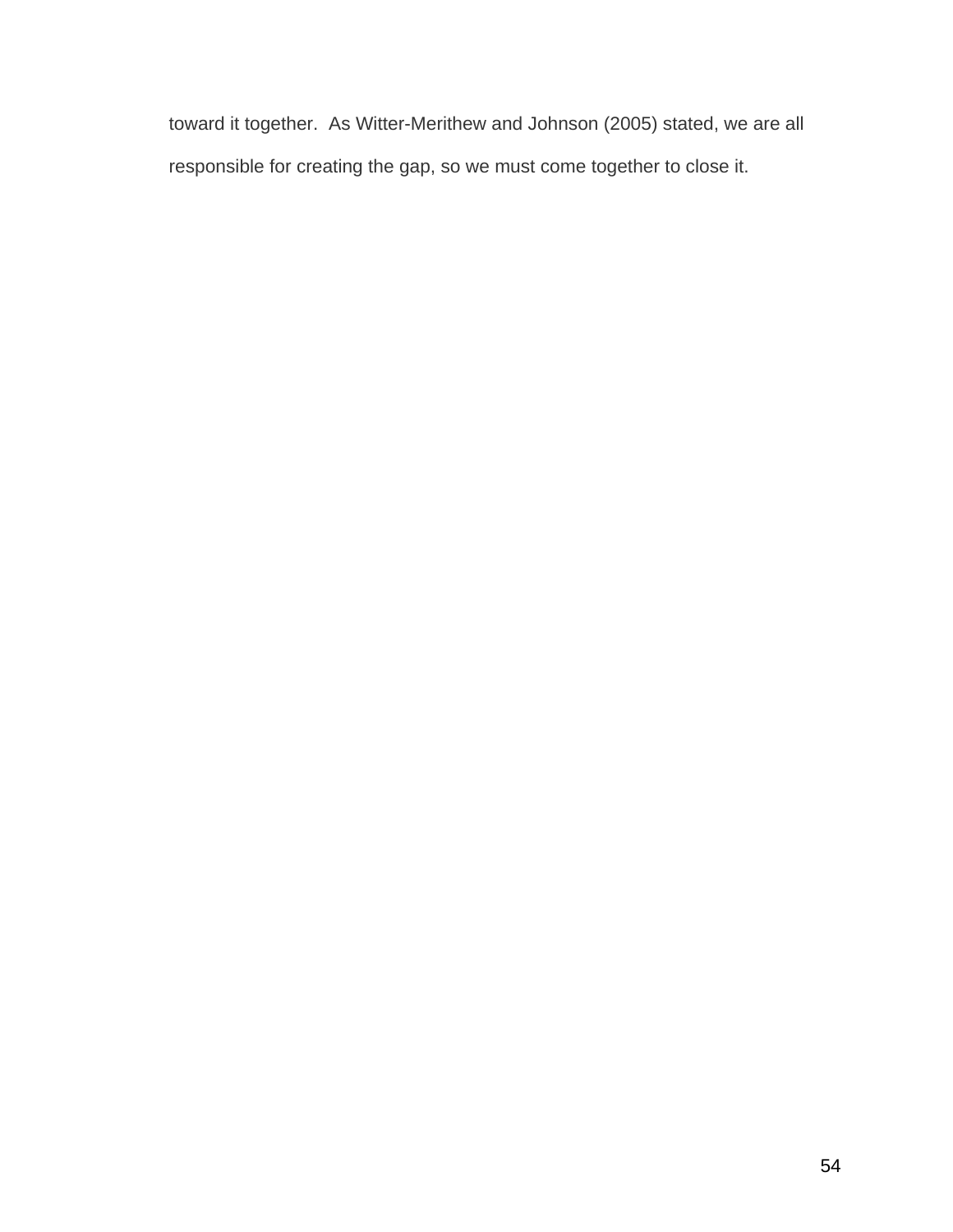toward it together.  As Witter-Merithew and Johnson (2005) stated, we are all responsible for creating the gap, so we must come together to close it.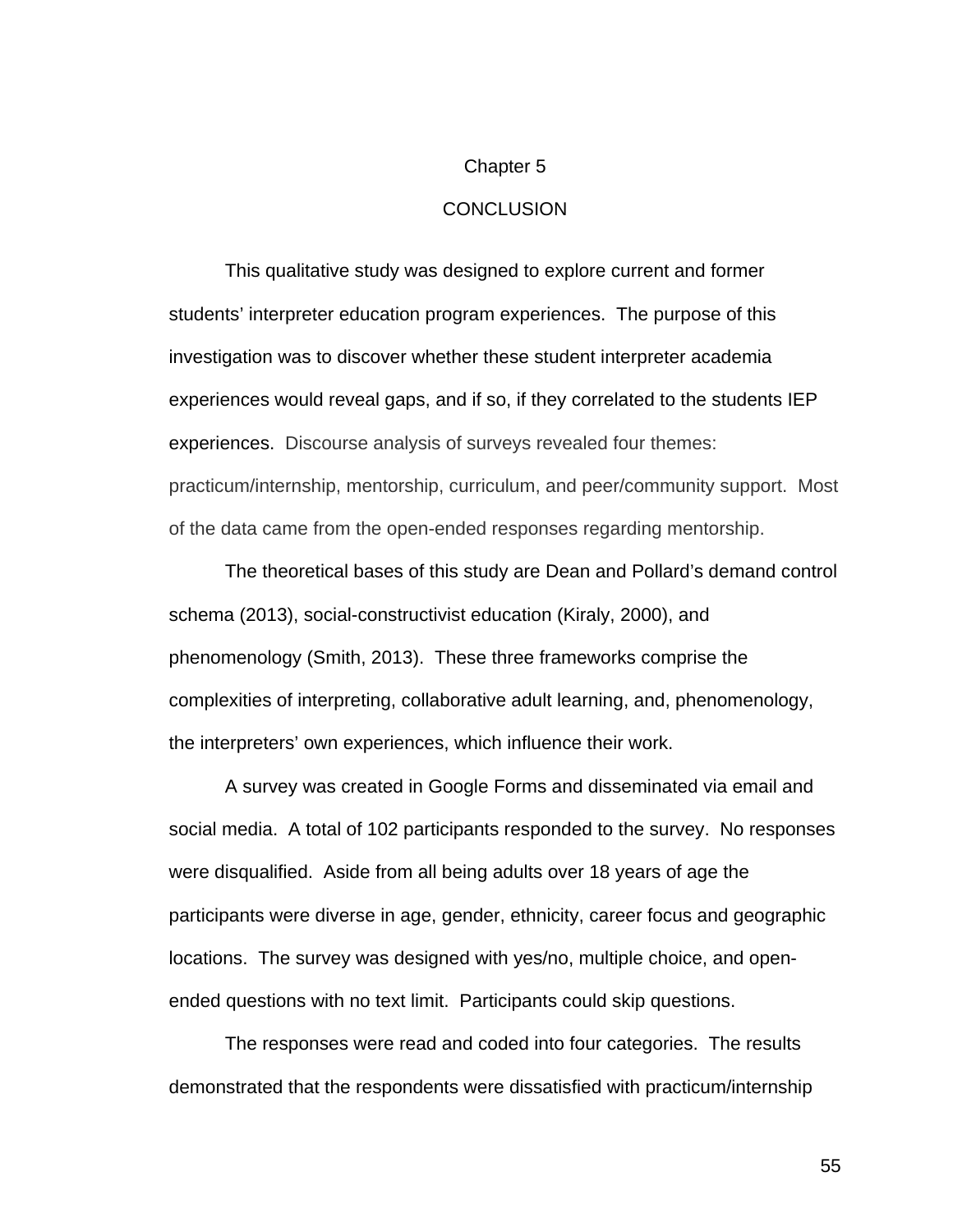# Chapter 5

# CONCLUSION

This qualitative study was designed to explore current and former students' interpreter education program experiences. The purpose of this investigation was to discover whether these student interpreter academia experiences would reveal gaps, and if so, if they correlated to the students IEP experiences. Discourse analysis of surveys revealed four themes: practicum/internship, mentorship, curriculum, and peer/community support. Most of the data came from the open-ended responses regarding mentorship.

The theoretical bases of this study are Dean and Pollard's demand control schema (2013), social-constructivist education (Kiraly, 2000), and phenomenology (Smith, 2013). These three frameworks comprise the complexities of interpreting, collaborative adult learning, and, phenomenology, the interpreters' own experiences, which influence their work.

A survey was created in Google Forms and disseminated via email and social media. A total of 102 participants responded to the survey. No responses were disqualified. Aside from all being adults over 18 years of age the participants were diverse in age, gender, ethnicity, career focus and geographic locations. The survey was designed with yes/no, multiple choice, and open-ended questions with no text limit. Participants could skip questions.

The responses were read and coded into four categories. The results demonstrated that the respondents were dissatisfied with practicum/internship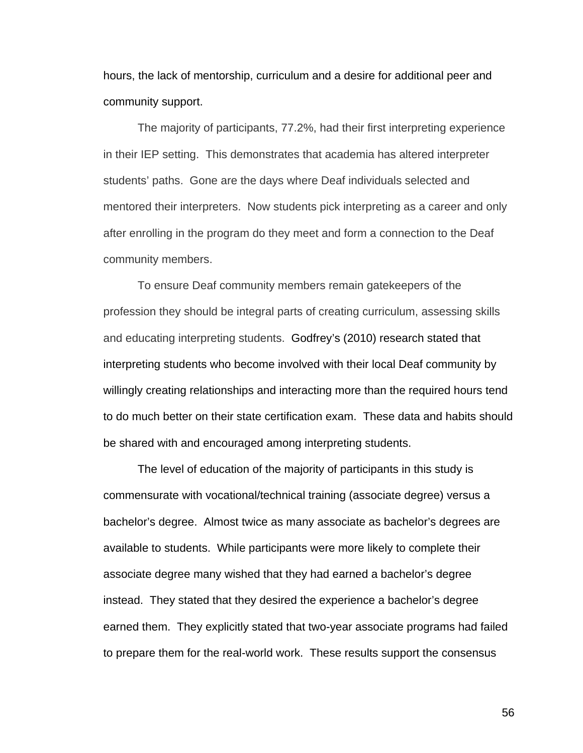hours, the lack of mentorship, curriculum and a desire for additional peer and community support.

The majority of participants, 77.2%, had their first interpreting experience in their IEP setting. This demonstrates that academia has altered interpreter students' paths. Gone are the days where Deaf individuals selected and mentored their interpreters. Now students pick interpreting as a career and only after enrolling in the program do they meet and form a connection to the Deaf community members.

To ensure Deaf community members remain gatekeepers of the profession they should be integral parts of creating curriculum, assessing skills and educating interpreting students. Godfrey's (2010) research stated that interpreting students who become involved with their local Deaf community by willingly creating relationships and interacting more than the required hours tend to do much better on their state certification exam. These data and habits should be shared with and encouraged among interpreting students.

The level of education of the majority of participants in this study is commensurate with vocational/technical training (associate degree) versus a bachelor's degree. Almost twice as many associate as bachelor's degrees are available to students. While participants were more likely to complete their associate degree many wished that they had earned a bachelor's degree instead. They stated that they desired the experience a bachelor's degree earned them. They explicitly stated that two-year associate programs had failed to prepare them for the real-world work. These results support the consensus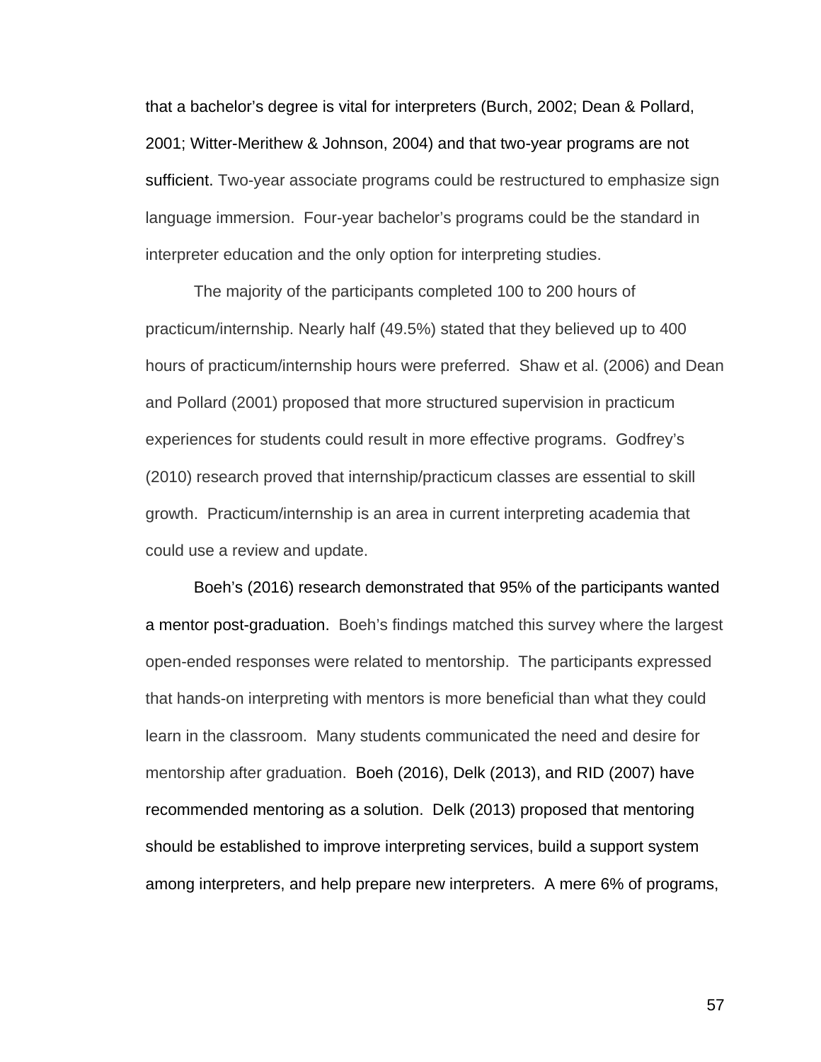that a bachelor's degree is vital for interpreters (Burch, 2002; Dean & Pollard, 2001; Witter-Merithew & Johnson, 2004) and that two-year programs are not sufficient. Two-year associate programs could be restructured to emphasize sign language immersion. Four-year bachelor's programs could be the standard in interpreter education and the only option for interpreting studies.

The majority of the participants completed 100 to 200 hours of practicum/internship. Nearly half (49.5%) stated that they believed up to 400 hours of practicum/internship hours were preferred. Shaw et al. (2006) and Dean and Pollard (2001) proposed that more structured supervision in practicum experiences for students could result in more effective programs. Godfrey's (2010) research proved that internship/practicum classes are essential to skill growth. Practicum/internship is an area in current interpreting academia that could use a review and update.

Boeh's (2016) research demonstrated that 95% of the participants wanted a mentor post-graduation. Boeh's findings matched this survey where the largest open-ended responses were related to mentorship. The participants expressed that hands-on interpreting with mentors is more beneficial than what they could learn in the classroom. Many students communicated the need and desire for mentorship after graduation. Boeh (2016), Delk (2013), and RID (2007) have recommended mentoring as a solution. Delk (2013) proposed that mentoring should be established to improve interpreting services, build a support system among interpreters, and help prepare new interpreters. A mere 6% of programs,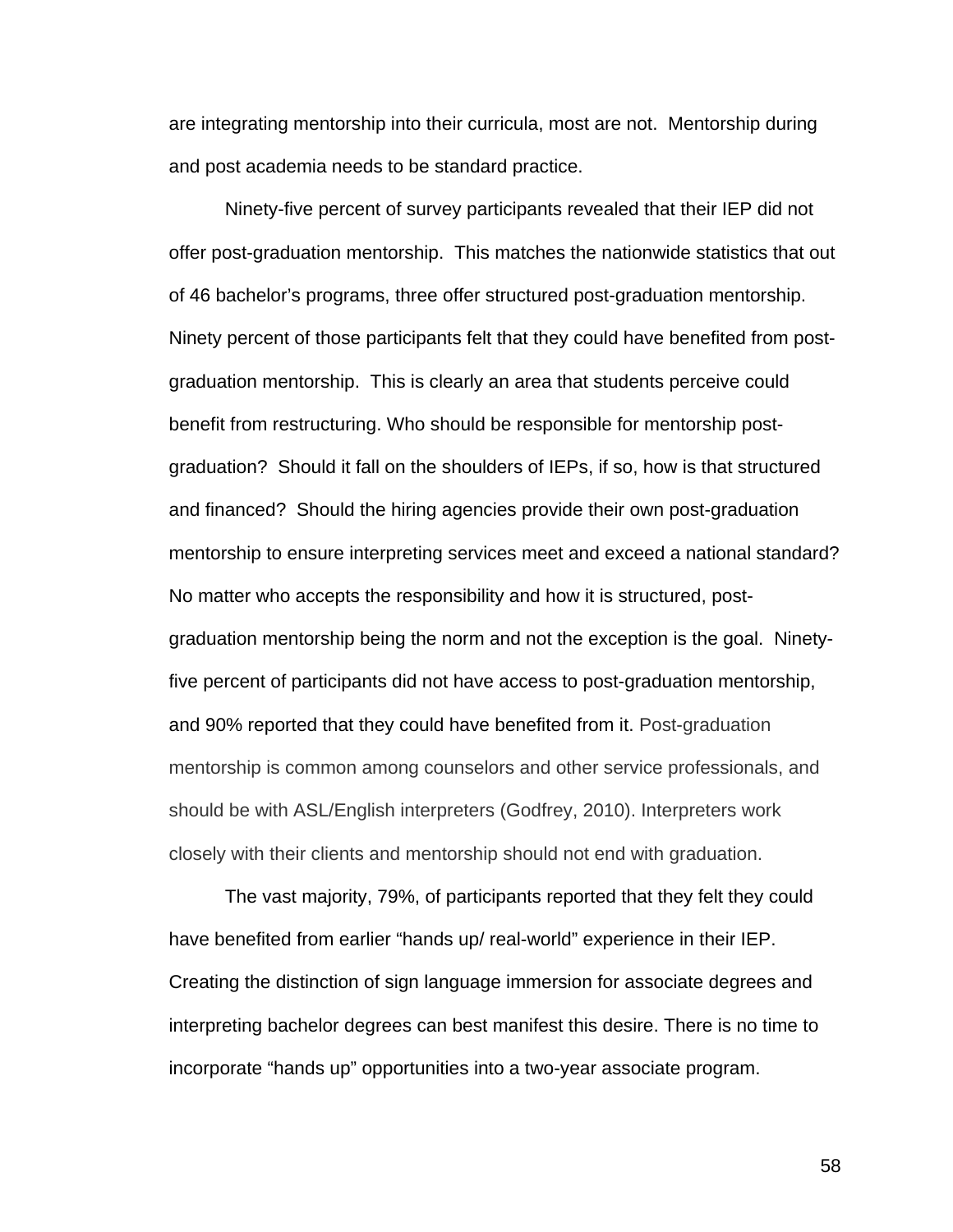are integrating mentorship into their curricula, most are not. Mentorship during and post academia needs to be standard practice.

Ninety-five percent of survey participants revealed that their IEP did not offer post-graduation mentorship. This matches the nationwide statistics that out of 46 bachelor's programs, three offer structured post-graduation mentorship. Ninety percent of those participants felt that they could have benefited from post-graduation mentorship. This is clearly an area that students perceive could benefit from restructuring. Who should be responsible for mentorship post-graduation? Should it fall on the shoulders of IEPs, if so, how is that structured and financed? Should the hiring agencies provide their own post-graduation mentorship to ensure interpreting services meet and exceed a national standard? No matter who accepts the responsibility and how it is structured, post-graduation mentorship being the norm and not the exception is the goal. Ninety-five percent of participants did not have access to post-graduation mentorship, and 90% reported that they could have benefited from it. Post-graduation mentorship is common among counselors and other service professionals, and should be with ASL/English interpreters (Godfrey, 2010). Interpreters work closely with their clients and mentorship should not end with graduation.

The vast majority, 79%, of participants reported that they felt they could have benefited from earlier "hands up/ real-world" experience in their IEP. Creating the distinction of sign language immersion for associate degrees and interpreting bachelor degrees can best manifest this desire. There is no time to incorporate "hands up" opportunities into a two-year associate program.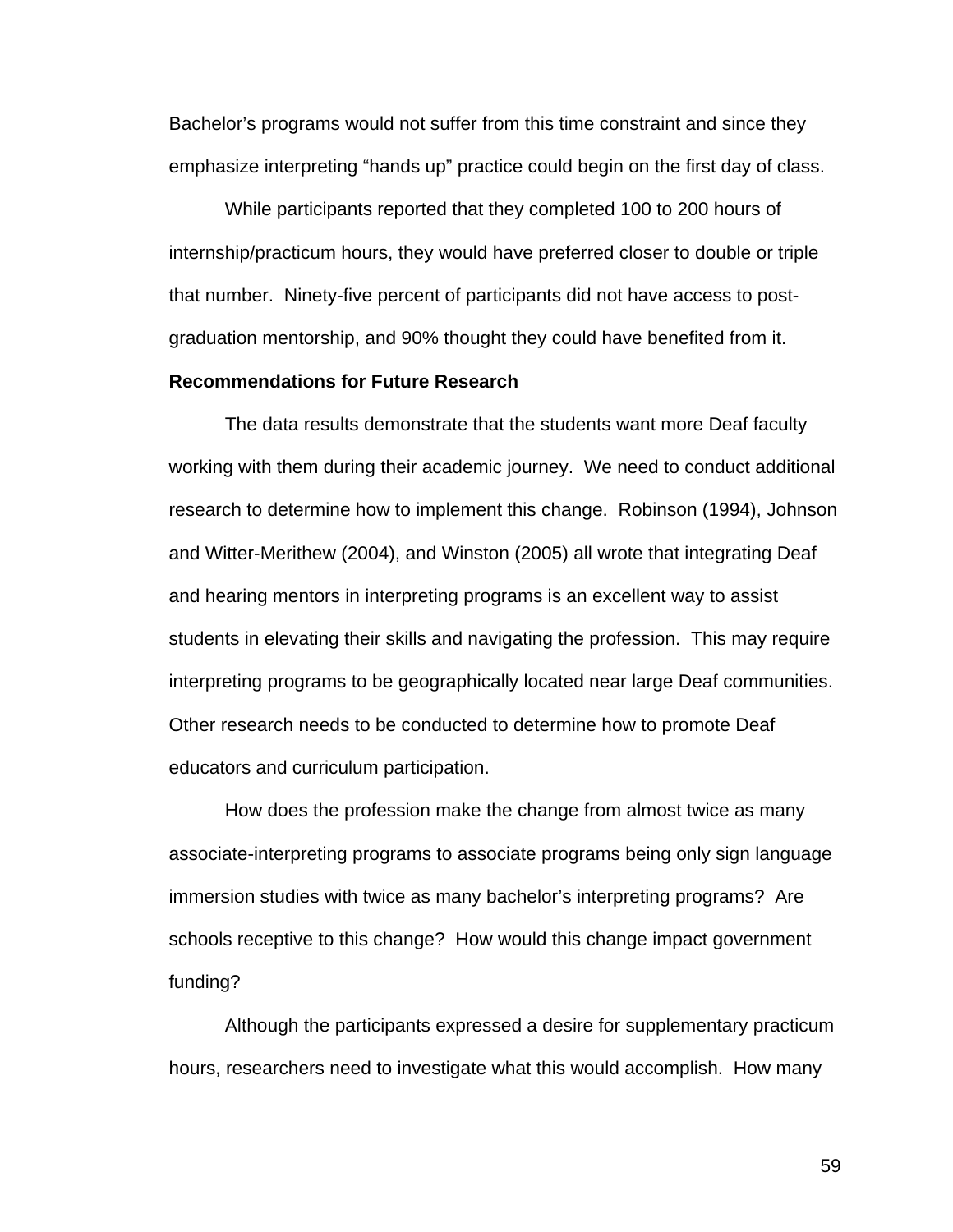Bachelor's programs would not suffer from this time constraint and since they emphasize interpreting "hands up" practice could begin on the first day of class.

While participants reported that they completed 100 to 200 hours of internship/practicum hours, they would have preferred closer to double or triple that number. Ninety-five percent of participants did not have access to post-graduation mentorship, and 90% thought they could have benefited from it.

**Recommendations for Future Research**

The data results demonstrate that the students want more Deaf faculty working with them during their academic journey. We need to conduct additional research to determine how to implement this change. Robinson (1994), Johnson and Witter-Merithew (2004), and Winston (2005) all wrote that integrating Deaf and hearing mentors in interpreting programs is an excellent way to assist students in elevating their skills and navigating the profession. This may require interpreting programs to be geographically located near large Deaf communities. Other research needs to be conducted to determine how to promote Deaf educators and curriculum participation.

How does the profession make the change from almost twice as many associate-interpreting programs to associate programs being only sign language immersion studies with twice as many bachelor's interpreting programs? Are schools receptive to this change? How would this change impact government funding?

Although the participants expressed a desire for supplementary practicum hours, researchers need to investigate what this would accomplish. How many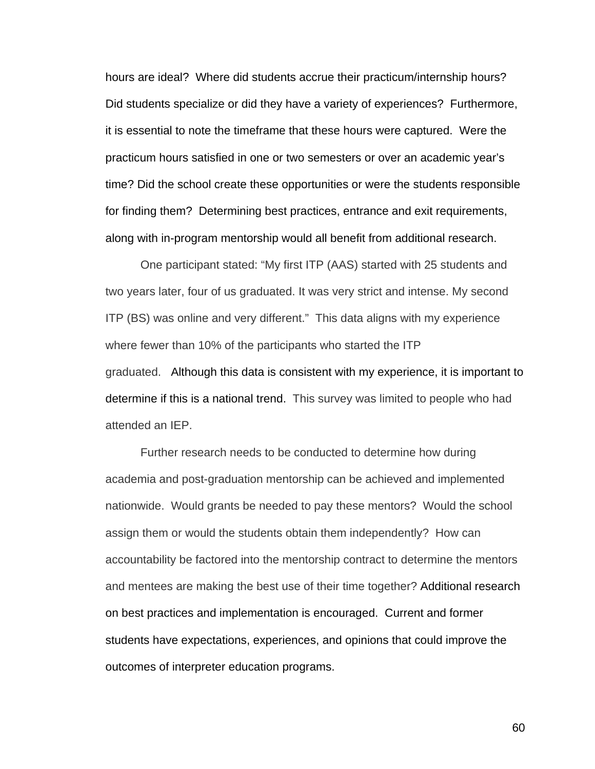hours are ideal? Where did students accrue their practicum/internship hours? Did students specialize or did they have a variety of experiences? Furthermore, it is essential to note the timeframe that these hours were captured. Were the practicum hours satisfied in one or two semesters or over an academic year's time? Did the school create these opportunities or were the students responsible for finding them? Determining best practices, entrance and exit requirements, along with in-program mentorship would all benefit from additional research.

One participant stated: "My first ITP (AAS) started with 25 students and two years later, four of us graduated. It was very strict and intense. My second ITP (BS) was online and very different." This data aligns with my experience where fewer than 10% of the participants who started the ITP graduated. Although this data is consistent with my experience, it is important to determine if this is a national trend. This survey was limited to people who had attended an IEP.

Further research needs to be conducted to determine how during academia and post-graduation mentorship can be achieved and implemented nationwide. Would grants be needed to pay these mentors? Would the school assign them or would the students obtain them independently? How can accountability be factored into the mentorship contract to determine the mentors and mentees are making the best use of their time together? Additional research on best practices and implementation is encouraged. Current and former students have expectations, experiences, and opinions that could improve the outcomes of interpreter education programs.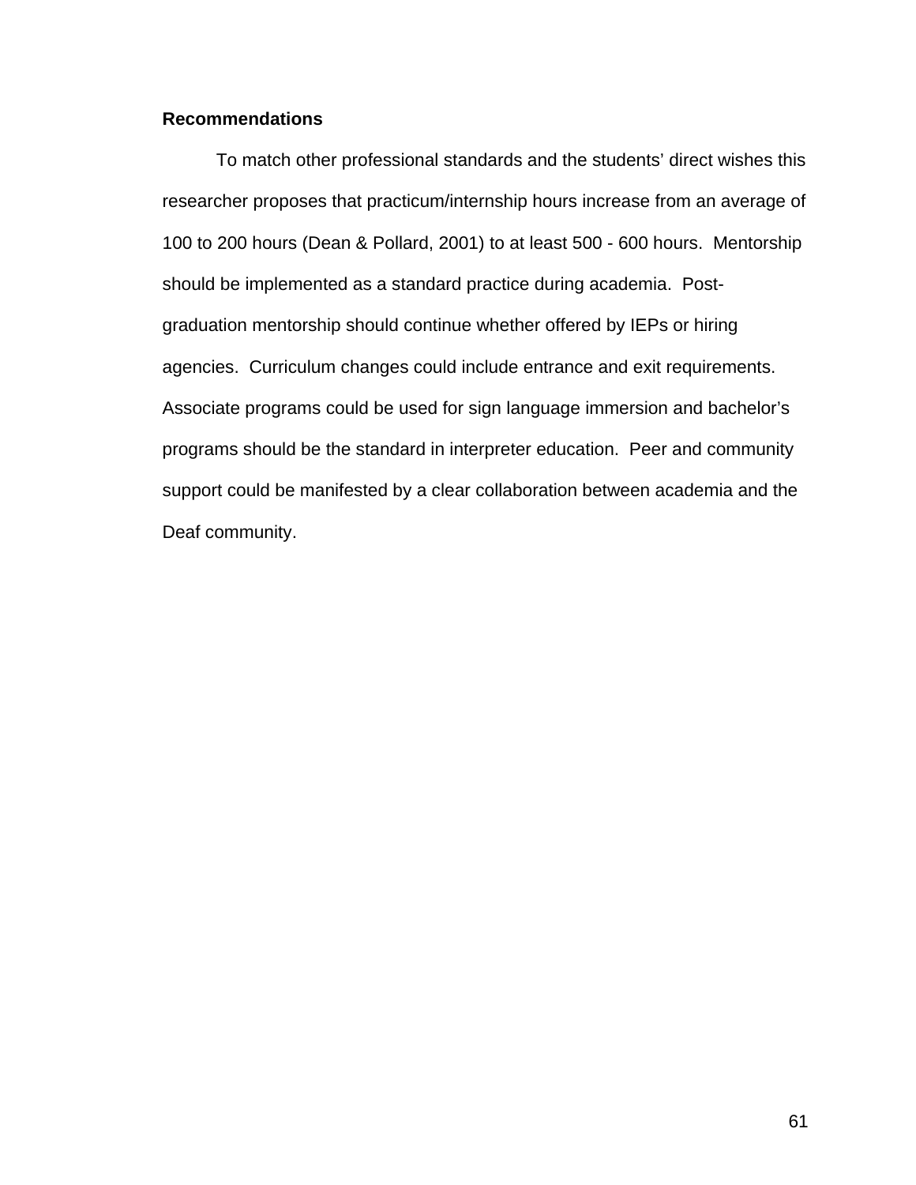**Recommendations**

To match other professional standards and the students' direct wishes this researcher proposes that practicum/internship hours increase from an average of 100 to 200 hours (Dean & Pollard, 2001) to at least 500 - 600 hours. Mentorship should be implemented as a standard practice during academia. Post-graduation mentorship should continue whether offered by IEPs or hiring agencies. Curriculum changes could include entrance and exit requirements. Associate programs could be used for sign language immersion and bachelor's programs should be the standard in interpreter education. Peer and community support could be manifested by a clear collaboration between academia and the Deaf community.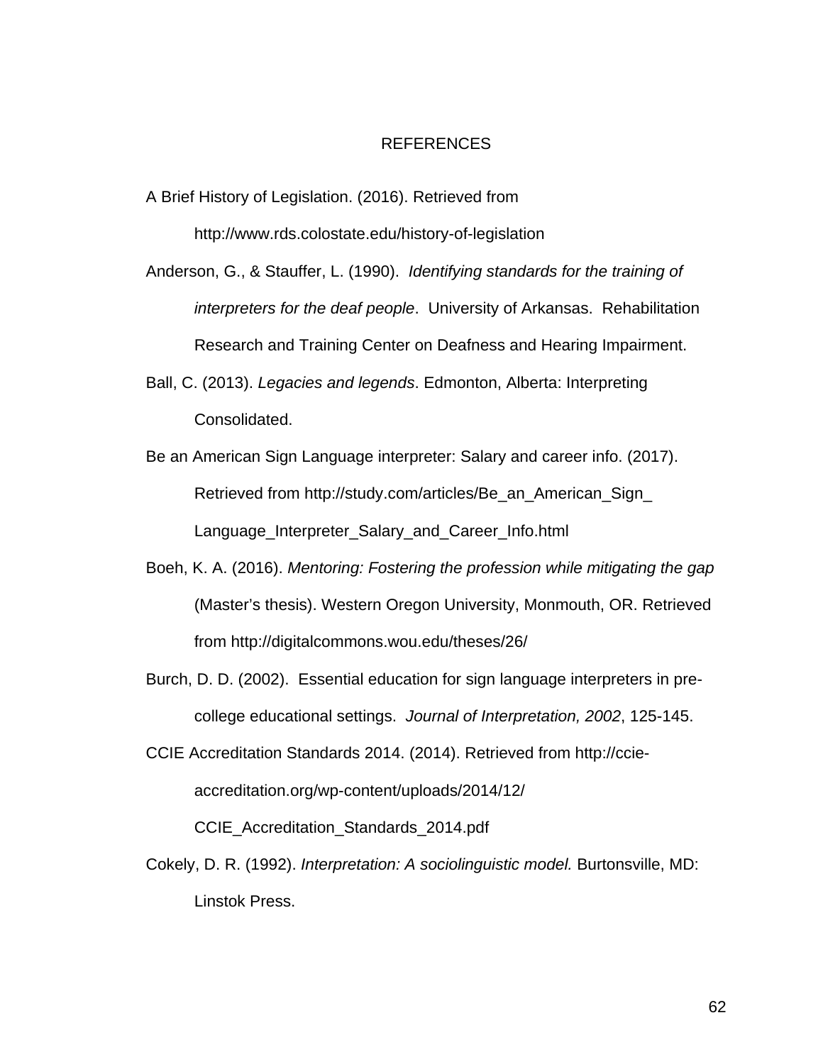# REFERENCES

A Brief History of Legislation. (2016). Retrieved from http://www.rds.colostate.edu/history-of-legislation

Anderson, G., & Stauffer, L. (1990). *Identifying standards for the training of interpreters for the deaf people*. University of Arkansas. Rehabilitation Research and Training Center on Deafness and Hearing Impairment.

Ball, C. (2013). *Legacies and legends*. Edmonton, Alberta: Interpreting Consolidated.

Be an American Sign Language interpreter: Salary and career info. (2017). Retrieved from http://study.com/articles/Be_an_American_Sign_Language_Interpreter_Salary_and_Career_Info.html

Boeh, K. A. (2016). *Mentoring: Fostering the profession while mitigating the gap* (Master's thesis). Western Oregon University, Monmouth, OR. Retrieved from http://digitalcommons.wou.edu/theses/26/

Burch, D. D. (2002). Essential education for sign language interpreters in pre-college educational settings. *Journal of Interpretation, 2002*, 125-145.

CCIE Accreditation Standards 2014. (2014). Retrieved from http://ccie-accreditation.org/wp-content/uploads/2014/12/CCIE_Accreditation_Standards_2014.pdf

Cokely, D. R. (1992). *Interpretation: A sociolinguistic model.* Burtonsville, MD: Linstok Press.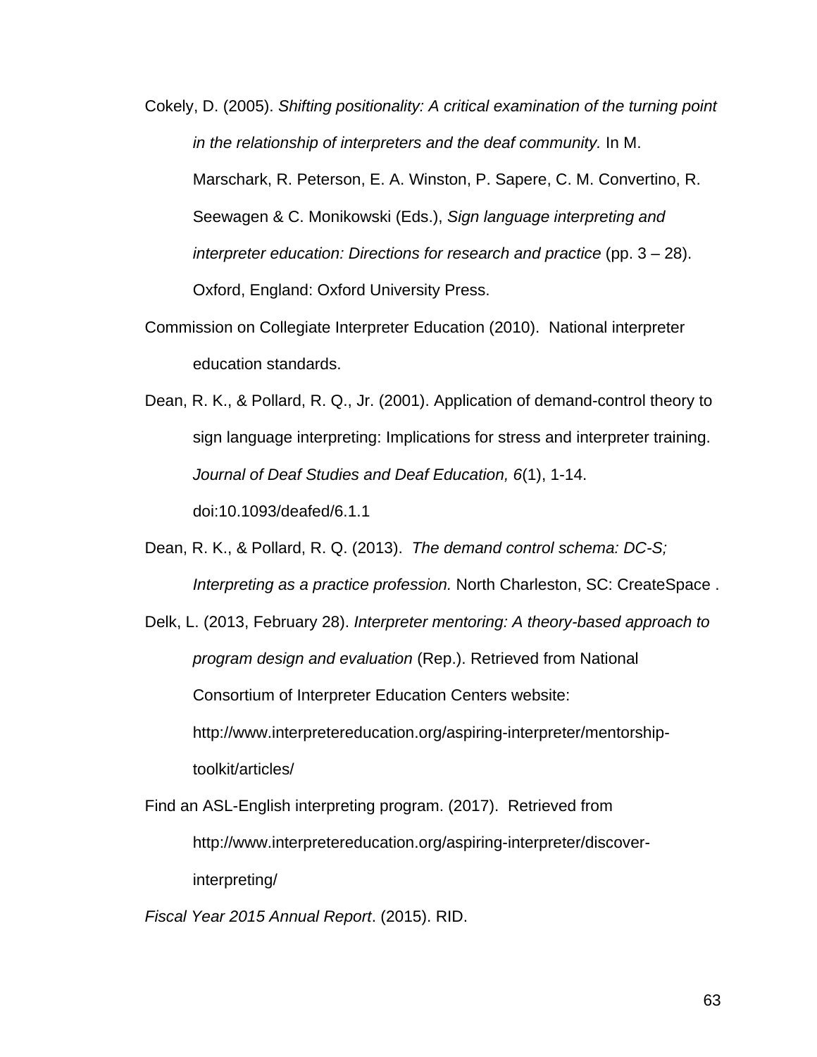Cokely, D. (2005). *Shifting positionality: A critical examination of the turning point in the relationship of interpreters and the deaf community.* In M. Marschark, R. Peterson, E. A. Winston, P. Sapere, C. M. Convertino, R. Seewagen & C. Monikowski (Eds.), *Sign language interpreting and interpreter education: Directions for research and practice* (pp. 3 – 28). Oxford, England: Oxford University Press.

Commission on Collegiate Interpreter Education (2010). National interpreter education standards.

Dean, R. K., & Pollard, R. Q., Jr. (2001). Application of demand-control theory to sign language interpreting: Implications for stress and interpreter training. *Journal of Deaf Studies and Deaf Education, 6*(1), 1-14. doi:10.1093/deafed/6.1.1

Dean, R. K., & Pollard, R. Q. (2013). *The demand control schema: DC-S; Interpreting as a practice profession.* North Charleston, SC: CreateSpace .

Delk, L. (2013, February 28). *Interpreter mentoring: A theory-based approach to program design and evaluation* (Rep.). Retrieved from National Consortium of Interpreter Education Centers website: http://www.interpretereducation.org/aspiring-interpreter/mentorship-toolkit/articles/

Find an ASL-English interpreting program. (2017). Retrieved from http://www.interpretereducation.org/aspiring-interpreter/discover-interpreting/

*Fiscal Year 2015 Annual Report*. (2015). RID.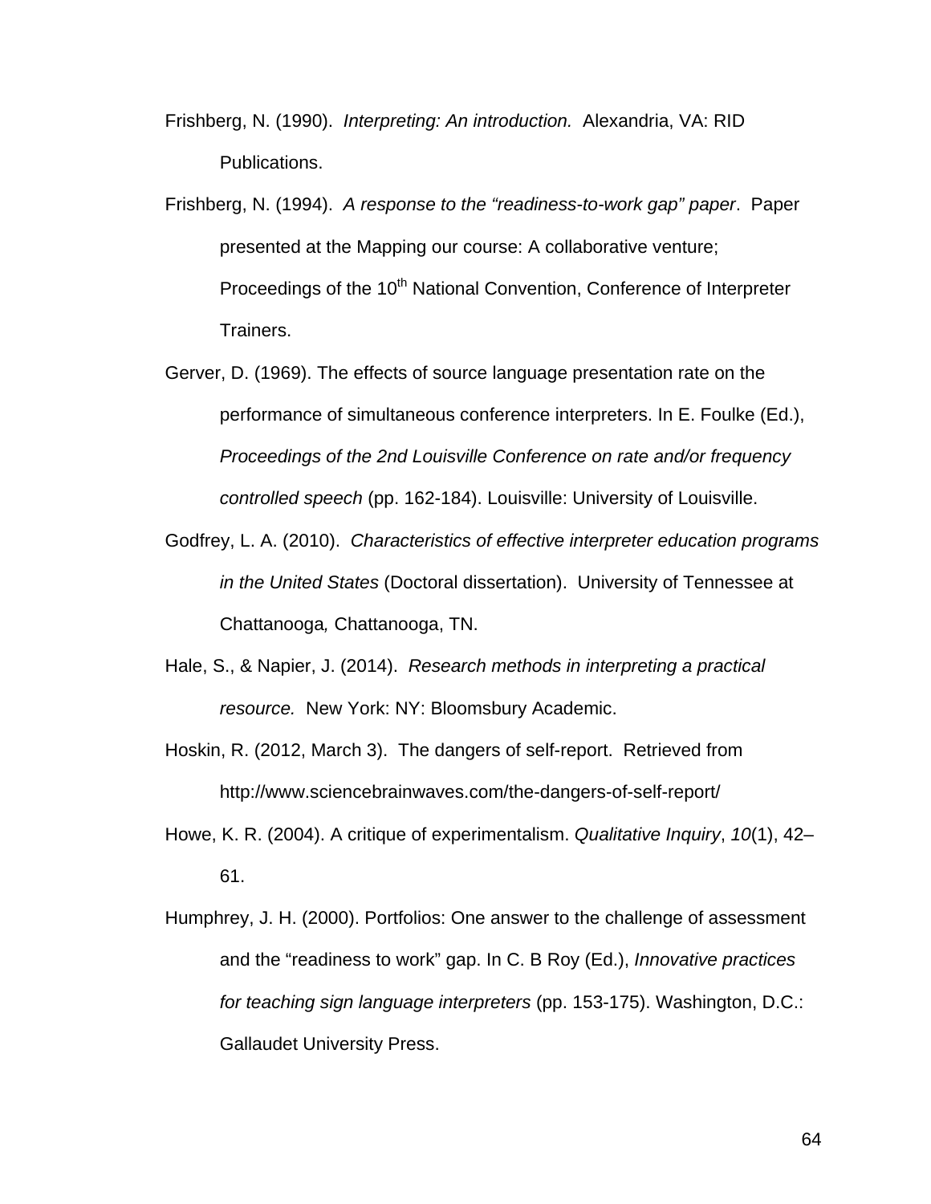Frishberg, N. (1990). *Interpreting: An introduction.* Alexandria, VA: RID Publications.

Frishberg, N. (1994). *A response to the "readiness-to-work gap" paper*. Paper presented at the Mapping our course: A collaborative venture; Proceedings of the 10th National Convention, Conference of Interpreter Trainers.

Gerver, D. (1969). The effects of source language presentation rate on the performance of simultaneous conference interpreters. In E. Foulke (Ed.), *Proceedings of the 2nd Louisville Conference on rate and/or frequency controlled speech* (pp. 162-184). Louisville: University of Louisville.

Godfrey, L. A. (2010). *Characteristics of effective interpreter education programs in the United States* (Doctoral dissertation). University of Tennessee at Chattanooga*,* Chattanooga, TN.

Hale, S., & Napier, J. (2014). *Research methods in interpreting a practical resource.* New York: NY: Bloomsbury Academic.

Hoskin, R. (2012, March 3). The dangers of self-report. Retrieved from http://www.sciencebrainwaves.com/the-dangers-of-self-report/

Howe, K. R. (2004). A critique of experimentalism. *Qualitative Inquiry*, *10*(1), 42–61.

Humphrey, J. H. (2000). Portfolios: One answer to the challenge of assessment and the "readiness to work" gap. In C. B Roy (Ed.), *Innovative practices for teaching sign language interpreters* (pp. 153-175). Washington, D.C.: Gallaudet University Press.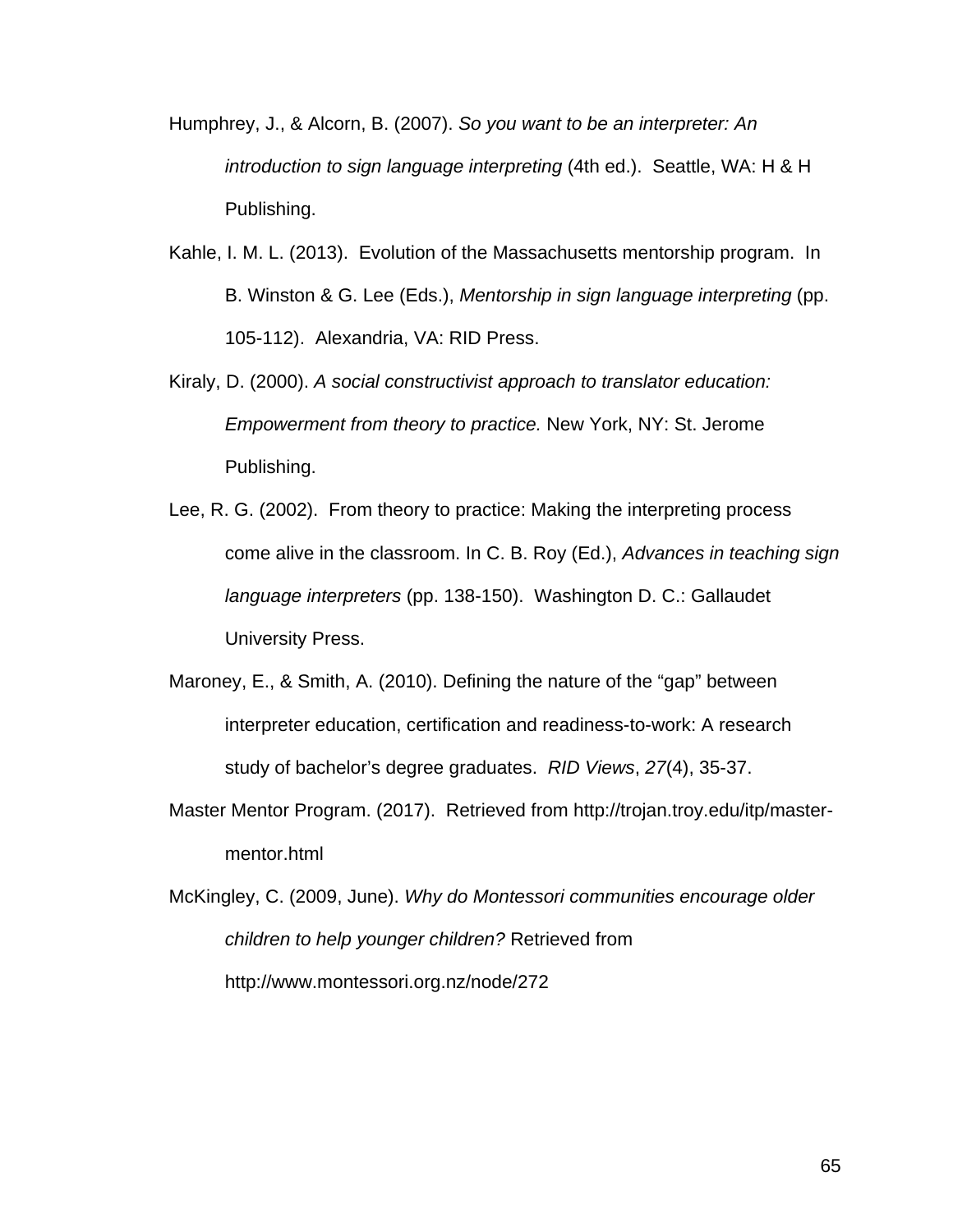Humphrey, J., & Alcorn, B. (2007). *So you want to be an interpreter: An introduction to sign language interpreting* (4th ed.). Seattle, WA: H & H Publishing.

Kahle, I. M. L. (2013). Evolution of the Massachusetts mentorship program. In B. Winston & G. Lee (Eds.), *Mentorship in sign language interpreting* (pp. 105-112). Alexandria, VA: RID Press.

Kiraly, D. (2000). *A social constructivist approach to translator education: Empowerment from theory to practice.* New York, NY: St. Jerome Publishing.

Lee, R. G. (2002). From theory to practice: Making the interpreting process come alive in the classroom. In C. B. Roy (Ed.), *Advances in teaching sign language interpreters* (pp. 138-150). Washington D. C.: Gallaudet University Press.

Maroney, E., & Smith, A. (2010). Defining the nature of the "gap" between interpreter education, certification and readiness-to-work: A research study of bachelor's degree graduates. *RID Views*, *27*(4), 35-37.

Master Mentor Program. (2017). Retrieved from http://trojan.troy.edu/itp/master-mentor.html

McKingley, C. (2009, June). *Why do Montessori communities encourage older children to help younger children?* Retrieved from http://www.montessori.org.nz/node/272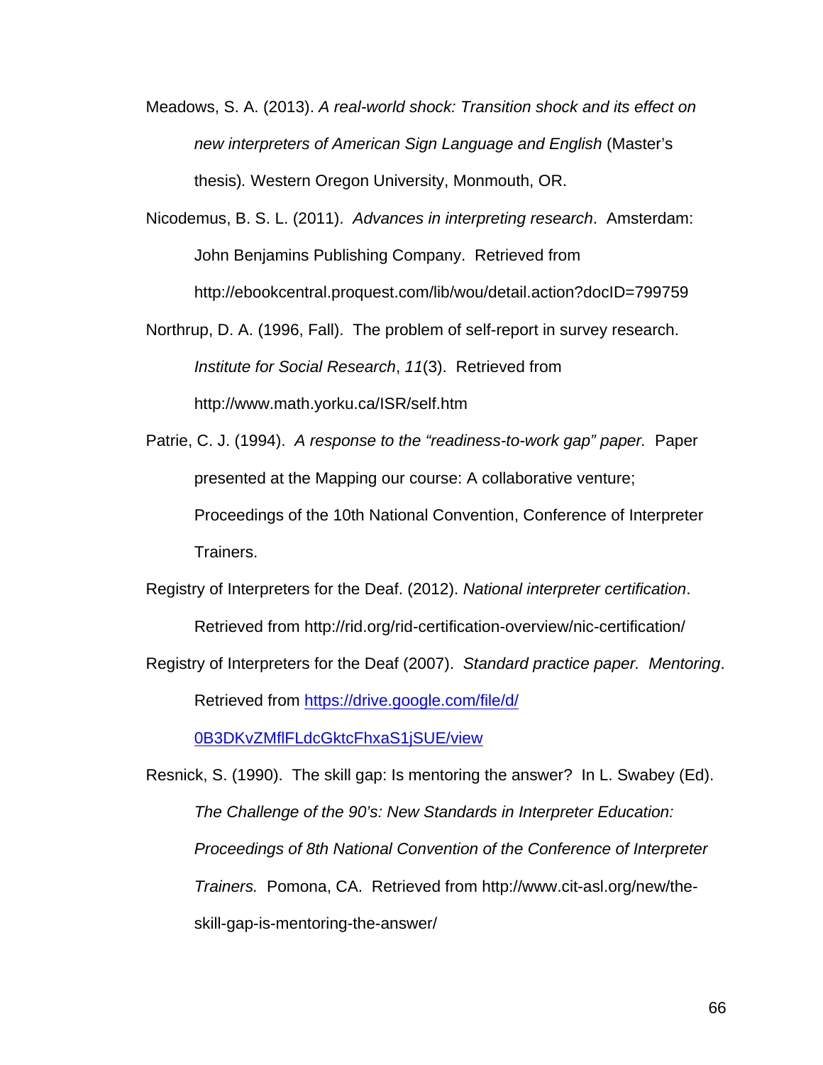Meadows, S. A. (2013). *A real-world shock: Transition shock and its effect on new interpreters of American Sign Language and English* (Master's thesis). Western Oregon University, Monmouth, OR.

Nicodemus, B. S. L. (2011). *Advances in interpreting research*. Amsterdam: John Benjamins Publishing Company. Retrieved from http://ebookcentral.proquest.com/lib/wou/detail.action?docID=799759

Northrup, D. A. (1996, Fall). The problem of self-report in survey research. *Institute for Social Research*, *11*(3). Retrieved from http://www.math.yorku.ca/ISR/self.htm

Patrie, C. J. (1994). *A response to the "readiness-to-work gap" paper.* Paper presented at the Mapping our course: A collaborative venture; Proceedings of the 10th National Convention, Conference of Interpreter Trainers.

Registry of Interpreters for the Deaf. (2012). *National interpreter certification*. Retrieved from http://rid.org/rid-certification-overview/nic-certification/

Registry of Interpreters for the Deaf (2007). *Standard practice paper. Mentoring*. Retrieved from [https://drive.google.com/file/d/0B3DKvZMflFLdcGktcFhxaS1jSUE/view](https://drive.google.com/file/d/0B3DKvZMflFLdcGktcFhxaS1jSUE/view)

Resnick, S. (1990). The skill gap: Is mentoring the answer? In L. Swabey (Ed). *The Challenge of the 90's: New Standards in Interpreter Education: Proceedings of 8th National Convention of the Conference of Interpreter Trainers.* Pomona, CA. Retrieved from http://www.cit-asl.org/new/the-skill-gap-is-mentoring-the-answer/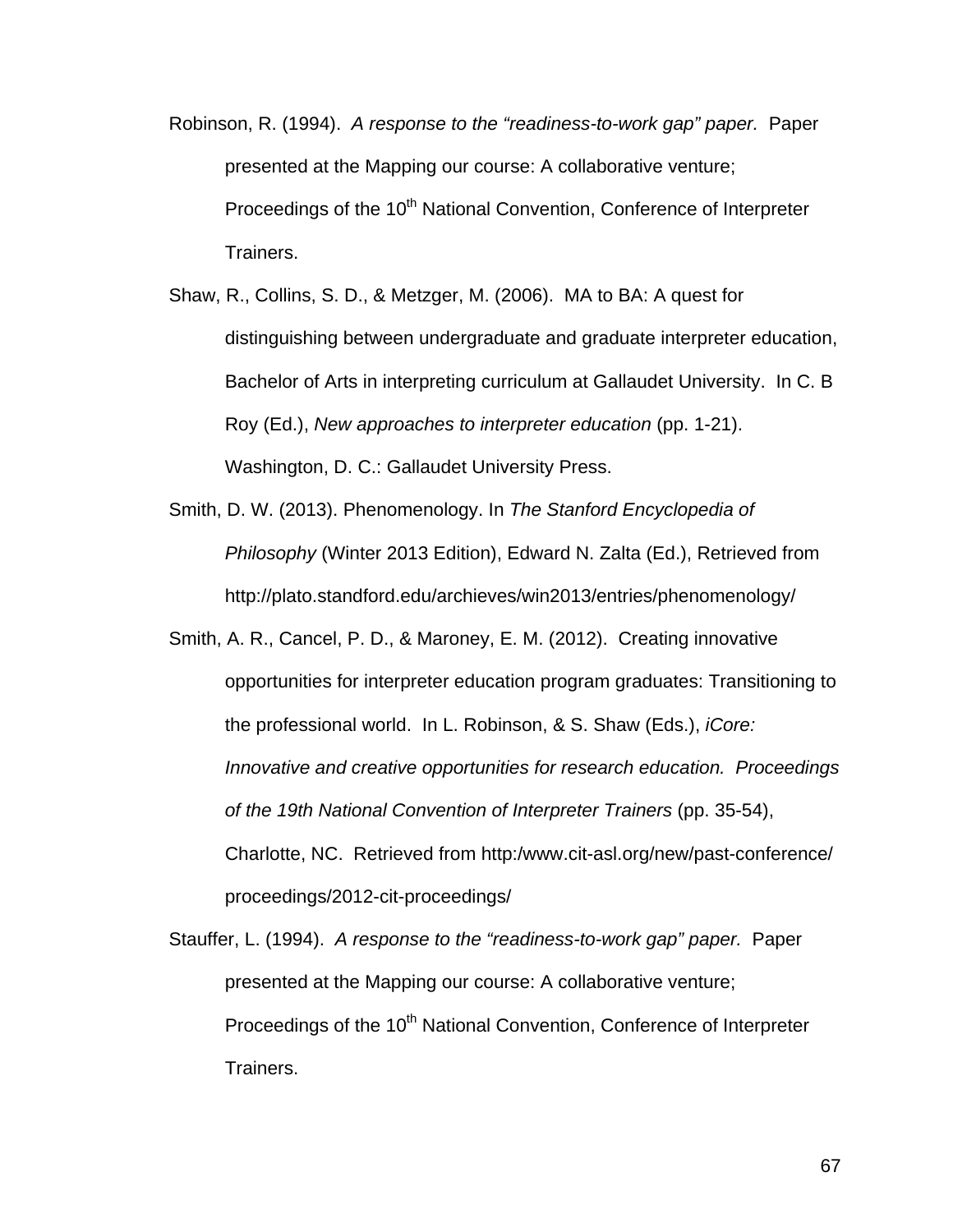Robinson, R. (1994). *A response to the "readiness-to-work gap" paper.* Paper presented at the Mapping our course: A collaborative venture; Proceedings of the 10th National Convention, Conference of Interpreter Trainers.

Shaw, R., Collins, S. D., & Metzger, M. (2006). MA to BA: A quest for distinguishing between undergraduate and graduate interpreter education, Bachelor of Arts in interpreting curriculum at Gallaudet University. In C. B Roy (Ed.), *New approaches to interpreter education* (pp. 1-21). Washington, D. C.: Gallaudet University Press.

Smith, D. W. (2013). Phenomenology. In *The Stanford Encyclopedia of Philosophy* (Winter 2013 Edition), Edward N. Zalta (Ed.), Retrieved from http://plato.standford.edu/archieves/win2013/entries/phenomenology/

Smith, A. R., Cancel, P. D., & Maroney, E. M. (2012). Creating innovative opportunities for interpreter education program graduates: Transitioning to the professional world. In L. Robinson, & S. Shaw (Eds.), *iCore: Innovative and creative opportunities for research education. Proceedings of the 19th National Convention of Interpreter Trainers* (pp. 35-54), Charlotte, NC. Retrieved from http:/www.cit-asl.org/new/past-conference/proceedings/2012-cit-proceedings/

Stauffer, L. (1994). *A response to the "readiness-to-work gap" paper.* Paper presented at the Mapping our course: A collaborative venture; Proceedings of the 10th National Convention, Conference of Interpreter Trainers.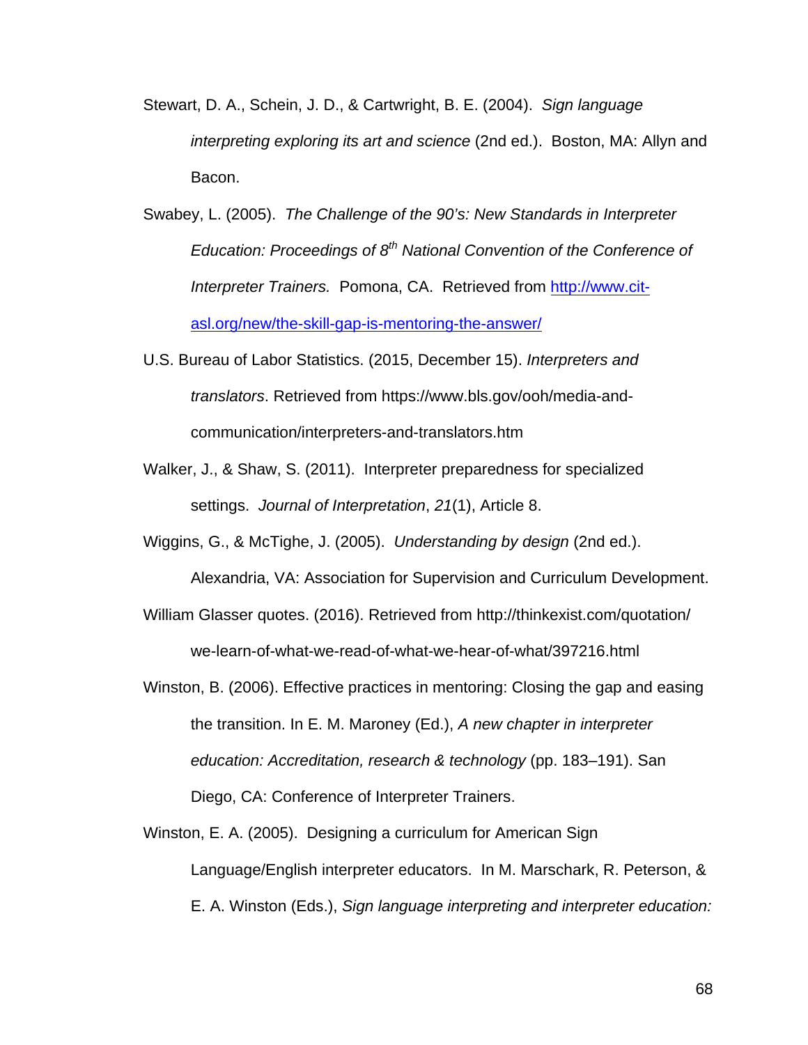Stewart, D. A., Schein, J. D., & Cartwright, B. E. (2004). *Sign language interpreting exploring its art and science* (2nd ed.). Boston, MA: Allyn and Bacon.

Swabey, L. (2005). *The Challenge of the 90's: New Standards in Interpreter Education: Proceedings of 8th National Convention of the Conference of Interpreter Trainers.* Pomona, CA. Retrieved from http://www.cit-asl.org/new/the-skill-gap-is-mentoring-the-answer/

U.S. Bureau of Labor Statistics. (2015, December 15). *Interpreters and translators*. Retrieved from https://www.bls.gov/ooh/media-and-communication/interpreters-and-translators.htm

Walker, J., & Shaw, S. (2011). Interpreter preparedness for specialized settings. *Journal of Interpretation*, *21*(1), Article 8.

Wiggins, G., & McTighe, J. (2005). *Understanding by design* (2nd ed.). Alexandria, VA: Association for Supervision and Curriculum Development.

William Glasser quotes. (2016). Retrieved from http://thinkexist.com/quotation/we-learn-of-what-we-read-of-what-we-hear-of-what/397216.html

Winston, B. (2006). Effective practices in mentoring: Closing the gap and easing the transition. In E. M. Maroney (Ed.), *A new chapter in interpreter education: Accreditation, research & technology* (pp. 183–191). San Diego, CA: Conference of Interpreter Trainers.

Winston, E. A. (2005). Designing a curriculum for American Sign Language/English interpreter educators. In M. Marschark, R. Peterson, & E. A. Winston (Eds.), *Sign language interpreting and interpreter education:*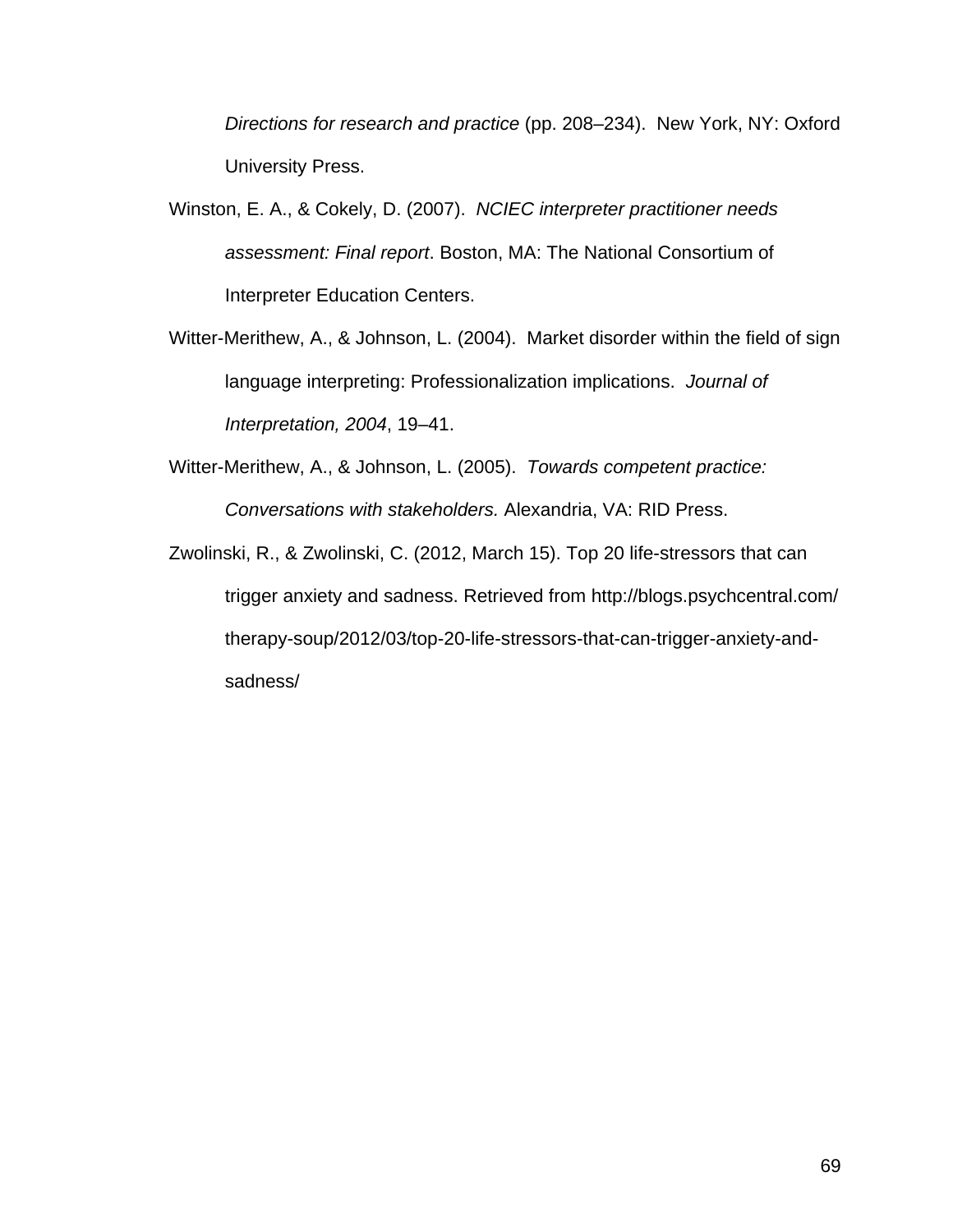*Directions for research and practice* (pp. 208–234). New York, NY: Oxford University Press.

Winston, E. A., & Cokely, D. (2007). *NCIEC interpreter practitioner needs assessment: Final report*. Boston, MA: The National Consortium of Interpreter Education Centers.

Witter-Merithew, A., & Johnson, L. (2004). Market disorder within the field of sign language interpreting: Professionalization implications. *Journal of Interpretation, 2004*, 19–41.

Witter-Merithew, A., & Johnson, L. (2005). *Towards competent practice: Conversations with stakeholders.* Alexandria, VA: RID Press.

Zwolinski, R., & Zwolinski, C. (2012, March 15). Top 20 life-stressors that can trigger anxiety and sadness. Retrieved from http://blogs.psychcentral.com/therapy-soup/2012/03/top-20-life-stressors-that-can-trigger-anxiety-and-sadness/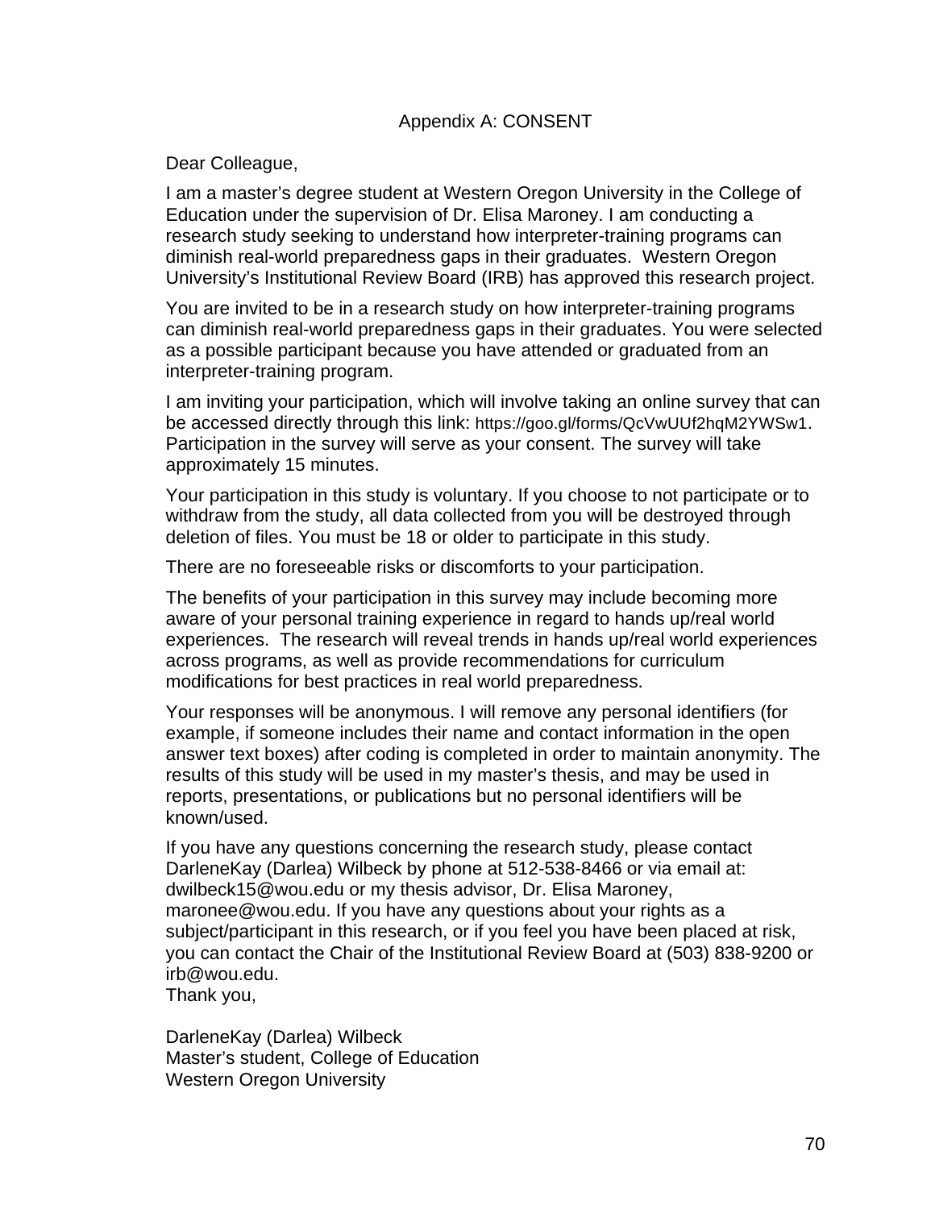# Appendix A: CONSENT

Dear Colleague,

I am a master's degree student at Western Oregon University in the College of Education under the supervision of Dr. Elisa Maroney. I am conducting a research study seeking to understand how interpreter-training programs can diminish real-world preparedness gaps in their graduates. Western Oregon University's Institutional Review Board (IRB) has approved this research project.

You are invited to be in a research study on how interpreter-training programs can diminish real-world preparedness gaps in their graduates. You were selected as a possible participant because you have attended or graduated from an interpreter-training program.

I am inviting your participation, which will involve taking an online survey that can be accessed directly through this link: https://goo.gl/forms/QcVwUUf2hqM2YWSw1. Participation in the survey will serve as your consent. The survey will take approximately 15 minutes.

Your participation in this study is voluntary. If you choose to not participate or to withdraw from the study, all data collected from you will be destroyed through deletion of files. You must be 18 or older to participate in this study.

There are no foreseeable risks or discomforts to your participation.

The benefits of your participation in this survey may include becoming more aware of your personal training experience in regard to hands up/real world experiences. The research will reveal trends in hands up/real world experiences across programs, as well as provide recommendations for curriculum modifications for best practices in real world preparedness.

Your responses will be anonymous. I will remove any personal identifiers (for example, if someone includes their name and contact information in the open answer text boxes) after coding is completed in order to maintain anonymity. The results of this study will be used in my master's thesis, and may be used in reports, presentations, or publications but no personal identifiers will be known/used.

If you have any questions concerning the research study, please contact DarleneKay (Darlea) Wilbeck by phone at 512-538-8466 or via email at: dwilbeck15@wou.edu or my thesis advisor, Dr. Elisa Maroney, maronee@wou.edu. If you have any questions about your rights as a subject/participant in this research, or if you feel you have been placed at risk, you can contact the Chair of the Institutional Review Board at (503) 838-9200 or irb@wou.edu.

Thank you,

DarleneKay (Darlea) Wilbeck
Master's student, College of Education
Western Oregon University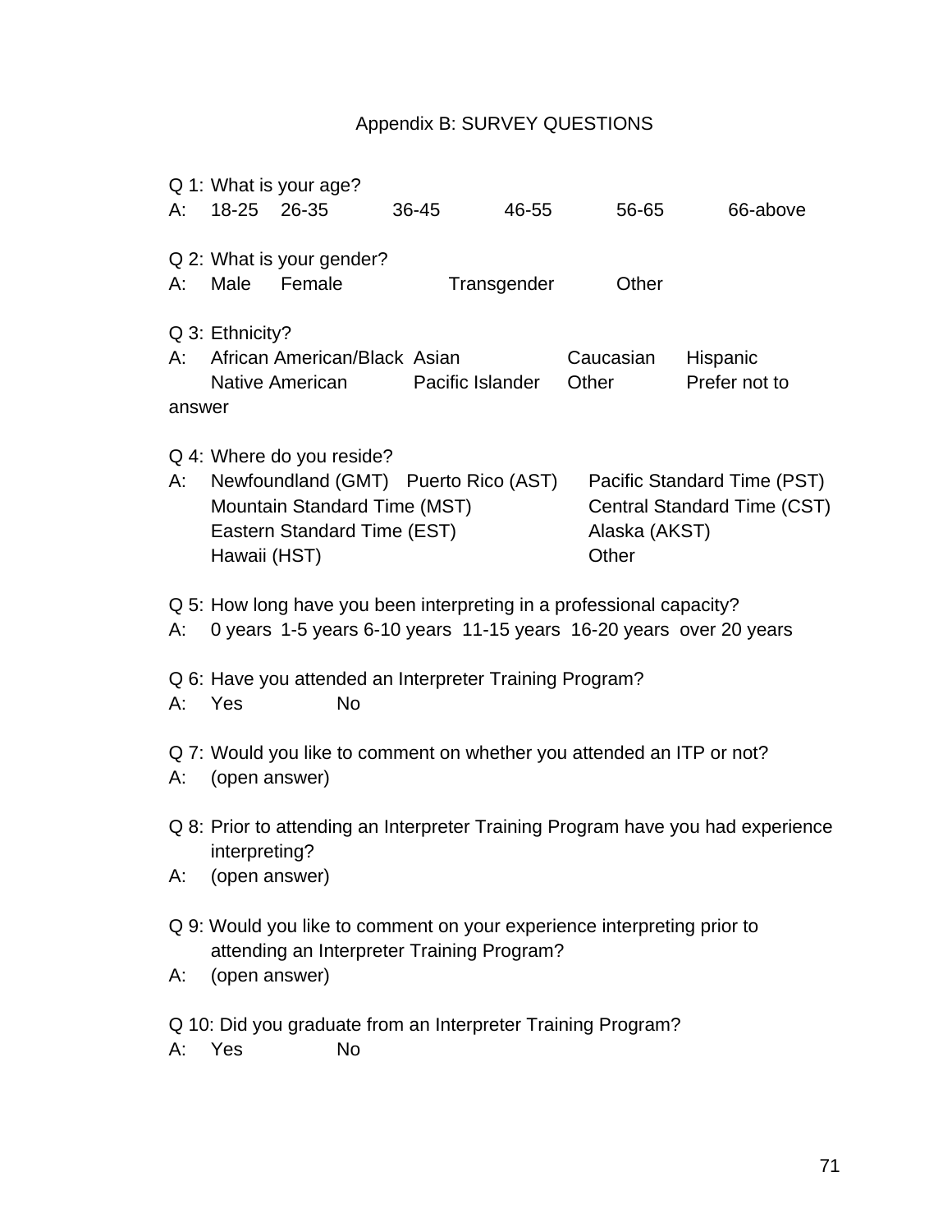# Appendix B: SURVEY QUESTIONS

Q 1: What is your age?
A: 18-25 26-35 36-45 46-55 56-65 66-above

Q 2: What is your gender?
A: Male Female Transgender Other

Q 3: Ethnicity?
A: African American/Black Asian Caucasian Hispanic Native American Pacific Islander Other Prefer not to answer

Q 4: Where do you reside?
A: Newfoundland (GMT) Puerto Rico (AST) Pacific Standard Time (PST) Mountain Standard Time (MST) Central Standard Time (CST) Eastern Standard Time (EST) Alaska (AKST) Hawaii (HST) Other

Q 5: How long have you been interpreting in a professional capacity?
A: 0 years 1-5 years 6-10 years 11-15 years 16-20 years over 20 years

Q 6: Have you attended an Interpreter Training Program?
A: Yes No

Q 7: Would you like to comment on whether you attended an ITP or not?
A: (open answer)

Q 8: Prior to attending an Interpreter Training Program have you had experience interpreting?
A: (open answer)

Q 9: Would you like to comment on your experience interpreting prior to attending an Interpreter Training Program?
A: (open answer)

Q 10: Did you graduate from an Interpreter Training Program?
A: Yes No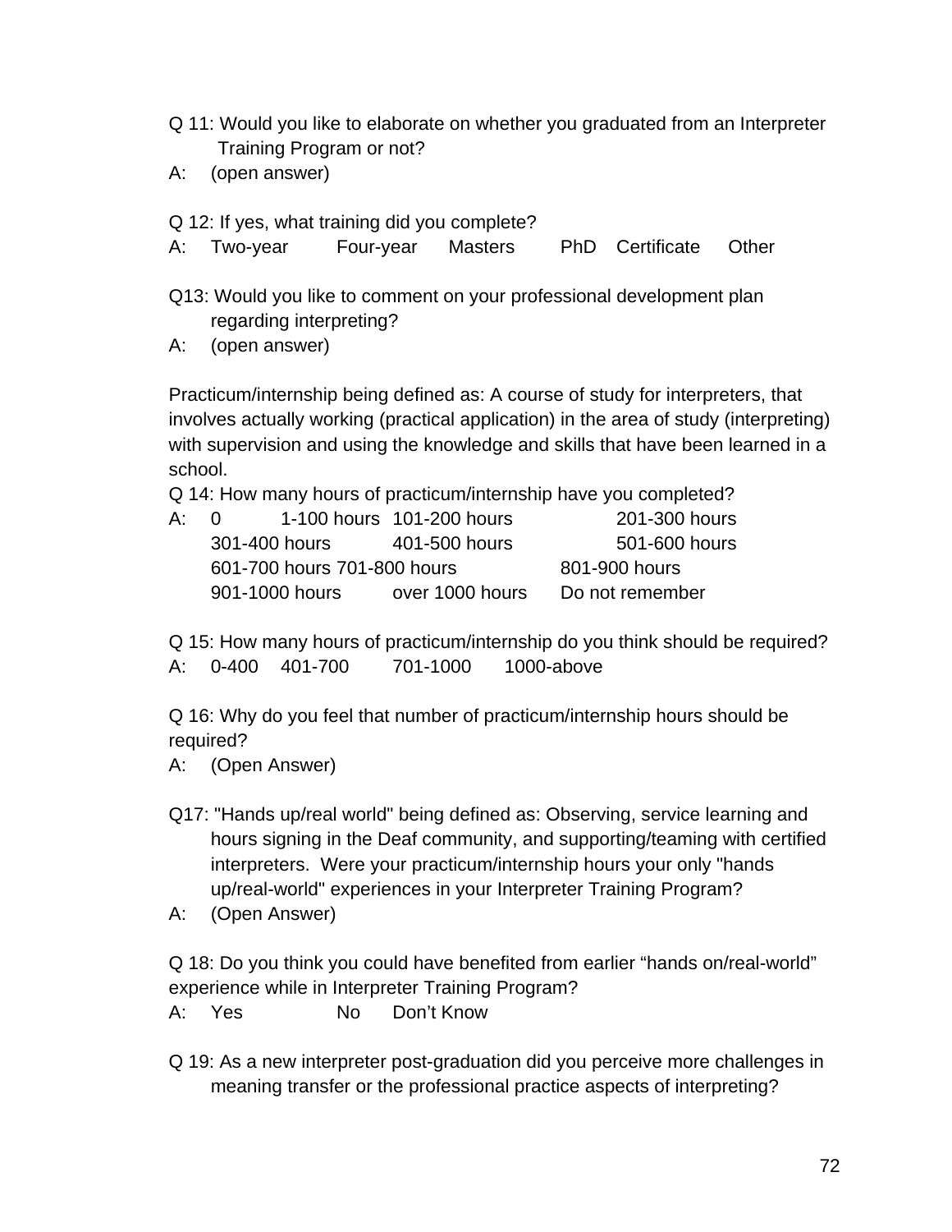Q 11: Would you like to elaborate on whether you graduated from an Interpreter Training Program or not?

A: (open answer)

Q 12: If yes, what training did you complete?

A: Two-year Four-year Masters PhD Certificate Other

Q13: Would you like to comment on your professional development plan regarding interpreting?

A: (open answer)

Practicum/internship being defined as: A course of study for interpreters, that involves actually working (practical application) in the area of study (interpreting) with supervision and using the knowledge and skills that have been learned in a school.

Q 14: How many hours of practicum/internship have you completed?

A: 0 1-100 hours 101-200 hours 201-300 hours
301-400 hours 401-500 hours 501-600 hours
601-700 hours 701-800 hours 801-900 hours
901-1000 hours over 1000 hours Do not remember

Q 15: How many hours of practicum/internship do you think should be required?

A: 0-400 401-700 701-1000 1000-above

Q 16: Why do you feel that number of practicum/internship hours should be required?

A: (Open Answer)

Q17: "Hands up/real world" being defined as: Observing, service learning and hours signing in the Deaf community, and supporting/teaming with certified interpreters. Were your practicum/internship hours your only "hands up/real-world" experiences in your Interpreter Training Program?

A: (Open Answer)

Q 18: Do you think you could have benefited from earlier “hands on/real-world” experience while in Interpreter Training Program?

A: Yes No Don’t Know

Q 19: As a new interpreter post-graduation did you perceive more challenges in meaning transfer or the professional practice aspects of interpreting?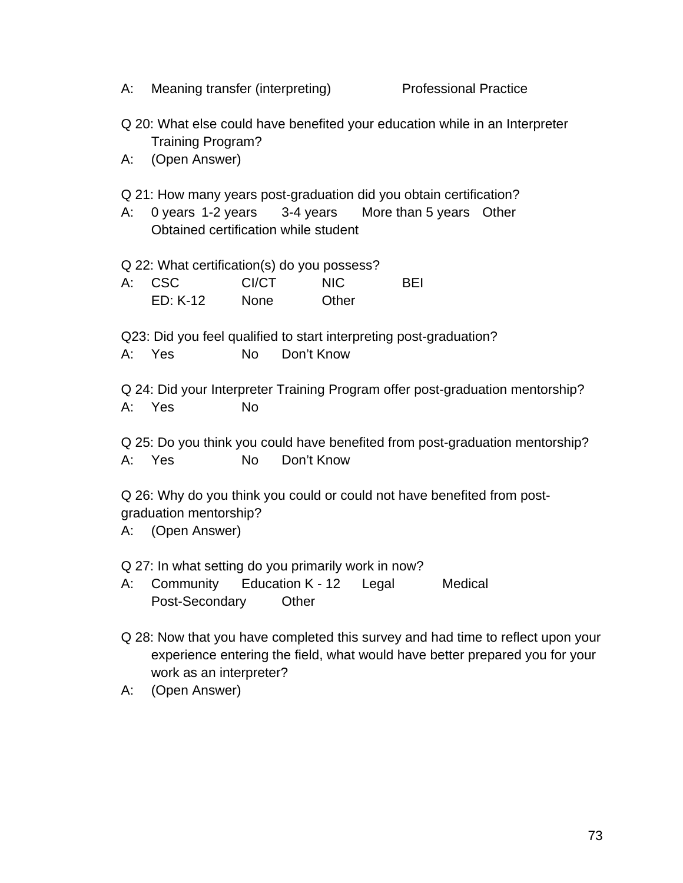A: Meaning transfer (interpreting) Professional Practice

Q 20: What else could have benefited your education while in an Interpreter Training Program?

A: (Open Answer)

Q 21: How many years post-graduation did you obtain certification?

A: 0 years 1-2 years 3-4 years More than 5 years Other
Obtained certification while student

Q 22: What certification(s) do you possess?

A: CSC CI/CT NIC BEI
ED: K-12 None Other

Q23: Did you feel qualified to start interpreting post-graduation?

A: Yes No Don't Know

Q 24: Did your Interpreter Training Program offer post-graduation mentorship?

A: Yes No

Q 25: Do you think you could have benefited from post-graduation mentorship?

A: Yes No Don't Know

Q 26: Why do you think you could or could not have benefited from post-graduation mentorship?

A: (Open Answer)

Q 27: In what setting do you primarily work in now?

A: Community Education K - 12 Legal Medical
Post-Secondary Other

Q 28: Now that you have completed this survey and had time to reflect upon your experience entering the field, what would have better prepared you for your work as an interpreter?

A: (Open Answer)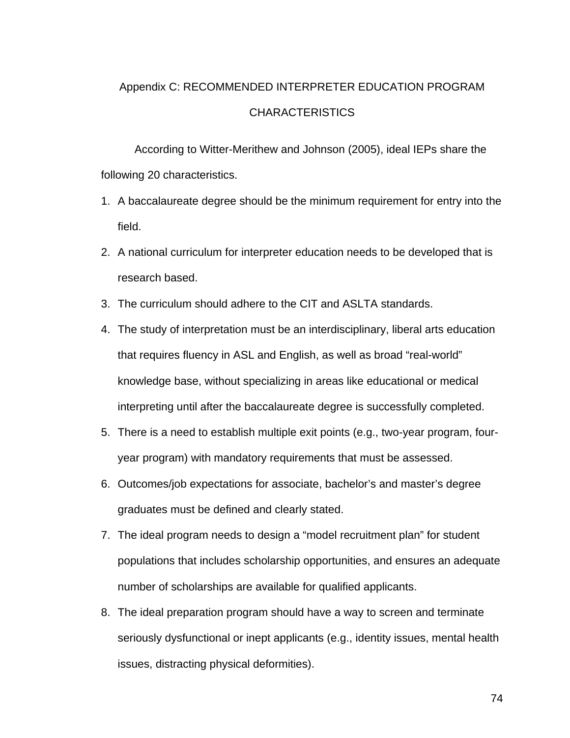# Appendix C: RECOMMENDED INTERPRETER EDUCATION PROGRAM CHARACTERISTICS

According to Witter-Merithew and Johnson (2005), ideal IEPs share the following 20 characteristics.

1. A baccalaureate degree should be the minimum requirement for entry into the field.
2. A national curriculum for interpreter education needs to be developed that is research based.
3. The curriculum should adhere to the CIT and ASLTA standards.
4. The study of interpretation must be an interdisciplinary, liberal arts education that requires fluency in ASL and English, as well as broad "real-world" knowledge base, without specializing in areas like educational or medical interpreting until after the baccalaureate degree is successfully completed.
5. There is a need to establish multiple exit points (e.g., two-year program, four-year program) with mandatory requirements that must be assessed.
6. Outcomes/job expectations for associate, bachelor's and master's degree graduates must be defined and clearly stated.
7. The ideal program needs to design a "model recruitment plan" for student populations that includes scholarship opportunities, and ensures an adequate number of scholarships are available for qualified applicants.
8. The ideal preparation program should have a way to screen and terminate seriously dysfunctional or inept applicants (e.g., identity issues, mental health issues, distracting physical deformities).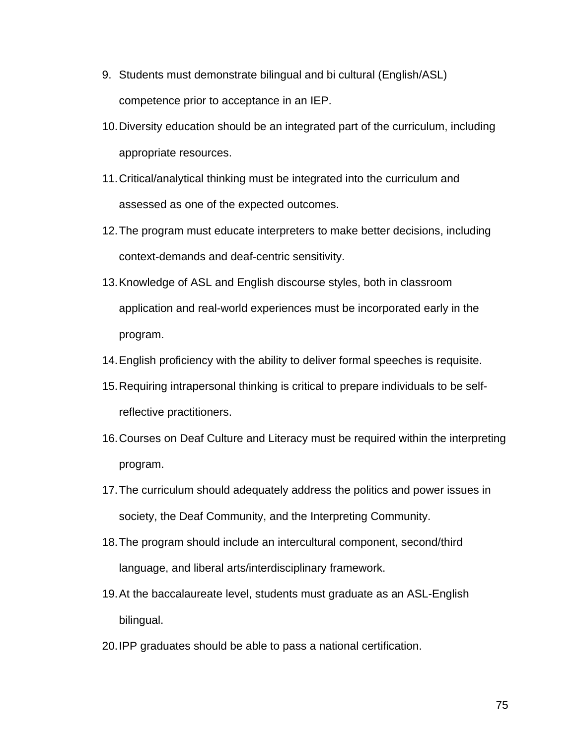9. Students must demonstrate bilingual and bi cultural (English/ASL) competence prior to acceptance in an IEP.
10. Diversity education should be an integrated part of the curriculum, including appropriate resources.
11. Critical/analytical thinking must be integrated into the curriculum and assessed as one of the expected outcomes.
12. The program must educate interpreters to make better decisions, including context-demands and deaf-centric sensitivity.
13. Knowledge of ASL and English discourse styles, both in classroom application and real-world experiences must be incorporated early in the program.
14. English proficiency with the ability to deliver formal speeches is requisite.
15. Requiring intrapersonal thinking is critical to prepare individuals to be self-reflective practitioners.
16. Courses on Deaf Culture and Literacy must be required within the interpreting program.
17. The curriculum should adequately address the politics and power issues in society, the Deaf Community, and the Interpreting Community.
18. The program should include an intercultural component, second/third language, and liberal arts/interdisciplinary framework.
19. At the baccalaureate level, students must graduate as an ASL-English bilingual.
20. IPP graduates should be able to pass a national certification.